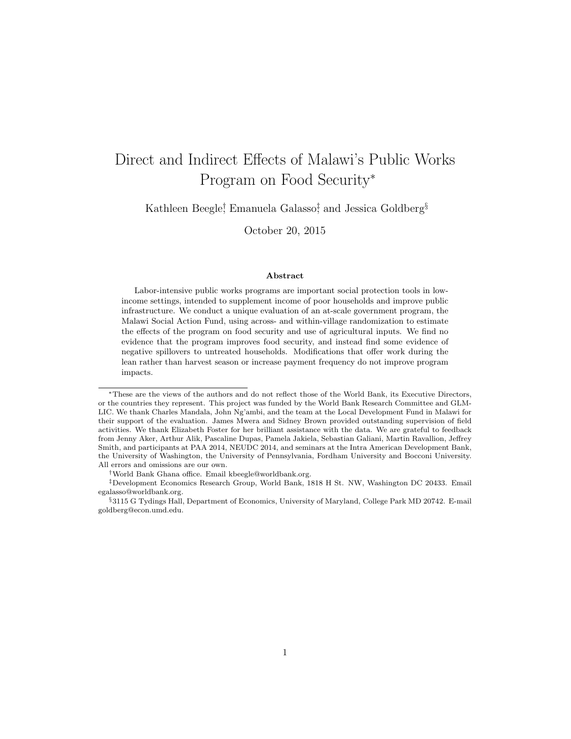# Direct and Indirect Effects of Malawi's Public Works Program on Food Security[*]

Kathleen Beegle[†], Emanuela Galasso[‡], and Jessica Goldberg[§]

October 20, 2015

### Abstract

Labor-intensive public works programs are important social protection tools in low-income settings, intended to supplement income of poor households and improve public infrastructure. We conduct a unique evaluation of an at-scale government program, the Malawi Social Action Fund, using across- and within-village randomization to estimate the effects of the program on food security and use of agricultural inputs. We find no evidence that the program improves food security, and instead find some evidence of negative spillovers to untreated households. Modifications that offer work during the lean rather than harvest season or increase payment frequency do not improve program impacts.

---

[*] These are the views of the authors and do not reflect those of the World Bank, its Executive Directors, or the countries they represent. This project was funded by the World Bank Research Committee and GLM-LIC. We thank Charles Mandala, John Ng'ambi, and the team at the Local Development Fund in Malawi for their support of the evaluation. James Mwera and Sidney Brown provided outstanding supervision of field activities. We thank Elizabeth Foster for her brilliant assistance with the data. We are grateful to feedback from Jenny Aker, Arthur Alik, Pascaline Dupas, Pamela Jakiela, Sebastian Galiani, Martin Ravallion, Jeffrey Smith, and participants at PAA 2014, NEUDC 2014, and seminars at the Intra American Development Bank, the University of Washington, the University of Pennsylvania, Fordham University and Bocconi University. All errors and omissions are our own.

[†] World Bank Ghana office. Email kbeegle@worldbank.org.

[‡] Development Economics Research Group, World Bank, 1818 H St. NW, Washington DC 20433. Email egalasso@worldbank.org.

[§] 3115 G Tydings Hall, Department of Economics, University of Maryland, College Park MD 20742. E-mail goldberg@econ.umd.edu.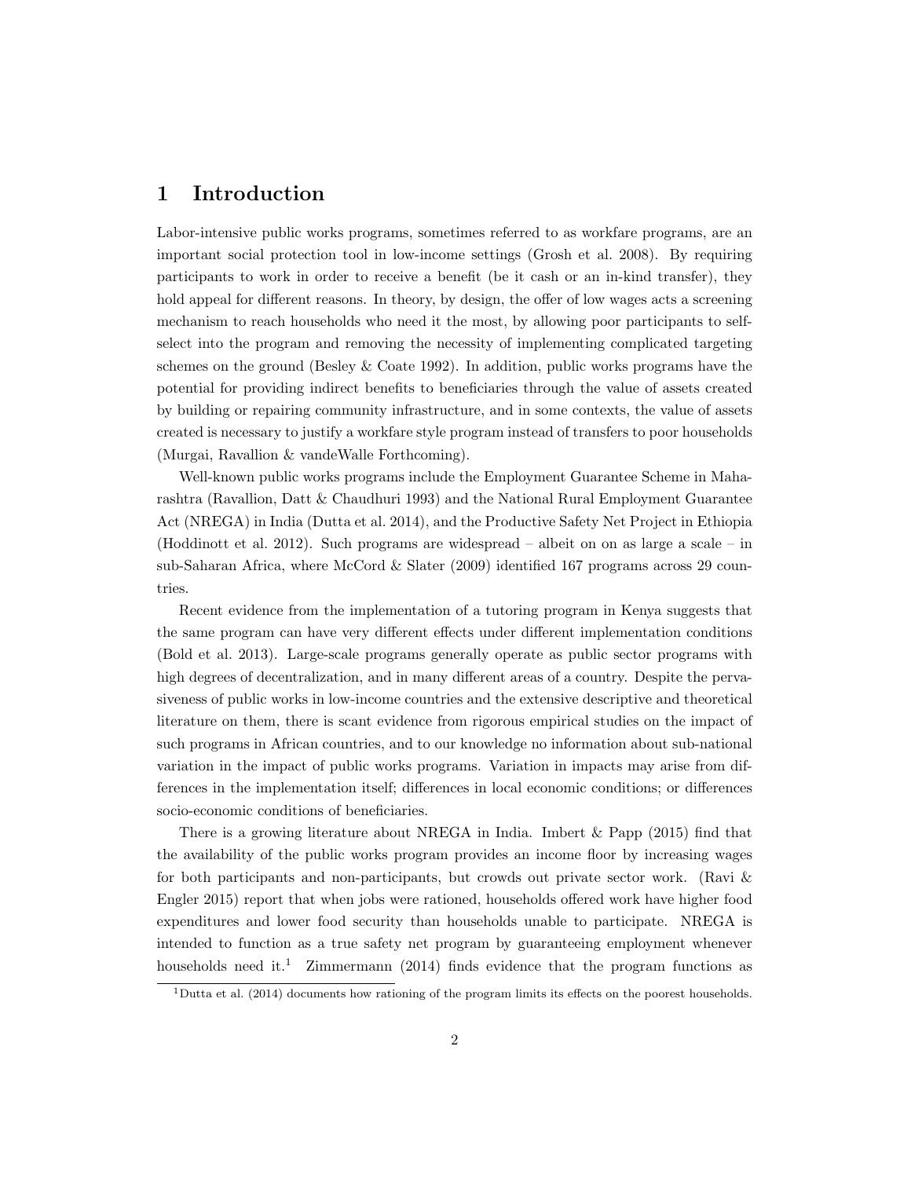# 1 Introduction

Labor-intensive public works programs, sometimes referred to as workfare programs, are an important social protection tool in low-income settings (Grosh et al. 2008). By requiring participants to work in order to receive a benefit (be it cash or an in-kind transfer), they hold appeal for different reasons. In theory, by design, the offer of low wages acts a screening mechanism to reach households who need it the most, by allowing poor participants to self-select into the program and removing the necessity of implementing complicated targeting schemes on the ground (Besley & Coate 1992). In addition, public works programs have the potential for providing indirect benefits to beneficiaries through the value of assets created by building or repairing community infrastructure, and in some contexts, the value of assets created is necessary to justify a workfare style program instead of transfers to poor households (Murgai, Ravallion & vandeWalle Forthcoming).

Well-known public works programs include the Employment Guarantee Scheme in Maharashtra (Ravallion, Datt & Chaudhuri 1993) and the National Rural Employment Guarantee Act (NREGA) in India (Dutta et al. 2014), and the Productive Safety Net Project in Ethiopia (Hoddinott et al. 2012). Such programs are widespread – albeit on on as large a scale – in sub-Saharan Africa, where McCord & Slater (2009) identified 167 programs across 29 countries.

Recent evidence from the implementation of a tutoring program in Kenya suggests that the same program can have very different effects under different implementation conditions (Bold et al. 2013). Large-scale programs generally operate as public sector programs with high degrees of decentralization, and in many different areas of a country. Despite the pervasiveness of public works in low-income countries and the extensive descriptive and theoretical literature on them, there is scant evidence from rigorous empirical studies on the impact of such programs in African countries, and to our knowledge no information about sub-national variation in the impact of public works programs. Variation in impacts may arise from differences in the implementation itself; differences in local economic conditions; or differences socio-economic conditions of beneficiaries.

There is a growing literature about NREGA in India. Imbert & Papp (2015) find that the availability of the public works program provides an income floor by increasing wages for both participants and non-participants, but crowds out private sector work. (Ravi & Engler 2015) report that when jobs were rationed, households offered work have higher food expenditures and lower food security than households unable to participate. NREGA is intended to function as a true safety net program by guaranteeing employment whenever households need it.[1] Zimmermann (2014) finds evidence that the program functions as

[1] Dutta et al. (2014) documents how rationing of the program limits its effects on the poorest households.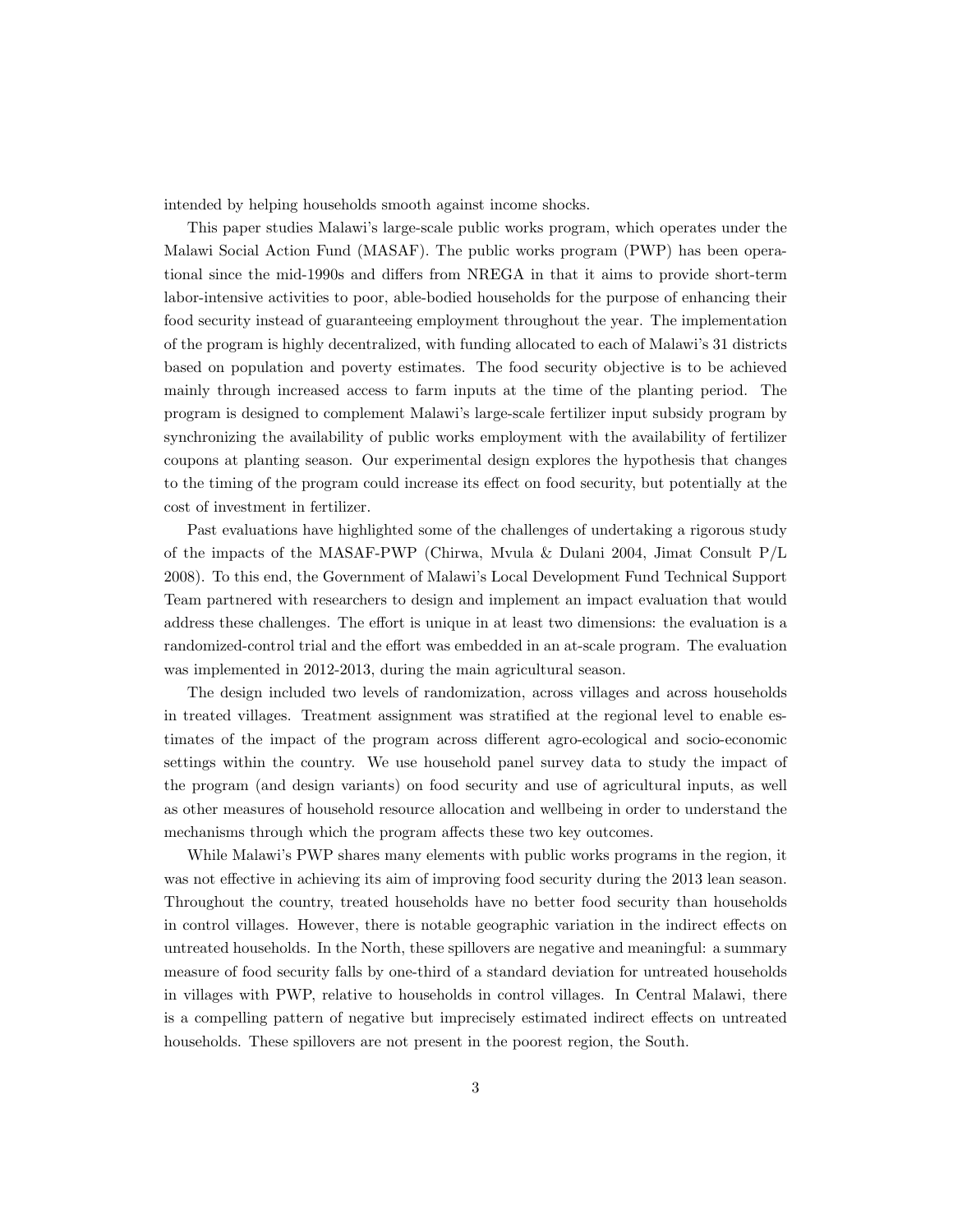intended by helping households smooth against income shocks.

This paper studies Malawi's large-scale public works program, which operates under the Malawi Social Action Fund (MASAF). The public works program (PWP) has been operational since the mid-1990s and differs from NREGA in that it aims to provide short-term labor-intensive activities to poor, able-bodied households for the purpose of enhancing their food security instead of guaranteeing employment throughout the year. The implementation of the program is highly decentralized, with funding allocated to each of Malawi's 31 districts based on population and poverty estimates. The food security objective is to be achieved mainly through increased access to farm inputs at the time of the planting period. The program is designed to complement Malawi's large-scale fertilizer input subsidy program by synchronizing the availability of public works employment with the availability of fertilizer coupons at planting season. Our experimental design explores the hypothesis that changes to the timing of the program could increase its effect on food security, but potentially at the cost of investment in fertilizer.

Past evaluations have highlighted some of the challenges of undertaking a rigorous study of the impacts of the MASAF-PWP (Chirwa, Mvula & Dulani 2004, Jimat Consult P/L 2008). To this end, the Government of Malawi's Local Development Fund Technical Support Team partnered with researchers to design and implement an impact evaluation that would address these challenges. The effort is unique in at least two dimensions: the evaluation is a randomized-control trial and the effort was embedded in an at-scale program. The evaluation was implemented in 2012-2013, during the main agricultural season.

The design included two levels of randomization, across villages and across households in treated villages. Treatment assignment was stratified at the regional level to enable estimates of the impact of the program across different agro-ecological and socio-economic settings within the country. We use household panel survey data to study the impact of the program (and design variants) on food security and use of agricultural inputs, as well as other measures of household resource allocation and wellbeing in order to understand the mechanisms through which the program affects these two key outcomes.

While Malawi's PWP shares many elements with public works programs in the region, it was not effective in achieving its aim of improving food security during the 2013 lean season. Throughout the country, treated households have no better food security than households in control villages. However, there is notable geographic variation in the indirect effects on untreated households. In the North, these spillovers are negative and meaningful: a summary measure of food security falls by one-third of a standard deviation for untreated households in villages with PWP, relative to households in control villages. In Central Malawi, there is a compelling pattern of negative but imprecisely estimated indirect effects on untreated households. These spillovers are not present in the poorest region, the South.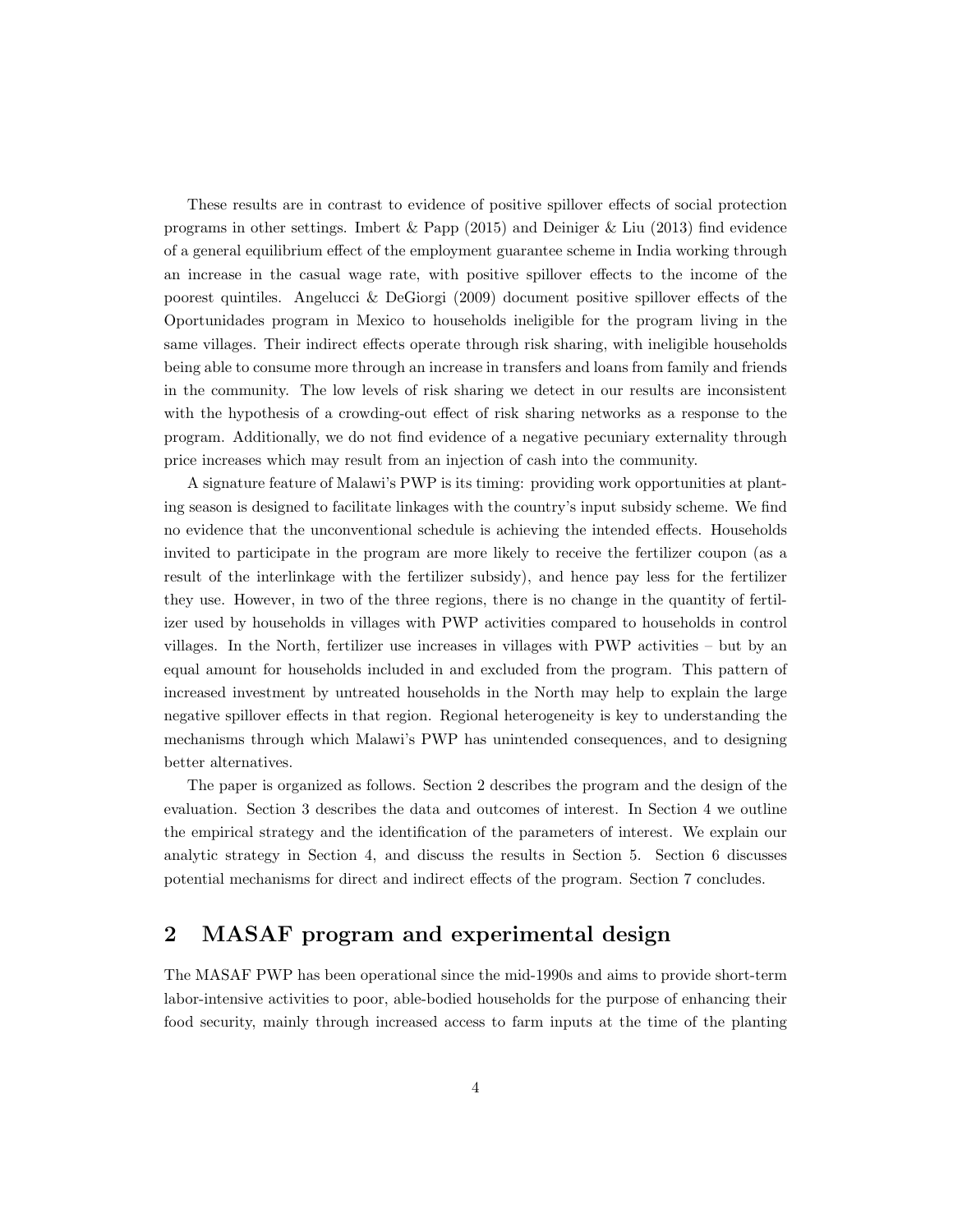These results are in contrast to evidence of positive spillover effects of social protection programs in other settings. Imbert & Papp (2015) and Deiniger & Liu (2013) find evidence of a general equilibrium effect of the employment guarantee scheme in India working through an increase in the casual wage rate, with positive spillover effects to the income of the poorest quintiles. Angelucci & DeGiorgi (2009) document positive spillover effects of the Oportunidades program in Mexico to households ineligible for the program living in the same villages. Their indirect effects operate through risk sharing, with ineligible households being able to consume more through an increase in transfers and loans from family and friends in the community. The low levels of risk sharing we detect in our results are inconsistent with the hypothesis of a crowding-out effect of risk sharing networks as a response to the program. Additionally, we do not find evidence of a negative pecuniary externality through price increases which may result from an injection of cash into the community.

A signature feature of Malawi's PWP is its timing: providing work opportunities at planting season is designed to facilitate linkages with the country's input subsidy scheme. We find no evidence that the unconventional schedule is achieving the intended effects. Households invited to participate in the program are more likely to receive the fertilizer coupon (as a result of the interlinkage with the fertilizer subsidy), and hence pay less for the fertilizer they use. However, in two of the three regions, there is no change in the quantity of fertilizer used by households in villages with PWP activities compared to households in control villages. In the North, fertilizer use increases in villages with PWP activities – but by an equal amount for households included in and excluded from the program. This pattern of increased investment by untreated households in the North may help to explain the large negative spillover effects in that region. Regional heterogeneity is key to understanding the mechanisms through which Malawi's PWP has unintended consequences, and to designing better alternatives.

The paper is organized as follows. Section 2 describes the program and the design of the evaluation. Section 3 describes the data and outcomes of interest. In Section 4 we outline the empirical strategy and the identification of the parameters of interest. We explain our analytic strategy in Section 4, and discuss the results in Section 5. Section 6 discusses potential mechanisms for direct and indirect effects of the program. Section 7 concludes.

## 2 MASAF program and experimental design

The MASAF PWP has been operational since the mid-1990s and aims to provide short-term labor-intensive activities to poor, able-bodied households for the purpose of enhancing their food security, mainly through increased access to farm inputs at the time of the planting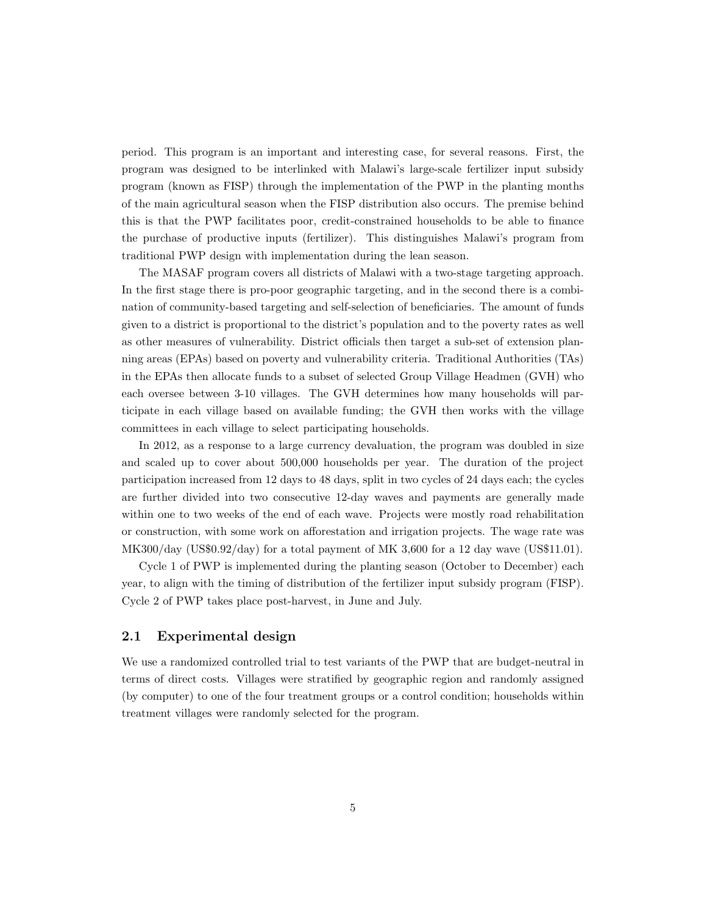period. This program is an important and interesting case, for several reasons. First, the program was designed to be interlinked with Malawi's large-scale fertilizer input subsidy program (known as FISP) through the implementation of the PWP in the planting months of the main agricultural season when the FISP distribution also occurs. The premise behind this is that the PWP facilitates poor, credit-constrained households to be able to finance the purchase of productive inputs (fertilizer). This distinguishes Malawi's program from traditional PWP design with implementation during the lean season.

The MASAF program covers all districts of Malawi with a two-stage targeting approach. In the first stage there is pro-poor geographic targeting, and in the second there is a combination of community-based targeting and self-selection of beneficiaries. The amount of funds given to a district is proportional to the district's population and to the poverty rates as well as other measures of vulnerability. District officials then target a sub-set of extension planning areas (EPAs) based on poverty and vulnerability criteria. Traditional Authorities (TAs) in the EPAs then allocate funds to a subset of selected Group Village Headmen (GVH) who each oversee between 3-10 villages. The GVH determines how many households will participate in each village based on available funding; the GVH then works with the village committees in each village to select participating households.

In 2012, as a response to a large currency devaluation, the program was doubled in size and scaled up to cover about 500,000 households per year. The duration of the project participation increased from 12 days to 48 days, split in two cycles of 24 days each; the cycles are further divided into two consecutive 12-day waves and payments are generally made within one to two weeks of the end of each wave. Projects were mostly road rehabilitation or construction, with some work on afforestation and irrigation projects. The wage rate was MK300/day (US$0.92/day) for a total payment of MK 3,600 for a 12 day wave (US$11.01).

Cycle 1 of PWP is implemented during the planting season (October to December) each year, to align with the timing of distribution of the fertilizer input subsidy program (FISP). Cycle 2 of PWP takes place post-harvest, in June and July.

## 2.1 Experimental design

We use a randomized controlled trial to test variants of the PWP that are budget-neutral in terms of direct costs. Villages were stratified by geographic region and randomly assigned (by computer) to one of the four treatment groups or a control condition; households within treatment villages were randomly selected for the program.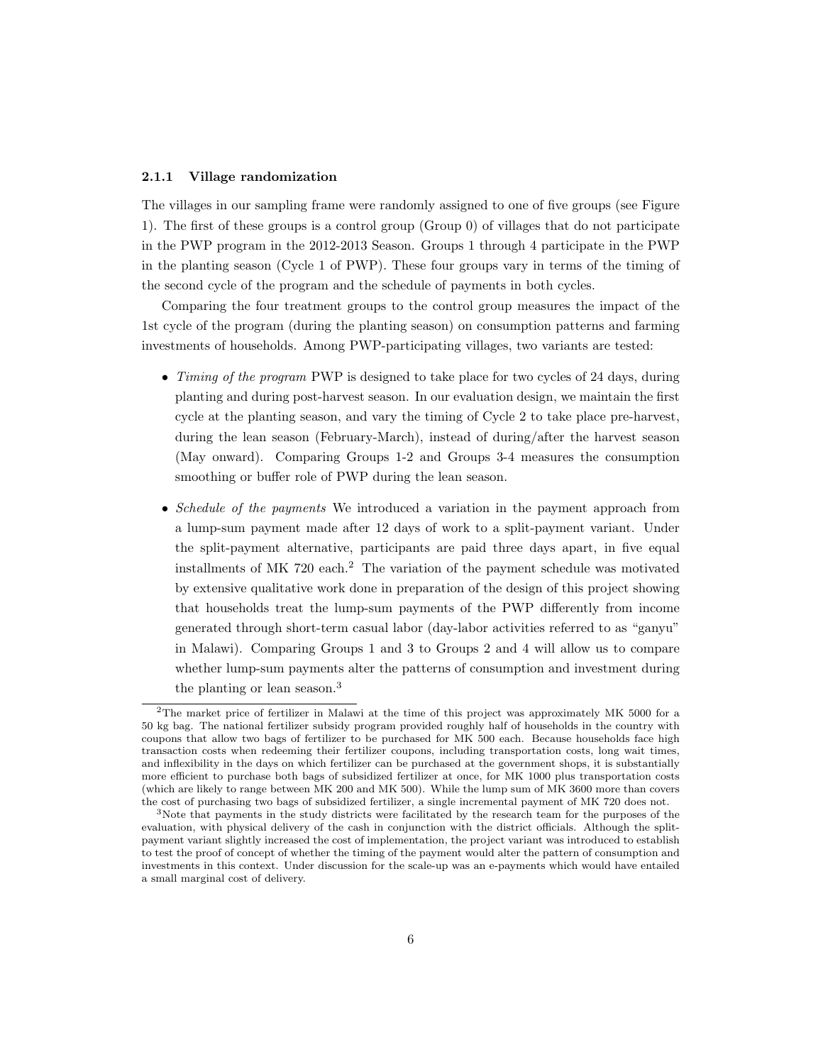#### 2.1.1 Village randomization

The villages in our sampling frame were randomly assigned to one of five groups (see Figure 1). The first of these groups is a control group (Group 0) of villages that do not participate in the PWP program in the 2012-2013 Season. Groups 1 through 4 participate in the PWP in the planting season (Cycle 1 of PWP). These four groups vary in terms of the timing of the second cycle of the program and the schedule of payments in both cycles.

Comparing the four treatment groups to the control group measures the impact of the 1st cycle of the program (during the planting season) on consumption patterns and farming investments of households. Among PWP-participating villages, two variants are tested:

- *Timing of the program* PWP is designed to take place for two cycles of 24 days, during planting and during post-harvest season. In our evaluation design, we maintain the first cycle at the planting season, and vary the timing of Cycle 2 to take place pre-harvest, during the lean season (February-March), instead of during/after the harvest season (May onward). Comparing Groups 1-2 and Groups 3-4 measures the consumption smoothing or buffer role of PWP during the lean season.

- *Schedule of the payments* We introduced a variation in the payment approach from a lump-sum payment made after 12 days of work to a split-payment variant. Under the split-payment alternative, participants are paid three days apart, in five equal installments of MK 720 each.[2] The variation of the payment schedule was motivated by extensive qualitative work done in preparation of the design of this project showing that households treat the lump-sum payments of the PWP differently from income generated through short-term casual labor (day-labor activities referred to as "ganyu" in Malawi). Comparing Groups 1 and 3 to Groups 2 and 4 will allow us to compare whether lump-sum payments alter the patterns of consumption and investment during the planting or lean season.[3]

---

[2] The market price of fertilizer in Malawi at the time of this project was approximately MK 5000 for a 50 kg bag. The national fertilizer subsidy program provided roughly half of households in the country with coupons that allow two bags of fertilizer to be purchased for MK 500 each. Because households face high transaction costs when redeeming their fertilizer coupons, including transportation costs, long wait times, and inflexibility in the days on which fertilizer can be purchased at the government shops, it is substantially more efficient to purchase both bags of subsidized fertilizer at once, for MK 1000 plus transportation costs (which are likely to range between MK 200 and MK 500). While the lump sum of MK 3600 more than covers the cost of purchasing two bags of subsidized fertilizer, a single incremental payment of MK 720 does not.

[3] Note that payments in the study districts were facilitated by the research team for the purposes of the evaluation, with physical delivery of the cash in conjunction with the district officials. Although the split-payment variant slightly increased the cost of implementation, the project variant was introduced to establish to test the proof of concept of whether the timing of the payment would alter the pattern of consumption and investments in this context. Under discussion for the scale-up was an e-payments which would have entailed a small marginal cost of delivery.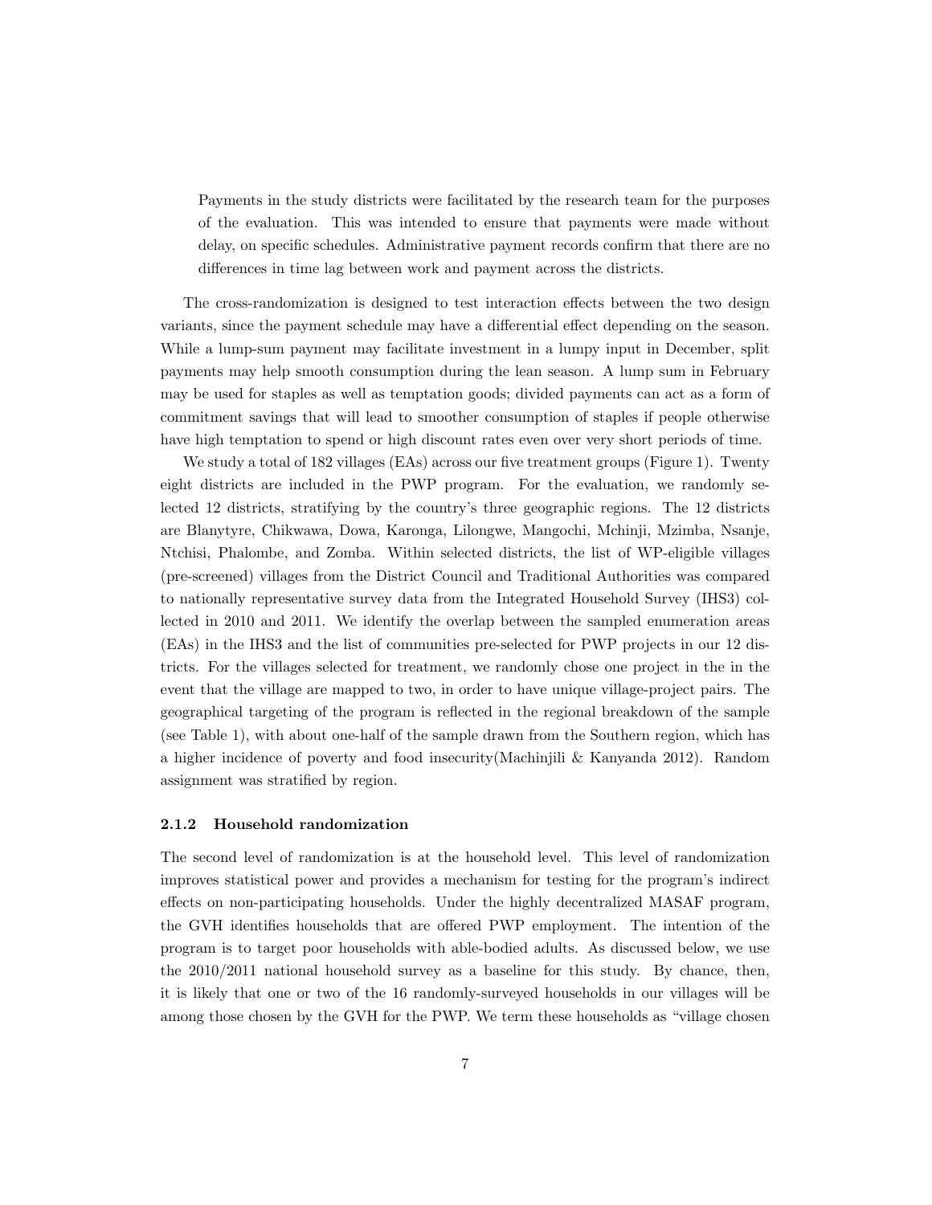> Payments in the study districts were facilitated by the research team for the purposes of the evaluation. This was intended to ensure that payments were made without delay, on specific schedules. Administrative payment records confirm that there are no differences in time lag between work and payment across the districts.

The cross-randomization is designed to test interaction effects between the two design variants, since the payment schedule may have a differential effect depending on the season. While a lump-sum payment may facilitate investment in a lumpy input in December, split payments may help smooth consumption during the lean season. A lump sum in February may be used for staples as well as temptation goods; divided payments can act as a form of commitment savings that will lead to smoother consumption of staples if people otherwise have high temptation to spend or high discount rates even over very short periods of time.

We study a total of 182 villages (EAs) across our five treatment groups (Figure 1). Twenty eight districts are included in the PWP program. For the evaluation, we randomly selected 12 districts, stratifying by the country's three geographic regions. The 12 districts are Blanytyre, Chikwawa, Dowa, Karonga, Lilongwe, Mangochi, Mchinji, Mzimba, Nsanje, Ntchisi, Phalombe, and Zomba. Within selected districts, the list of WP-eligible villages (pre-screened) villages from the District Council and Traditional Authorities was compared to nationally representative survey data from the Integrated Household Survey (IHS3) collected in 2010 and 2011. We identify the overlap between the sampled enumeration areas (EAs) in the IHS3 and the list of communities pre-selected for PWP projects in our 12 districts. For the villages selected for treatment, we randomly chose one project in the in the event that the village are mapped to two, in order to have unique village-project pairs. The geographical targeting of the program is reflected in the regional breakdown of the sample (see Table 1), with about one-half of the sample drawn from the Southern region, which has a higher incidence of poverty and food insecurity(Machinjili & Kanyanda 2012). Random assignment was stratified by region.

### 2.1.2 Household randomization

The second level of randomization is at the household level. This level of randomization improves statistical power and provides a mechanism for testing for the program's indirect effects on non-participating households. Under the highly decentralized MASAF program, the GVH identifies households that are offered PWP employment. The intention of the program is to target poor households with able-bodied adults. As discussed below, we use the 2010/2011 national household survey as a baseline for this study. By chance, then, it is likely that one or two of the 16 randomly-surveyed households in our villages will be among those chosen by the GVH for the PWP. We term these households as "village chosen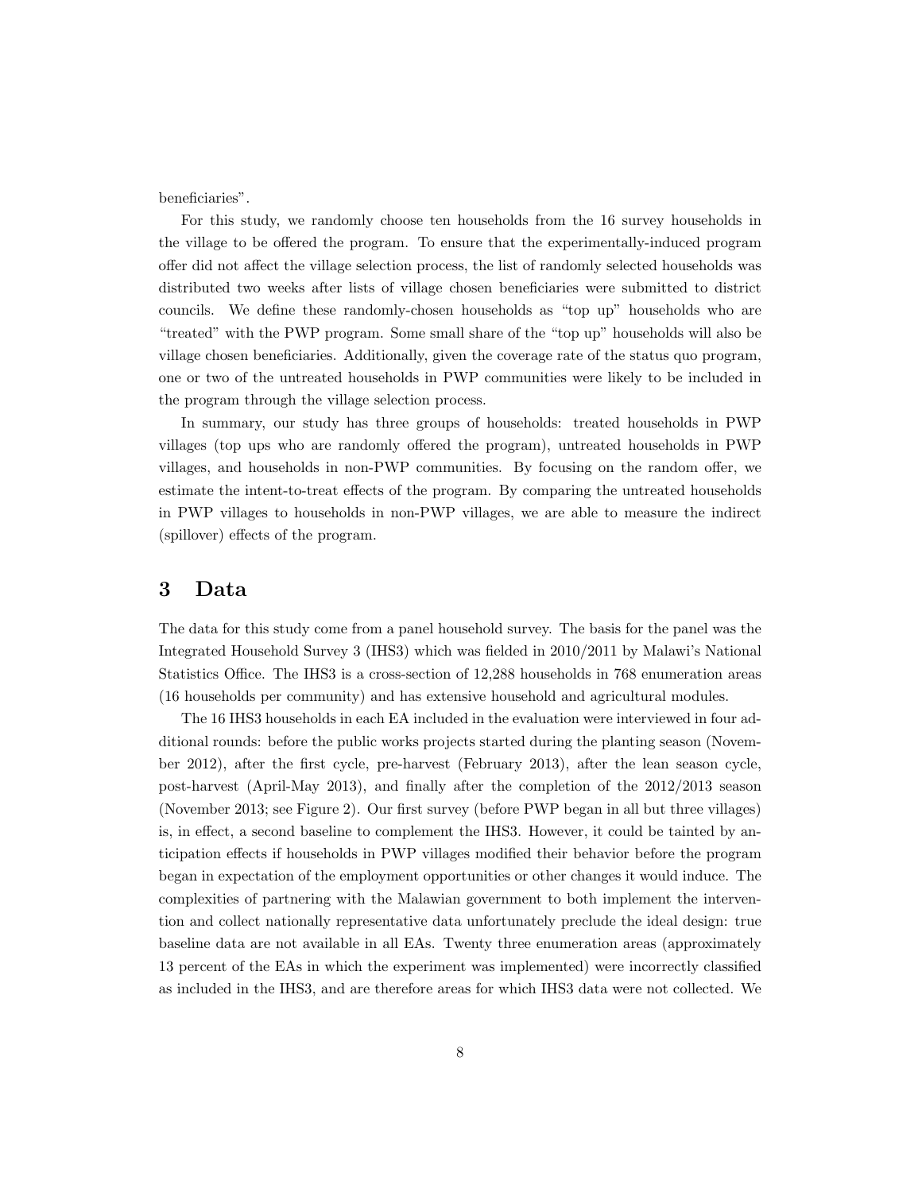beneficiaries".

For this study, we randomly choose ten households from the 16 survey households in the village to be offered the program. To ensure that the experimentally-induced program offer did not affect the village selection process, the list of randomly selected households was distributed two weeks after lists of village chosen beneficiaries were submitted to district councils. We define these randomly-chosen households as "top up" households who are "treated" with the PWP program. Some small share of the "top up" households will also be village chosen beneficiaries. Additionally, given the coverage rate of the status quo program, one or two of the untreated households in PWP communities were likely to be included in the program through the village selection process.

In summary, our study has three groups of households: treated households in PWP villages (top ups who are randomly offered the program), untreated households in PWP villages, and households in non-PWP communities. By focusing on the random offer, we estimate the intent-to-treat effects of the program. By comparing the untreated households in PWP villages to households in non-PWP villages, we are able to measure the indirect (spillover) effects of the program.

# 3 Data

The data for this study come from a panel household survey. The basis for the panel was the Integrated Household Survey 3 (IHS3) which was fielded in 2010/2011 by Malawi's National Statistics Office. The IHS3 is a cross-section of 12,288 households in 768 enumeration areas (16 households per community) and has extensive household and agricultural modules.

The 16 IHS3 households in each EA included in the evaluation were interviewed in four additional rounds: before the public works projects started during the planting season (November 2012), after the first cycle, pre-harvest (February 2013), after the lean season cycle, post-harvest (April-May 2013), and finally after the completion of the 2012/2013 season (November 2013; see Figure 2). Our first survey (before PWP began in all but three villages) is, in effect, a second baseline to complement the IHS3. However, it could be tainted by anticipation effects if households in PWP villages modified their behavior before the program began in expectation of the employment opportunities or other changes it would induce. The complexities of partnering with the Malawian government to both implement the intervention and collect nationally representative data unfortunately preclude the ideal design: true baseline data are not available in all EAs. Twenty three enumeration areas (approximately 13 percent of the EAs in which the experiment was implemented) were incorrectly classified as included in the IHS3, and are therefore areas for which IHS3 data were not collected. We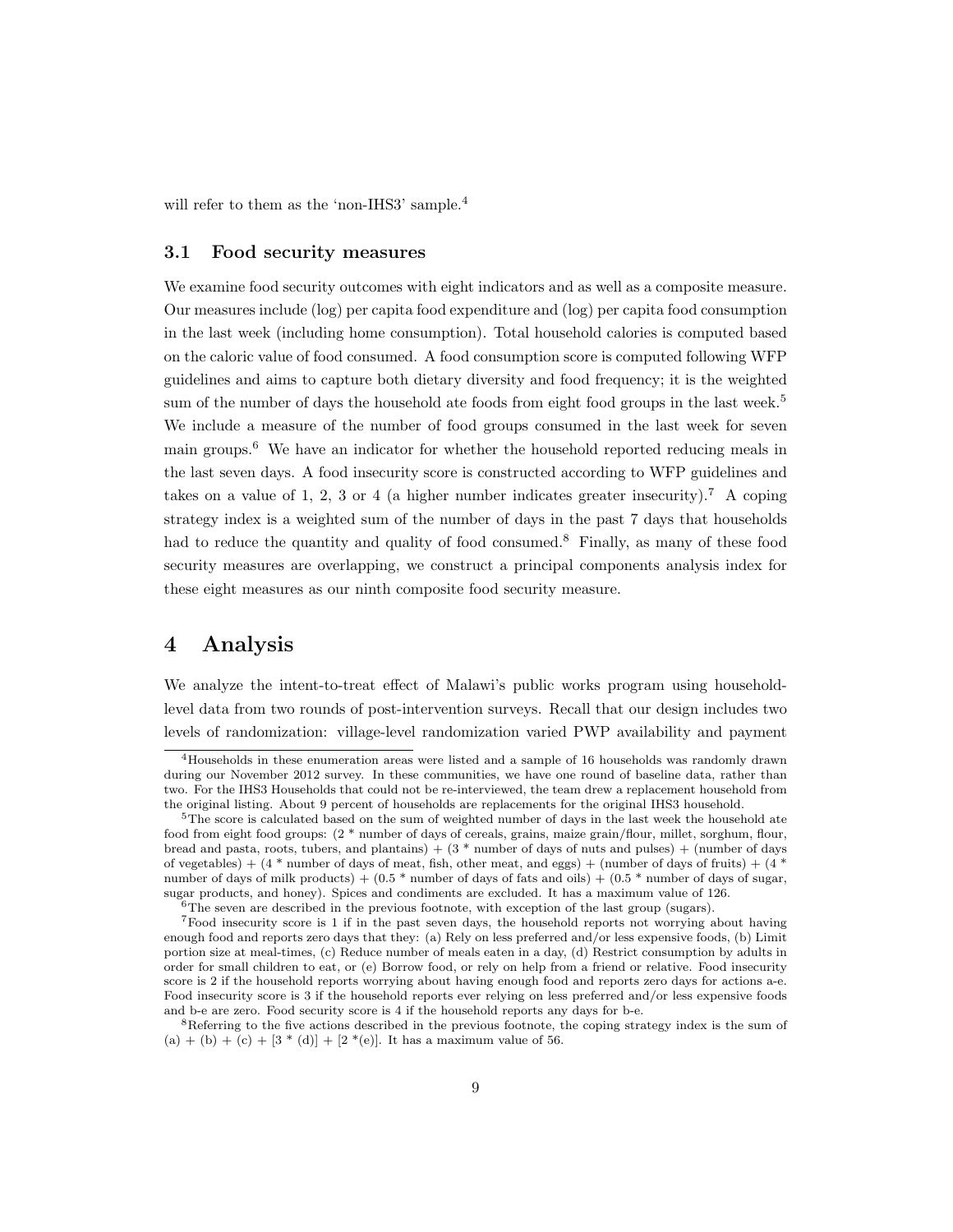will refer to them as the 'non-IHS3' sample.[4]

### 3.1 Food security measures

We examine food security outcomes with eight indicators and as well as a composite measure. Our measures include (log) per capita food expenditure and (log) per capita food consumption in the last week (including home consumption). Total household calories is computed based on the caloric value of food consumed. A food consumption score is computed following WFP guidelines and aims to capture both dietary diversity and food frequency; it is the weighted sum of the number of days the household ate foods from eight food groups in the last week.[5] We include a measure of the number of food groups consumed in the last week for seven main groups.[6] We have an indicator for whether the household reported reducing meals in the last seven days. A food insecurity score is constructed according to WFP guidelines and takes on a value of 1, 2, 3 or 4 (a higher number indicates greater insecurity).[7] A coping strategy index is a weighted sum of the number of days in the past 7 days that households had to reduce the quantity and quality of food consumed.[8] Finally, as many of these food security measures are overlapping, we construct a principal components analysis index for these eight measures as our ninth composite food security measure.

## 4 Analysis

We analyze the intent-to-treat effect of Malawi's public works program using household-level data from two rounds of post-intervention surveys. Recall that our design includes two levels of randomization: village-level randomization varied PWP availability and payment

---

[4] Households in these enumeration areas were listed and a sample of 16 households was randomly drawn during our November 2012 survey. In these communities, we have one round of baseline data, rather than two. For the IHS3 Households that could not be re-interviewed, the team drew a replacement household from the original listing. About 9 percent of households are replacements for the original IHS3 household.

[5] The score is calculated based on the sum of weighted number of days in the last week the household ate food from eight food groups: (2 * number of days of cereals, grains, maize grain/flour, millet, sorghum, flour, bread and pasta, roots, tubers, and plantains) + (3 * number of days of nuts and pulses) + (number of days of vegetables) + (4 * number of days of meat, fish, other meat, and eggs) + (number of days of fruits) + (4 * number of days of milk products) + (0.5 * number of days of fats and oils) + (0.5 * number of days of sugar, sugar products, and honey). Spices and condiments are excluded. It has a maximum value of 126.

[6] The seven are described in the previous footnote, with exception of the last group (sugars).

[7] Food insecurity score is 1 if in the past seven days, the household reports not worrying about having enough food and reports zero days that they: (a) Rely on less preferred and/or less expensive foods, (b) Limit portion size at meal-times, (c) Reduce number of meals eaten in a day, (d) Restrict consumption by adults in order for small children to eat, or (e) Borrow food, or rely on help from a friend or relative. Food insecurity score is 2 if the household reports worrying about having enough food and reports zero days for actions a-e. Food insecurity score is 3 if the household reports ever relying on less preferred and/or less expensive foods and b-e are zero. Food security score is 4 if the household reports any days for b-e.

[8] Referring to the five actions described in the previous footnote, the coping strategy index is the sum of (a) + (b) + (c) + [3 * (d)] + [2 *(e)]. It has a maximum value of 56.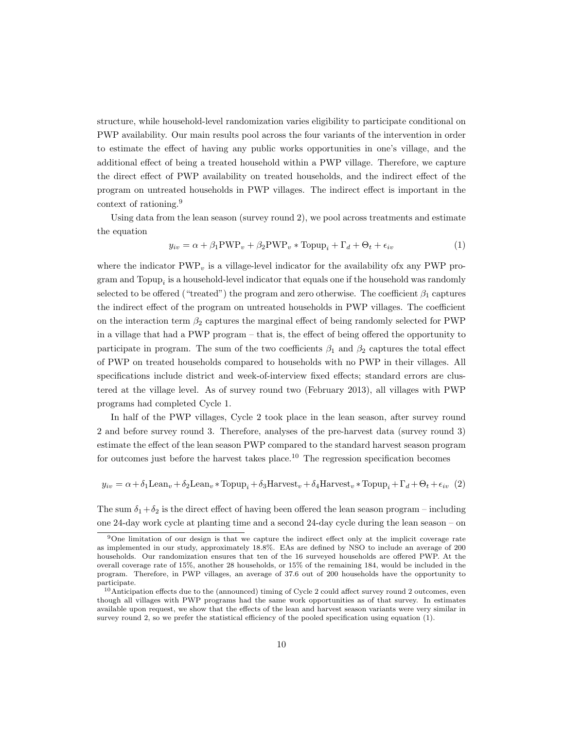structure, while household-level randomization varies eligibility to participate conditional on PWP availability. Our main results pool across the four variants of the intervention in order to estimate the effect of having any public works opportunities in one's village, and the additional effect of being a treated household within a PWP village. Therefore, we capture the direct effect of PWP availability on treated households, and the indirect effect of the program on untreated households in PWP villages. The indirect effect is important in the context of rationing.[9]

Using data from the lean season (survey round 2), we pool across treatments and estimate the equation

$$y_{iv} = \alpha + \beta_1 \text{PWP}_v + \beta_2 \text{PWP}_v * \text{Topup}_i + \Gamma_d + \Theta_t + \epsilon_{iv} \quad (1)$$

where the indicator $\text{PWP}_v$ is a village-level indicator for the availability ofx any PWP program and $\text{Topup}_i$ is a household-level indicator that equals one if the household was randomly selected to be offered ("treated") the program and zero otherwise. The coefficient $\beta_1$ captures the indirect effect of the program on untreated households in PWP villages. The coefficient on the interaction term $\beta_2$ captures the marginal effect of being randomly selected for PWP in a village that had a PWP program – that is, the effect of being offered the opportunity to participate in program. The sum of the two coefficients $\beta_1$ and $\beta_2$ captures the total effect of PWP on treated households compared to households with no PWP in their villages. All specifications include district and week-of-interview fixed effects; standard errors are clustered at the village level. As of survey round two (February 2013), all villages with PWP programs had completed Cycle 1.

In half of the PWP villages, Cycle 2 took place in the lean season, after survey round 2 and before survey round 3. Therefore, analyses of the pre-harvest data (survey round 3) estimate the effect of the lean season PWP compared to the standard harvest season program for outcomes just before the harvest takes place.[10] The regression specification becomes

$$y_{iv} = \alpha + \delta_1 \text{Lean}_v + \delta_2 \text{Lean}_v * \text{Topup}_i + \delta_3 \text{Harvest}_v + \delta_4 \text{Harvest}_v * \text{Topup}_i + \Gamma_d + \Theta_t + \epsilon_{iv} \quad (2)$$

The sum $\delta_1 + \delta_2$ is the direct effect of having been offered the lean season program – including one 24-day work cycle at planting time and a second 24-day cycle during the lean season – on

[9]One limitation of our design is that we capture the indirect effect only at the implicit coverage rate as implemented in our study, approximately 18.8%. EAs are defined by NSO to include an average of 200 households. Our randomization ensures that ten of the 16 surveyed households are offered PWP. At the overall coverage rate of 15%, another 28 households, or 15% of the remaining 184, would be included in the program. Therefore, in PWP villages, an average of 37.6 out of 200 households have the opportunity to participate.

[10]Anticipation effects due to the (announced) timing of Cycle 2 could affect survey round 2 outcomes, even though all villages with PWP programs had the same work opportunities as of that survey. In estimates available upon request, we show that the effects of the lean and harvest season variants were very similar in survey round 2, so we prefer the statistical efficiency of the pooled specification using equation (1).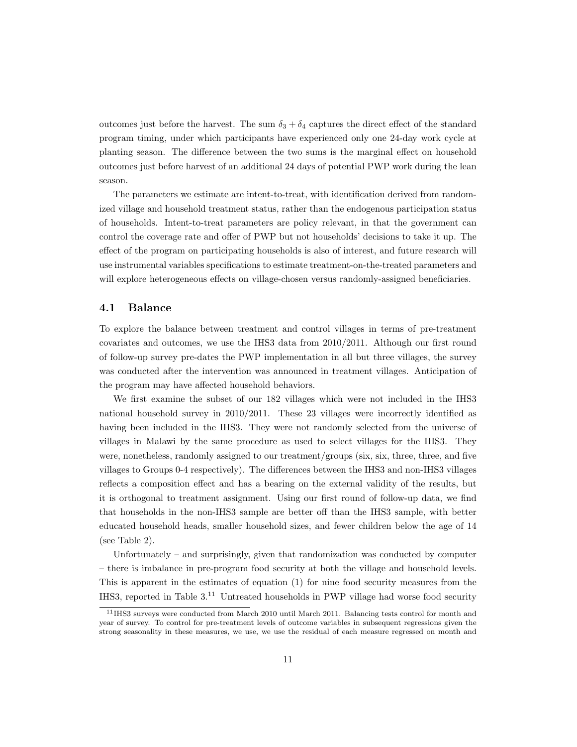outcomes just before the harvest. The sum $\delta_3 + \delta_4$ captures the direct effect of the standard program timing, under which participants have experienced only one 24-day work cycle at planting season. The difference between the two sums is the marginal effect on household outcomes just before harvest of an additional 24 days of potential PWP work during the lean season.

The parameters we estimate are intent-to-treat, with identification derived from randomized village and household treatment status, rather than the endogenous participation status of households. Intent-to-treat parameters are policy relevant, in that the government can control the coverage rate and offer of PWP but not households' decisions to take it up. The effect of the program on participating households is also of interest, and future research will use instrumental variables specifications to estimate treatment-on-the-treated parameters and will explore heterogeneous effects on village-chosen versus randomly-assigned beneficiaries.

## 4.1 Balance

To explore the balance between treatment and control villages in terms of pre-treatment covariates and outcomes, we use the IHS3 data from 2010/2011. Although our first round of follow-up survey pre-dates the PWP implementation in all but three villages, the survey was conducted after the intervention was announced in treatment villages. Anticipation of the program may have affected household behaviors.

We first examine the subset of our 182 villages which were not included in the IHS3 national household survey in 2010/2011. These 23 villages were incorrectly identified as having been included in the IHS3. They were not randomly selected from the universe of villages in Malawi by the same procedure as used to select villages for the IHS3. They were, nonetheless, randomly assigned to our treatment/groups (six, six, three, three, and five villages to Groups 0-4 respectively). The differences between the IHS3 and non-IHS3 villages reflects a composition effect and has a bearing on the external validity of the results, but it is orthogonal to treatment assignment. Using our first round of follow-up data, we find that households in the non-IHS3 sample are better off than the IHS3 sample, with better educated household heads, smaller household sizes, and fewer children below the age of 14 (see Table 2).

Unfortunately – and surprisingly, given that randomization was conducted by computer – there is imbalance in pre-program food security at both the village and household levels. This is apparent in the estimates of equation (1) for nine food security measures from the IHS3, reported in Table 3.[11] Untreated households in PWP village had worse food security

[11] IHS3 surveys were conducted from March 2010 until March 2011. Balancing tests control for month and year of survey. To control for pre-treatment levels of outcome variables in subsequent regressions given the strong seasonality in these measures, we use, we use the residual of each measure regressed on month and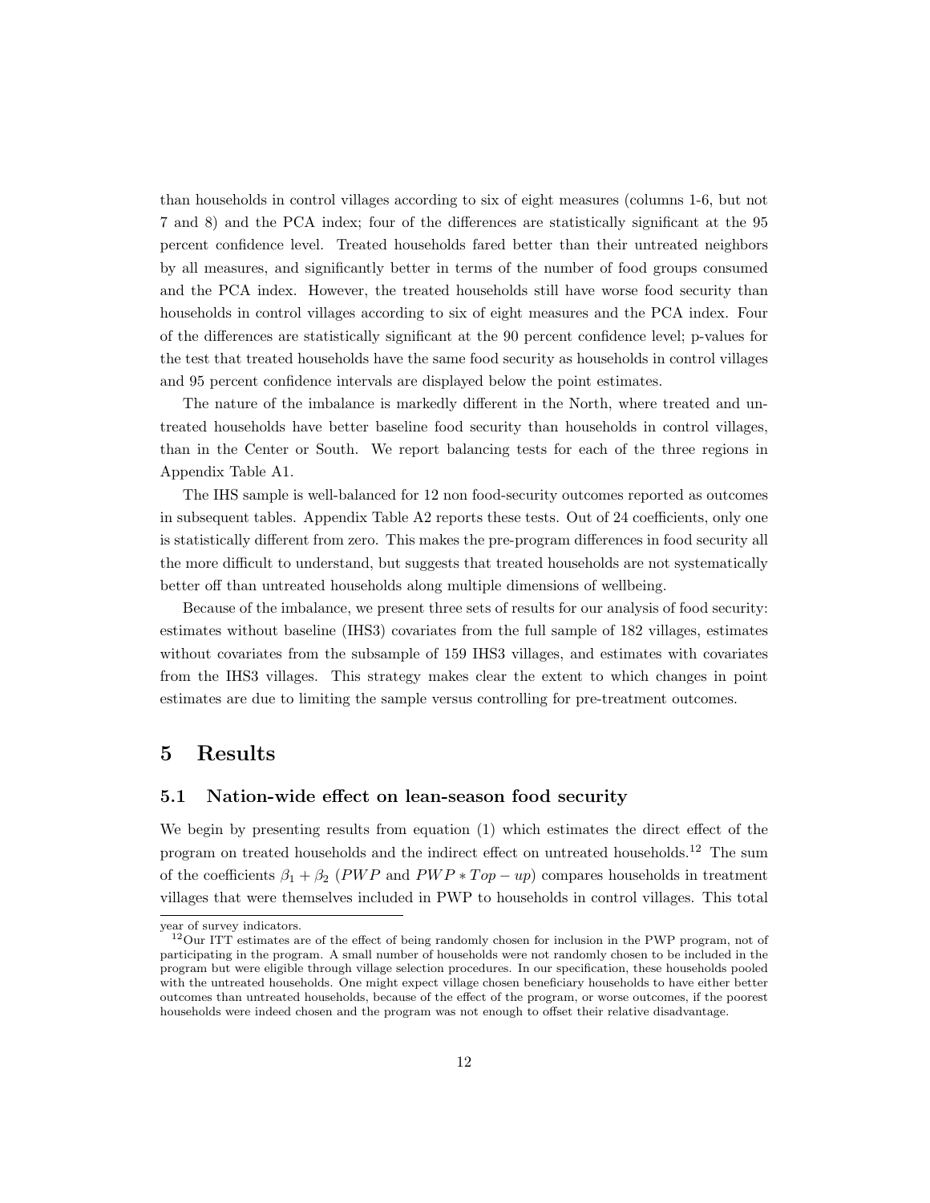than households in control villages according to six of eight measures (columns 1-6, but not 7 and 8) and the PCA index; four of the differences are statistically significant at the 95 percent confidence level. Treated households fared better than their untreated neighbors by all measures, and significantly better in terms of the number of food groups consumed and the PCA index. However, the treated households still have worse food security than households in control villages according to six of eight measures and the PCA index. Four of the differences are statistically significant at the 90 percent confidence level; p-values for the test that treated households have the same food security as households in control villages and 95 percent confidence intervals are displayed below the point estimates.

The nature of the imbalance is markedly different in the North, where treated and untreated households have better baseline food security than households in control villages, than in the Center or South. We report balancing tests for each of the three regions in Appendix Table A1.

The IHS sample is well-balanced for 12 non food-security outcomes reported as outcomes in subsequent tables. Appendix Table A2 reports these tests. Out of 24 coefficients, only one is statistically different from zero. This makes the pre-program differences in food security all the more difficult to understand, but suggests that treated households are not systematically better off than untreated households along multiple dimensions of wellbeing.

Because of the imbalance, we present three sets of results for our analysis of food security: estimates without baseline (IHS3) covariates from the full sample of 182 villages, estimates without covariates from the subsample of 159 IHS3 villages, and estimates with covariates from the IHS3 villages. This strategy makes clear the extent to which changes in point estimates are due to limiting the sample versus controlling for pre-treatment outcomes.

# 5 Results

## 5.1 Nation-wide effect on lean-season food security

We begin by presenting results from equation (1) which estimates the direct effect of the program on treated households and the indirect effect on untreated households.[12] The sum of the coefficients $\beta_1 + \beta_2$ ($PWP$ and $PWP * Top-up$) compares households in treatment villages that were themselves included in PWP to households in control villages. This total

year of survey indicators.

[12] Our ITT estimates are of the effect of being randomly chosen for inclusion in the PWP program, not of participating in the program. A small number of households were not randomly chosen to be included in the program but were eligible through village selection procedures. In our specification, these households pooled with the untreated households. One might expect village chosen beneficiary households to have either better outcomes than untreated households, because of the effect of the program, or worse outcomes, if the poorest households were indeed chosen and the program was not enough to offset their relative disadvantage.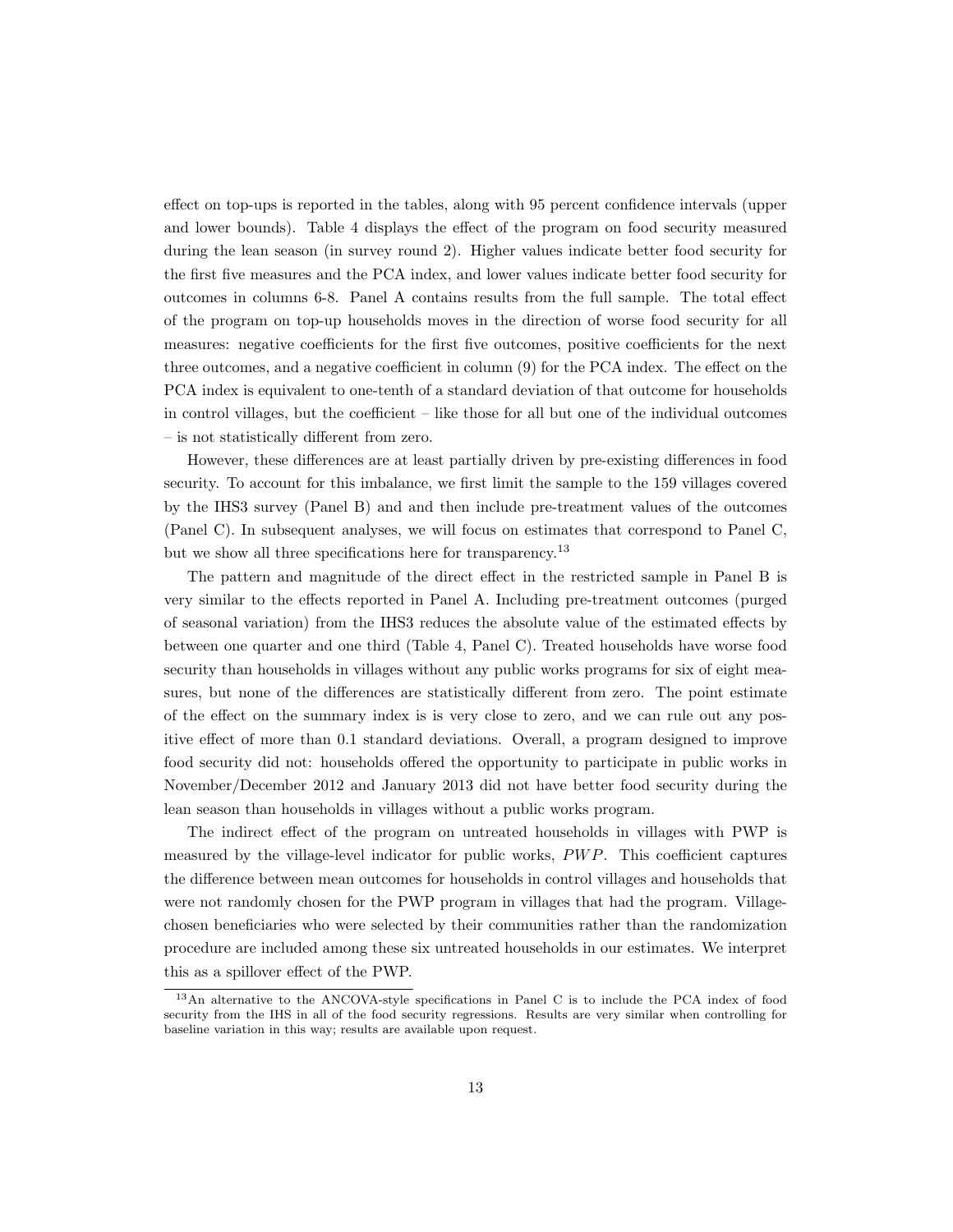effect on top-ups is reported in the tables, along with 95 percent confidence intervals (upper and lower bounds). Table 4 displays the effect of the program on food security measured during the lean season (in survey round 2). Higher values indicate better food security for the first five measures and the PCA index, and lower values indicate better food security for outcomes in columns 6-8. Panel A contains results from the full sample. The total effect of the program on top-up households moves in the direction of worse food security for all measures: negative coefficients for the first five outcomes, positive coefficients for the next three outcomes, and a negative coefficient in column (9) for the PCA index. The effect on the PCA index is equivalent to one-tenth of a standard deviation of that outcome for households in control villages, but the coefficient – like those for all but one of the individual outcomes – is not statistically different from zero.

However, these differences are at least partially driven by pre-existing differences in food security. To account for this imbalance, we first limit the sample to the 159 villages covered by the IHS3 survey (Panel B) and and then include pre-treatment values of the outcomes (Panel C). In subsequent analyses, we will focus on estimates that correspond to Panel C, but we show all three specifications here for transparency.[13]

The pattern and magnitude of the direct effect in the restricted sample in Panel B is very similar to the effects reported in Panel A. Including pre-treatment outcomes (purged of seasonal variation) from the IHS3 reduces the absolute value of the estimated effects by between one quarter and one third (Table 4, Panel C). Treated households have worse food security than households in villages without any public works programs for six of eight measures, but none of the differences are statistically different from zero. The point estimate of the effect on the summary index is is very close to zero, and we can rule out any positive effect of more than 0.1 standard deviations. Overall, a program designed to improve food security did not: households offered the opportunity to participate in public works in November/December 2012 and January 2013 did not have better food security during the lean season than households in villages without a public works program.

The indirect effect of the program on untreated households in villages with PWP is measured by the village-level indicator for public works, $PWP$. This coefficient captures the difference between mean outcomes for households in control villages and households that were not randomly chosen for the PWP program in villages that had the program. Village-chosen beneficiaries who were selected by their communities rather than the randomization procedure are included among these six untreated households in our estimates. We interpret this as a spillover effect of the PWP.

[13]An alternative to the ANCOVA-style specifications in Panel C is to include the PCA index of food security from the IHS in all of the food security regressions. Results are very similar when controlling for baseline variation in this way; results are available upon request.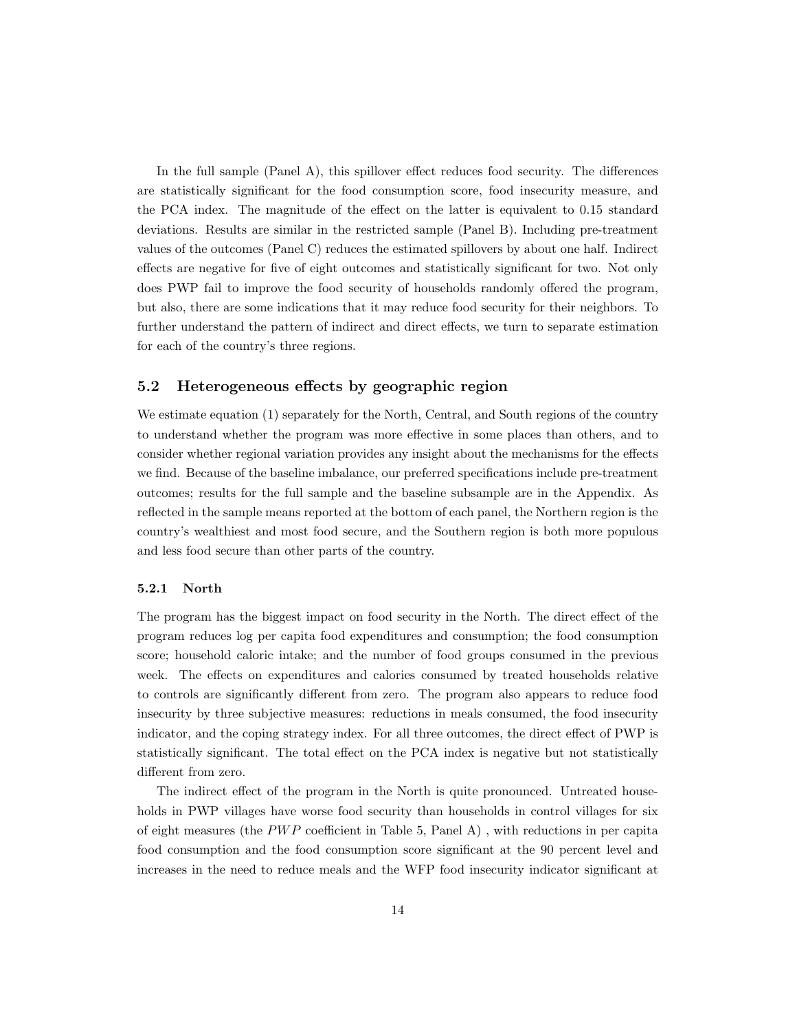In the full sample (Panel A), this spillover effect reduces food security. The differences are statistically significant for the food consumption score, food insecurity measure, and the PCA index. The magnitude of the effect on the latter is equivalent to 0.15 standard deviations. Results are similar in the restricted sample (Panel B). Including pre-treatment values of the outcomes (Panel C) reduces the estimated spillovers by about one half. Indirect effects are negative for five of eight outcomes and statistically significant for two. Not only does PWP fail to improve the food security of households randomly offered the program, but also, there are some indications that it may reduce food security for their neighbors. To further understand the pattern of indirect and direct effects, we turn to separate estimation for each of the country's three regions.

## 5.2 Heterogeneous effects by geographic region

We estimate equation (1) separately for the North, Central, and South regions of the country to understand whether the program was more effective in some places than others, and to consider whether regional variation provides any insight about the mechanisms for the effects we find. Because of the baseline imbalance, our preferred specifications include pre-treatment outcomes; results for the full sample and the baseline subsample are in the Appendix. As reflected in the sample means reported at the bottom of each panel, the Northern region is the country's wealthiest and most food secure, and the Southern region is both more populous and less food secure than other parts of the country.

### 5.2.1 North

The program has the biggest impact on food security in the North. The direct effect of the program reduces log per capita food expenditures and consumption; the food consumption score; household caloric intake; and the number of food groups consumed in the previous week. The effects on expenditures and calories consumed by treated households relative to controls are significantly different from zero. The program also appears to reduce food insecurity by three subjective measures: reductions in meals consumed, the food insecurity indicator, and the coping strategy index. For all three outcomes, the direct effect of PWP is statistically significant. The total effect on the PCA index is negative but not statistically different from zero.

The indirect effect of the program in the North is quite pronounced. Untreated households in PWP villages have worse food security than households in control villages for six of eight measures (the $PWP$ coefficient in Table 5, Panel A) , with reductions in per capita food consumption and the food consumption score significant at the 90 percent level and increases in the need to reduce meals and the WFP food insecurity indicator significant at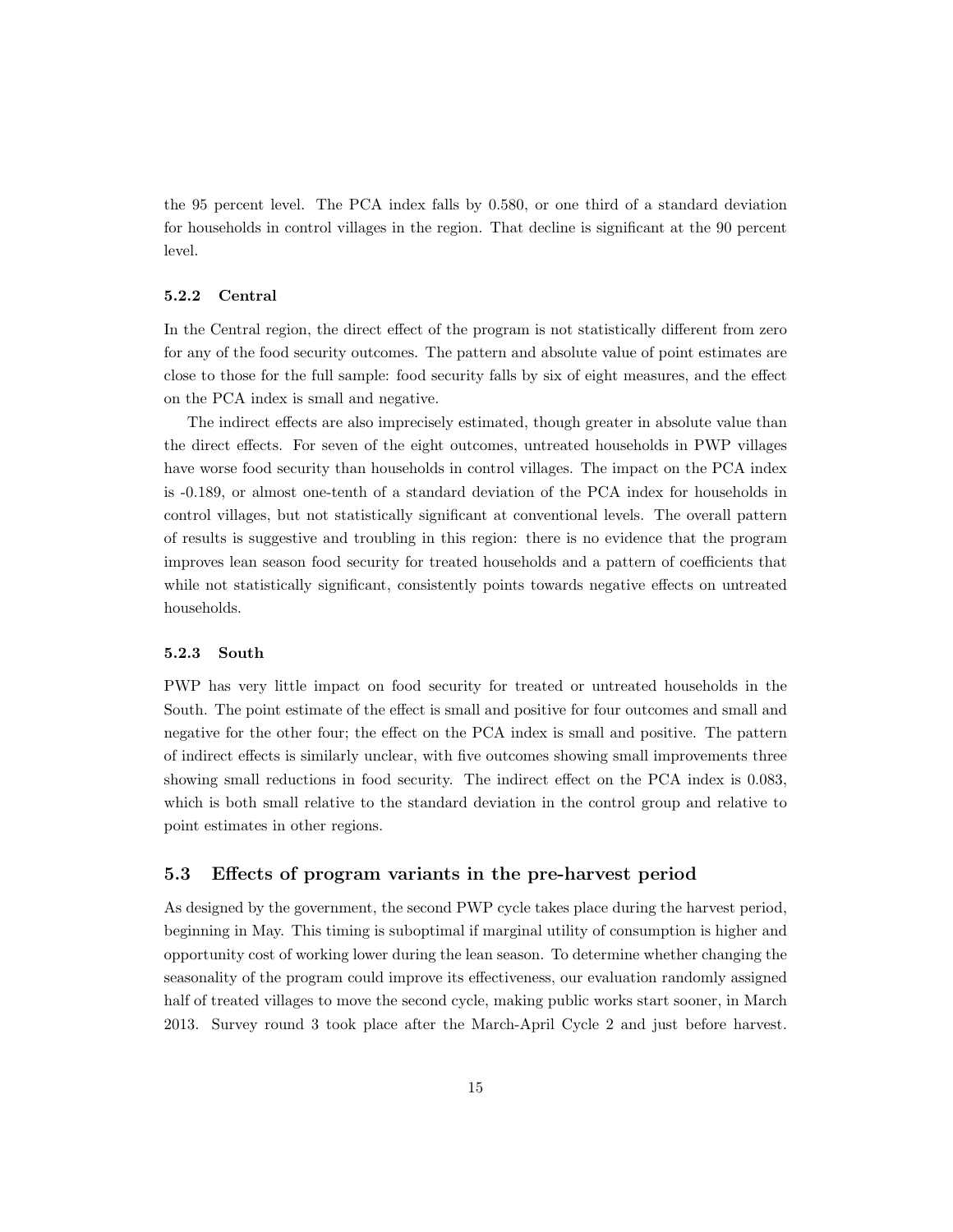the 95 percent level. The PCA index falls by 0.580, or one third of a standard deviation for households in control villages in the region. That decline is significant at the 90 percent level.

#### 5.2.2 Central

In the Central region, the direct effect of the program is not statistically different from zero for any of the food security outcomes. The pattern and absolute value of point estimates are close to those for the full sample: food security falls by six of eight measures, and the effect on the PCA index is small and negative.

The indirect effects are also imprecisely estimated, though greater in absolute value than the direct effects. For seven of the eight outcomes, untreated households in PWP villages have worse food security than households in control villages. The impact on the PCA index is -0.189, or almost one-tenth of a standard deviation of the PCA index for households in control villages, but not statistically significant at conventional levels. The overall pattern of results is suggestive and troubling in this region: there is no evidence that the program improves lean season food security for treated households and a pattern of coefficients that while not statistically significant, consistently points towards negative effects on untreated households.

#### 5.2.3 South

PWP has very little impact on food security for treated or untreated households in the South. The point estimate of the effect is small and positive for four outcomes and small and negative for the other four; the effect on the PCA index is small and positive. The pattern of indirect effects is similarly unclear, with five outcomes showing small improvements three showing small reductions in food security. The indirect effect on the PCA index is 0.083, which is both small relative to the standard deviation in the control group and relative to point estimates in other regions.

### 5.3 Effects of program variants in the pre-harvest period

As designed by the government, the second PWP cycle takes place during the harvest period, beginning in May. This timing is suboptimal if marginal utility of consumption is higher and opportunity cost of working lower during the lean season. To determine whether changing the seasonality of the program could improve its effectiveness, our evaluation randomly assigned half of treated villages to move the second cycle, making public works start sooner, in March 2013. Survey round 3 took place after the March-April Cycle 2 and just before harvest.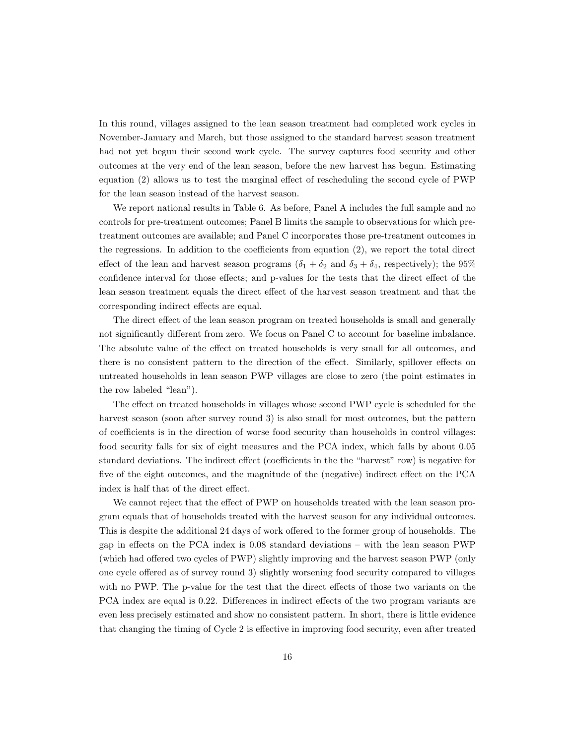In this round, villages assigned to the lean season treatment had completed work cycles in November-January and March, but those assigned to the standard harvest season treatment had not yet begun their second work cycle. The survey captures food security and other outcomes at the very end of the lean season, before the new harvest has begun. Estimating equation (2) allows us to test the marginal effect of rescheduling the second cycle of PWP for the lean season instead of the harvest season.

We report national results in Table 6. As before, Panel A includes the full sample and no controls for pre-treatment outcomes; Panel B limits the sample to observations for which pre-treatment outcomes are available; and Panel C incorporates those pre-treatment outcomes in the regressions. In addition to the coefficients from equation (2), we report the total direct effect of the lean and harvest season programs ($\delta_1 + \delta_2$ and $\delta_3 + \delta_4$, respectively); the 95% confidence interval for those effects; and p-values for the tests that the direct effect of the lean season treatment equals the direct effect of the harvest season treatment and that the corresponding indirect effects are equal.

The direct effect of the lean season program on treated households is small and generally not significantly different from zero. We focus on Panel C to account for baseline imbalance. The absolute value of the effect on treated households is very small for all outcomes, and there is no consistent pattern to the direction of the effect. Similarly, spillover effects on untreated households in lean season PWP villages are close to zero (the point estimates in the row labeled "lean").

The effect on treated households in villages whose second PWP cycle is scheduled for the harvest season (soon after survey round 3) is also small for most outcomes, but the pattern of coefficients is in the direction of worse food security than households in control villages: food security falls for six of eight measures and the PCA index, which falls by about 0.05 standard deviations. The indirect effect (coefficients in the the "harvest" row) is negative for five of the eight outcomes, and the magnitude of the (negative) indirect effect on the PCA index is half that of the direct effect.

We cannot reject that the effect of PWP on households treated with the lean season program equals that of households treated with the harvest season for any individual outcomes. This is despite the additional 24 days of work offered to the former group of households. The gap in effects on the PCA index is 0.08 standard deviations – with the lean season PWP (which had offered two cycles of PWP) slightly improving and the harvest season PWP (only one cycle offered as of survey round 3) slightly worsening food security compared to villages with no PWP. The p-value for the test that the direct effects of those two variants on the PCA index are equal is 0.22. Differences in indirect effects of the two program variants are even less precisely estimated and show no consistent pattern. In short, there is little evidence that changing the timing of Cycle 2 is effective in improving food security, even after treated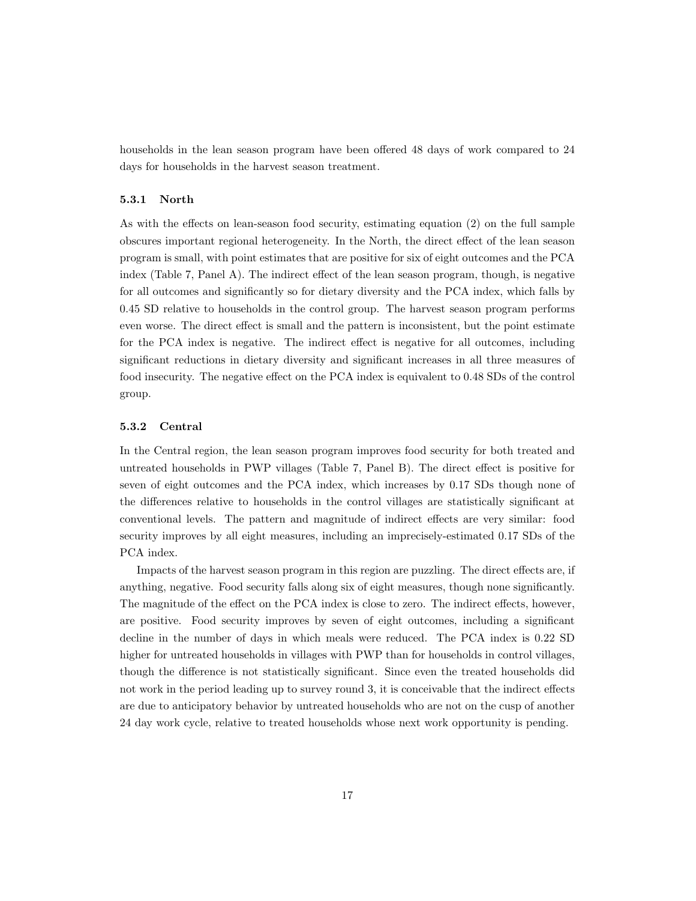households in the lean season program have been offered 48 days of work compared to 24 days for households in the harvest season treatment.

#### 5.3.1 North

As with the effects on lean-season food security, estimating equation (2) on the full sample obscures important regional heterogeneity. In the North, the direct effect of the lean season program is small, with point estimates that are positive for six of eight outcomes and the PCA index (Table 7, Panel A). The indirect effect of the lean season program, though, is negative for all outcomes and significantly so for dietary diversity and the PCA index, which falls by 0.45 SD relative to households in the control group. The harvest season program performs even worse. The direct effect is small and the pattern is inconsistent, but the point estimate for the PCA index is negative. The indirect effect is negative for all outcomes, including significant reductions in dietary diversity and significant increases in all three measures of food insecurity. The negative effect on the PCA index is equivalent to 0.48 SDs of the control group.

#### 5.3.2 Central

In the Central region, the lean season program improves food security for both treated and untreated households in PWP villages (Table 7, Panel B). The direct effect is positive for seven of eight outcomes and the PCA index, which increases by 0.17 SDs though none of the differences relative to households in the control villages are statistically significant at conventional levels. The pattern and magnitude of indirect effects are very similar: food security improves by all eight measures, including an imprecisely-estimated 0.17 SDs of the PCA index.

Impacts of the harvest season program in this region are puzzling. The direct effects are, if anything, negative. Food security falls along six of eight measures, though none significantly. The magnitude of the effect on the PCA index is close to zero. The indirect effects, however, are positive. Food security improves by seven of eight outcomes, including a significant decline in the number of days in which meals were reduced. The PCA index is 0.22 SD higher for untreated households in villages with PWP than for households in control villages, though the difference is not statistically significant. Since even the treated households did not work in the period leading up to survey round 3, it is conceivable that the indirect effects are due to anticipatory behavior by untreated households who are not on the cusp of another 24 day work cycle, relative to treated households whose next work opportunity is pending.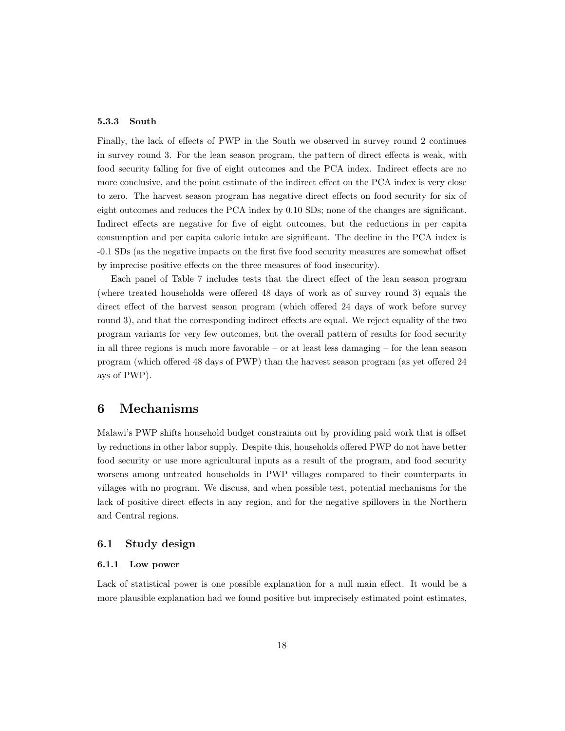#### 5.3.3 South

Finally, the lack of effects of PWP in the South we observed in survey round 2 continues in survey round 3. For the lean season program, the pattern of direct effects is weak, with food security falling for five of eight outcomes and the PCA index. Indirect effects are no more conclusive, and the point estimate of the indirect effect on the PCA index is very close to zero. The harvest season program has negative direct effects on food security for six of eight outcomes and reduces the PCA index by 0.10 SDs; none of the changes are significant. Indirect effects are negative for five of eight outcomes, but the reductions in per capita consumption and per capita caloric intake are significant. The decline in the PCA index is -0.1 SDs (as the negative impacts on the first five food security measures are somewhat offset by imprecise positive effects on the three measures of food insecurity).

Each panel of Table 7 includes tests that the direct effect of the lean season program (where treated households were offered 48 days of work as of survey round 3) equals the direct effect of the harvest season program (which offered 24 days of work before survey round 3), and that the corresponding indirect effects are equal. We reject equality of the two program variants for very few outcomes, but the overall pattern of results for food security in all three regions is much more favorable – or at least less damaging – for the lean season program (which offered 48 days of PWP) than the harvest season program (as yet offered 24 ays of PWP).

# 6 Mechanisms

Malawi's PWP shifts household budget constraints out by providing paid work that is offset by reductions in other labor supply. Despite this, households offered PWP do not have better food security or use more agricultural inputs as a result of the program, and food security worsens among untreated households in PWP villages compared to their counterparts in villages with no program. We discuss, and when possible test, potential mechanisms for the lack of positive direct effects in any region, and for the negative spillovers in the Northern and Central regions.

## 6.1 Study design

#### 6.1.1 Low power

Lack of statistical power is one possible explanation for a null main effect. It would be a more plausible explanation had we found positive but imprecisely estimated point estimates,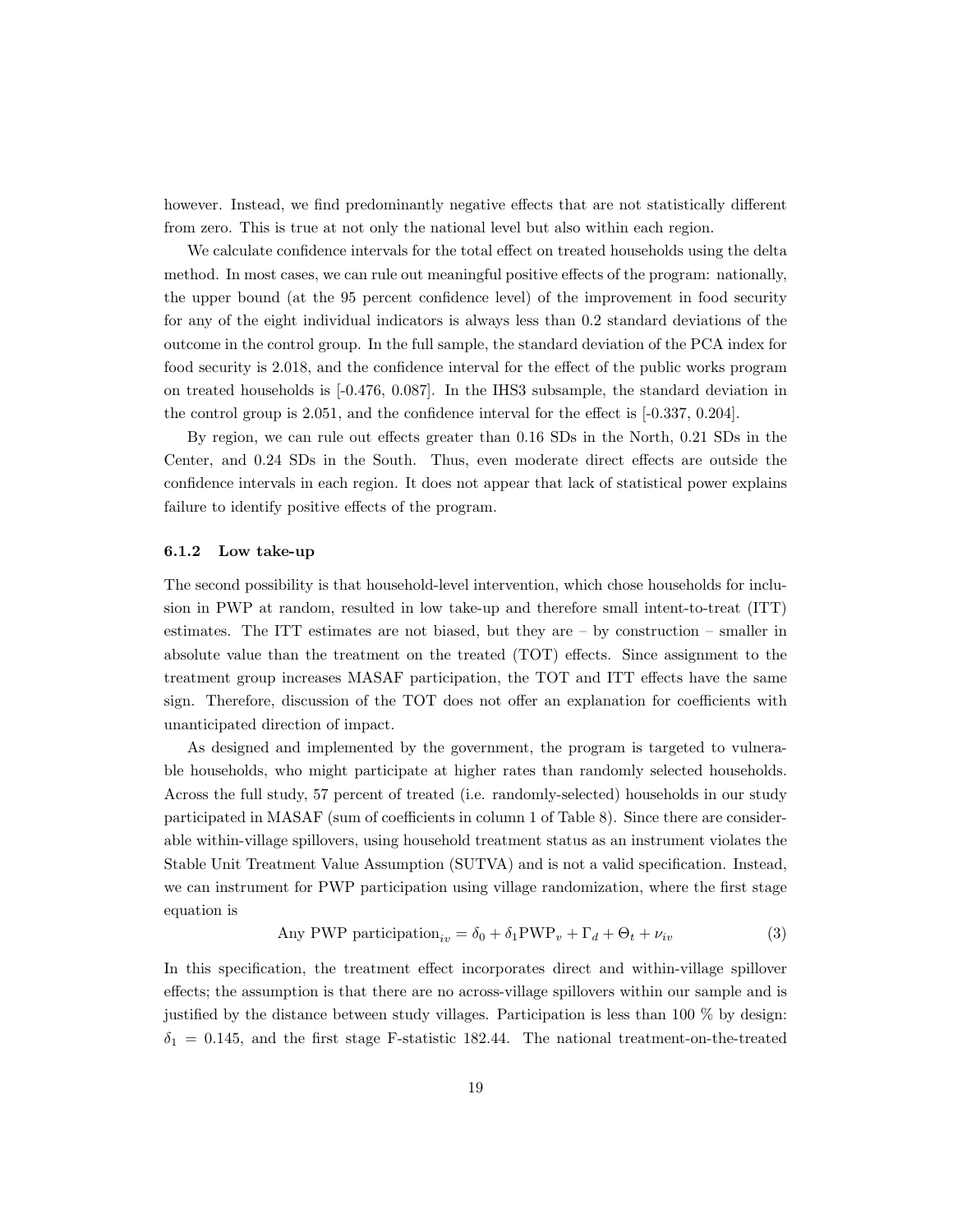however. Instead, we find predominantly negative effects that are not statistically different from zero. This is true at not only the national level but also within each region.

We calculate confidence intervals for the total effect on treated households using the delta method. In most cases, we can rule out meaningful positive effects of the program: nationally, the upper bound (at the 95 percent confidence level) of the improvement in food security for any of the eight individual indicators is always less than 0.2 standard deviations of the outcome in the control group. In the full sample, the standard deviation of the PCA index for food security is 2.018, and the confidence interval for the effect of the public works program on treated households is [-0.476, 0.087]. In the IHS3 subsample, the standard deviation in the control group is 2.051, and the confidence interval for the effect is [-0.337, 0.204].

By region, we can rule out effects greater than 0.16 SDs in the North, 0.21 SDs in the Center, and 0.24 SDs in the South. Thus, even moderate direct effects are outside the confidence intervals in each region. It does not appear that lack of statistical power explains failure to identify positive effects of the program.

#### 6.1.2 Low take-up

The second possibility is that household-level intervention, which chose households for inclusion in PWP at random, resulted in low take-up and therefore small intent-to-treat (ITT) estimates. The ITT estimates are not biased, but they are – by construction – smaller in absolute value than the treatment on the treated (TOT) effects. Since assignment to the treatment group increases MASAF participation, the TOT and ITT effects have the same sign. Therefore, discussion of the TOT does not offer an explanation for coefficients with unanticipated direction of impact.

As designed and implemented by the government, the program is targeted to vulnerable households, who might participate at higher rates than randomly selected households. Across the full study, 57 percent of treated (i.e. randomly-selected) households in our study participated in MASAF (sum of coefficients in column 1 of Table 8). Since there are considerable within-village spillovers, using household treatment status as an instrument violates the Stable Unit Treatment Value Assumption (SUTVA) and is not a valid specification. Instead, we can instrument for PWP participation using village randomization, where the first stage equation is

$$\text{Any PWP participation}_{iv} = \delta_0 + \delta_1 \text{PWP}_v + \Gamma_d + \Theta_t + \nu_{iv} \tag{3}$$

In this specification, the treatment effect incorporates direct and within-village spillover effects; the assumption is that there are no across-village spillovers within our sample and is justified by the distance between study villages. Participation is less than 100 % by design: $\delta_1 = 0.145$, and the first stage F-statistic 182.44. The national treatment-on-the-treated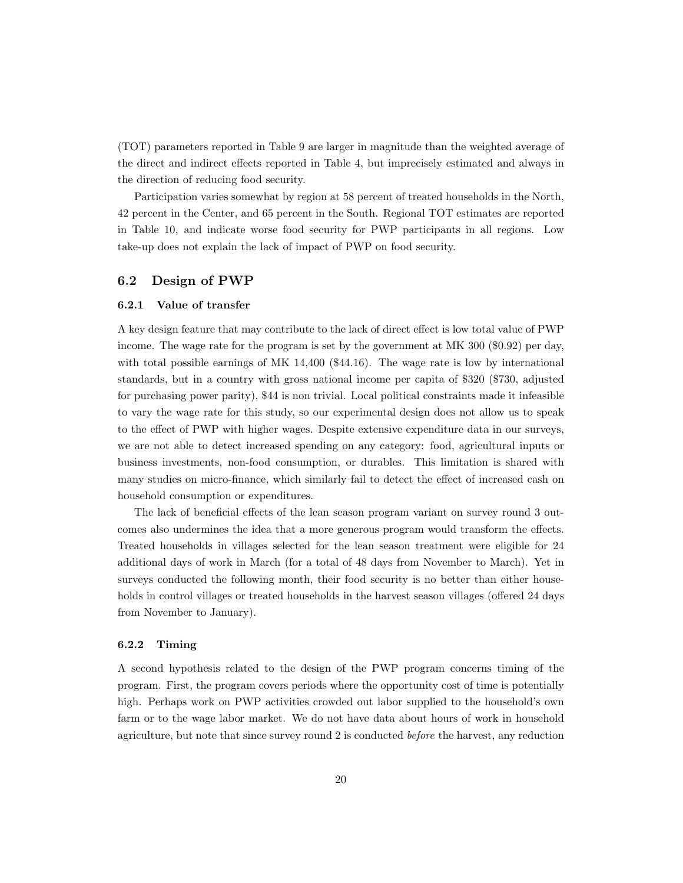(TOT) parameters reported in Table 9 are larger in magnitude than the weighted average of the direct and indirect effects reported in Table 4, but imprecisely estimated and always in the direction of reducing food security.

Participation varies somewhat by region at 58 percent of treated households in the North, 42 percent in the Center, and 65 percent in the South. Regional TOT estimates are reported in Table 10, and indicate worse food security for PWP participants in all regions. Low take-up does not explain the lack of impact of PWP on food security.

## 6.2 Design of PWP

### 6.2.1 Value of transfer

A key design feature that may contribute to the lack of direct effect is low total value of PWP income. The wage rate for the program is set by the government at MK 300 ($0.92) per day, with total possible earnings of MK 14,400 ($44.16). The wage rate is low by international standards, but in a country with gross national income per capita of $320 ($730, adjusted for purchasing power parity), $44 is non trivial. Local political constraints made it infeasible to vary the wage rate for this study, so our experimental design does not allow us to speak to the effect of PWP with higher wages. Despite extensive expenditure data in our surveys, we are not able to detect increased spending on any category: food, agricultural inputs or business investments, non-food consumption, or durables. This limitation is shared with many studies on micro-finance, which similarly fail to detect the effect of increased cash on household consumption or expenditures.

The lack of beneficial effects of the lean season program variant on survey round 3 outcomes also undermines the idea that a more generous program would transform the effects. Treated households in villages selected for the lean season treatment were eligible for 24 additional days of work in March (for a total of 48 days from November to March). Yet in surveys conducted the following month, their food security is no better than either households in control villages or treated households in the harvest season villages (offered 24 days from November to January).

### 6.2.2 Timing

A second hypothesis related to the design of the PWP program concerns timing of the program. First, the program covers periods where the opportunity cost of time is potentially high. Perhaps work on PWP activities crowded out labor supplied to the household's own farm or to the wage labor market. We do not have data about hours of work in household agriculture, but note that since survey round 2 is conducted *before* the harvest, any reduction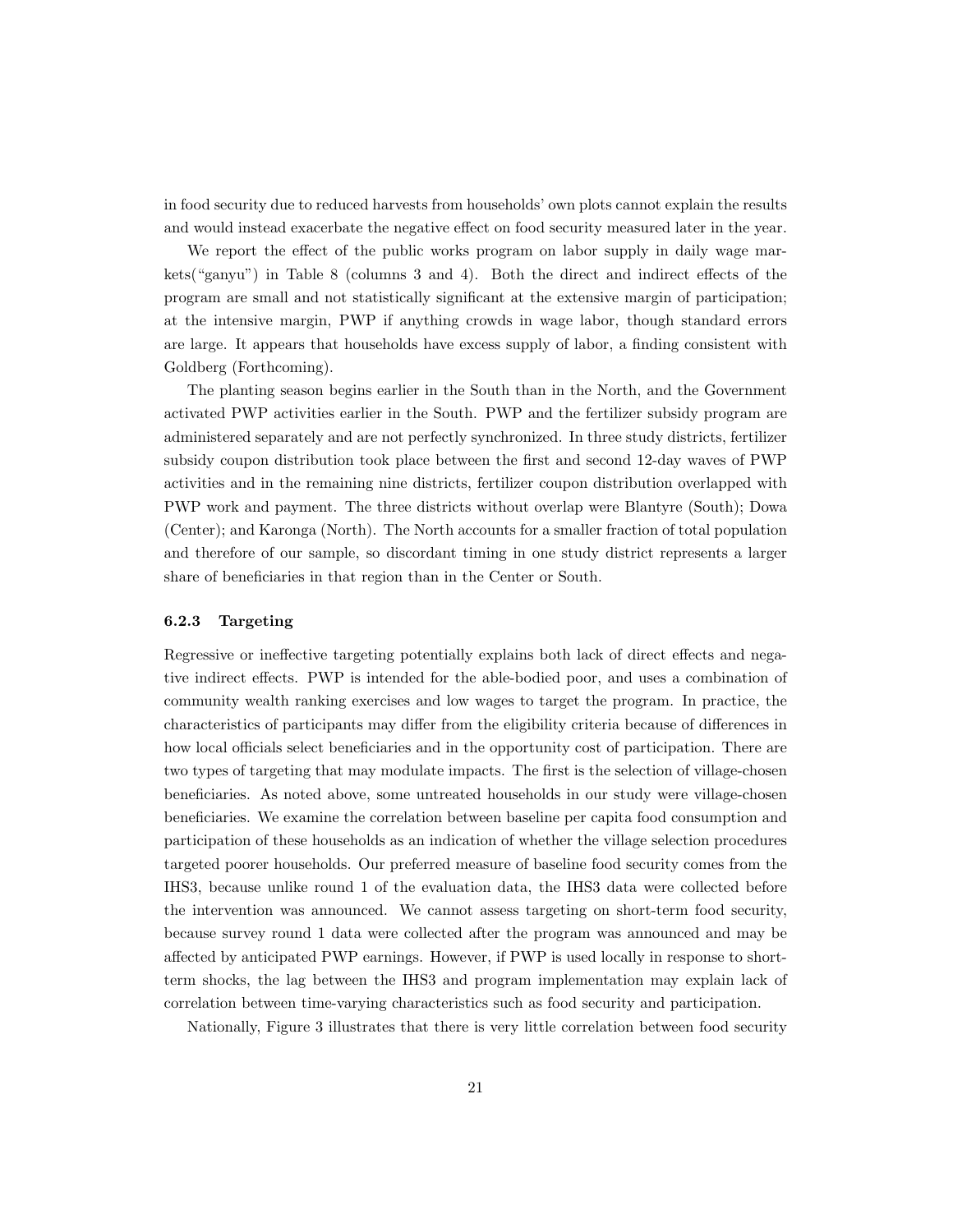in food security due to reduced harvests from households' own plots cannot explain the results and would instead exacerbate the negative effect on food security measured later in the year.

We report the effect of the public works program on labor supply in daily wage markets("ganyu") in Table 8 (columns 3 and 4). Both the direct and indirect effects of the program are small and not statistically significant at the extensive margin of participation; at the intensive margin, PWP if anything crowds in wage labor, though standard errors are large. It appears that households have excess supply of labor, a finding consistent with Goldberg (Forthcoming).

The planting season begins earlier in the South than in the North, and the Government activated PWP activities earlier in the South. PWP and the fertilizer subsidy program are administered separately and are not perfectly synchronized. In three study districts, fertilizer subsidy coupon distribution took place between the first and second 12-day waves of PWP activities and in the remaining nine districts, fertilizer coupon distribution overlapped with PWP work and payment. The three districts without overlap were Blantyre (South); Dowa (Center); and Karonga (North). The North accounts for a smaller fraction of total population and therefore of our sample, so discordant timing in one study district represents a larger share of beneficiaries in that region than in the Center or South.

### 6.2.3 Targeting

Regressive or ineffective targeting potentially explains both lack of direct effects and negative indirect effects. PWP is intended for the able-bodied poor, and uses a combination of community wealth ranking exercises and low wages to target the program. In practice, the characteristics of participants may differ from the eligibility criteria because of differences in how local officials select beneficiaries and in the opportunity cost of participation. There are two types of targeting that may modulate impacts. The first is the selection of village-chosen beneficiaries. As noted above, some untreated households in our study were village-chosen beneficiaries. We examine the correlation between baseline per capita food consumption and participation of these households as an indication of whether the village selection procedures targeted poorer households. Our preferred measure of baseline food security comes from the IHS3, because unlike round 1 of the evaluation data, the IHS3 data were collected before the intervention was announced. We cannot assess targeting on short-term food security, because survey round 1 data were collected after the program was announced and may be affected by anticipated PWP earnings. However, if PWP is used locally in response to short-term shocks, the lag between the IHS3 and program implementation may explain lack of correlation between time-varying characteristics such as food security and participation.

Nationally, Figure 3 illustrates that there is very little correlation between food security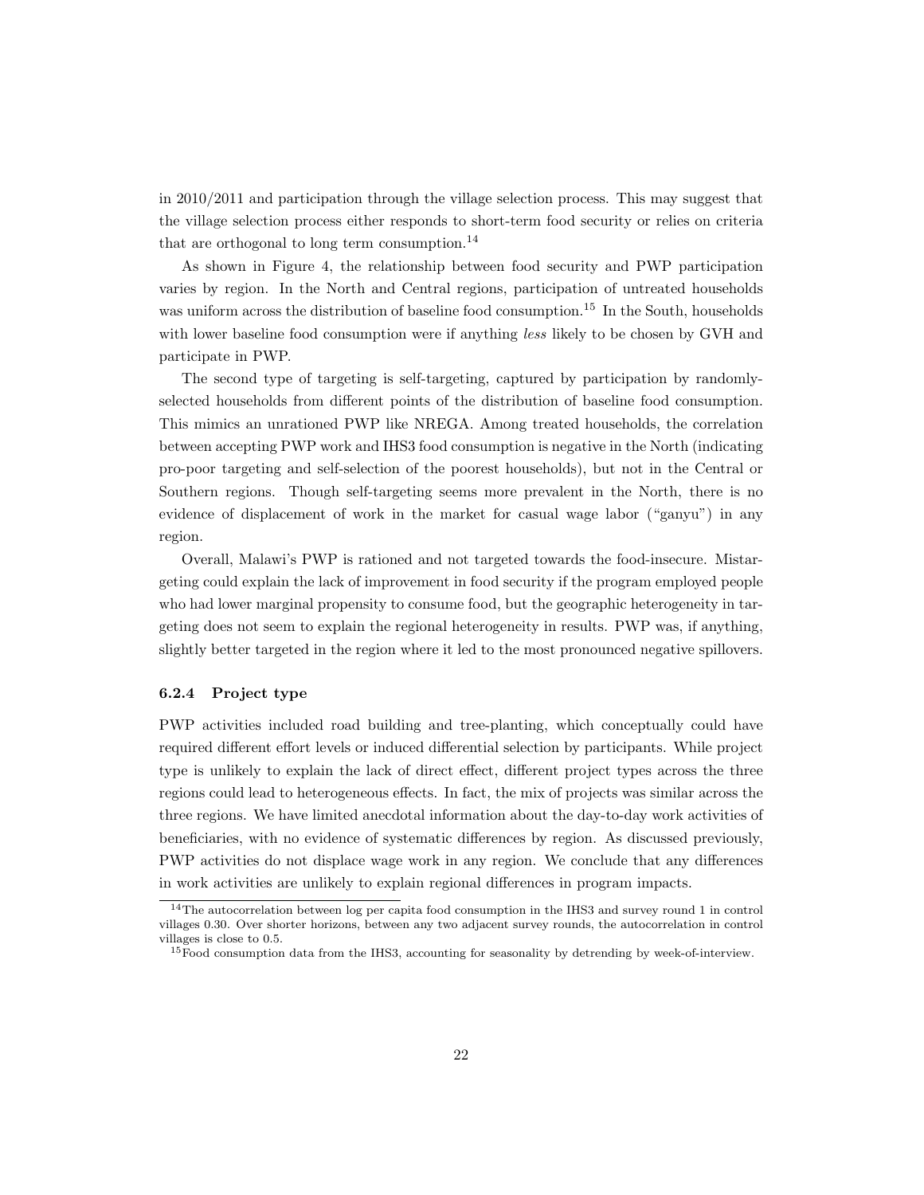in 2010/2011 and participation through the village selection process. This may suggest that the village selection process either responds to short-term food security or relies on criteria that are orthogonal to long term consumption.[14]

As shown in Figure 4, the relationship between food security and PWP participation varies by region. In the North and Central regions, participation of untreated households was uniform across the distribution of baseline food consumption.[15] In the South, households with lower baseline food consumption were if anything *less* likely to be chosen by GVH and participate in PWP.

The second type of targeting is self-targeting, captured by participation by randomly-selected households from different points of the distribution of baseline food consumption. This mimics an unrationed PWP like NREGA. Among treated households, the correlation between accepting PWP work and IHS3 food consumption is negative in the North (indicating pro-poor targeting and self-selection of the poorest households), but not in the Central or Southern regions. Though self-targeting seems more prevalent in the North, there is no evidence of displacement of work in the market for casual wage labor ("ganyu") in any region.

Overall, Malawi's PWP is rationed and not targeted towards the food-insecure. Mistargeting could explain the lack of improvement in food security if the program employed people who had lower marginal propensity to consume food, but the geographic heterogeneity in targeting does not seem to explain the regional heterogeneity in results. PWP was, if anything, slightly better targeted in the region where it led to the most pronounced negative spillovers.

#### 6.2.4 Project type

PWP activities included road building and tree-planting, which conceptually could have required different effort levels or induced differential selection by participants. While project type is unlikely to explain the lack of direct effect, different project types across the three regions could lead to heterogeneous effects. In fact, the mix of projects was similar across the three regions. We have limited anecdotal information about the day-to-day work activities of beneficiaries, with no evidence of systematic differences by region. As discussed previously, PWP activities do not displace wage work in any region. We conclude that any differences in work activities are unlikely to explain regional differences in program impacts.

[14] The autocorrelation between log per capita food consumption in the IHS3 and survey round 1 in control villages 0.30. Over shorter horizons, between any two adjacent survey rounds, the autocorrelation in control villages is close to 0.5.

[15] Food consumption data from the IHS3, accounting for seasonality by detrending by week-of-interview.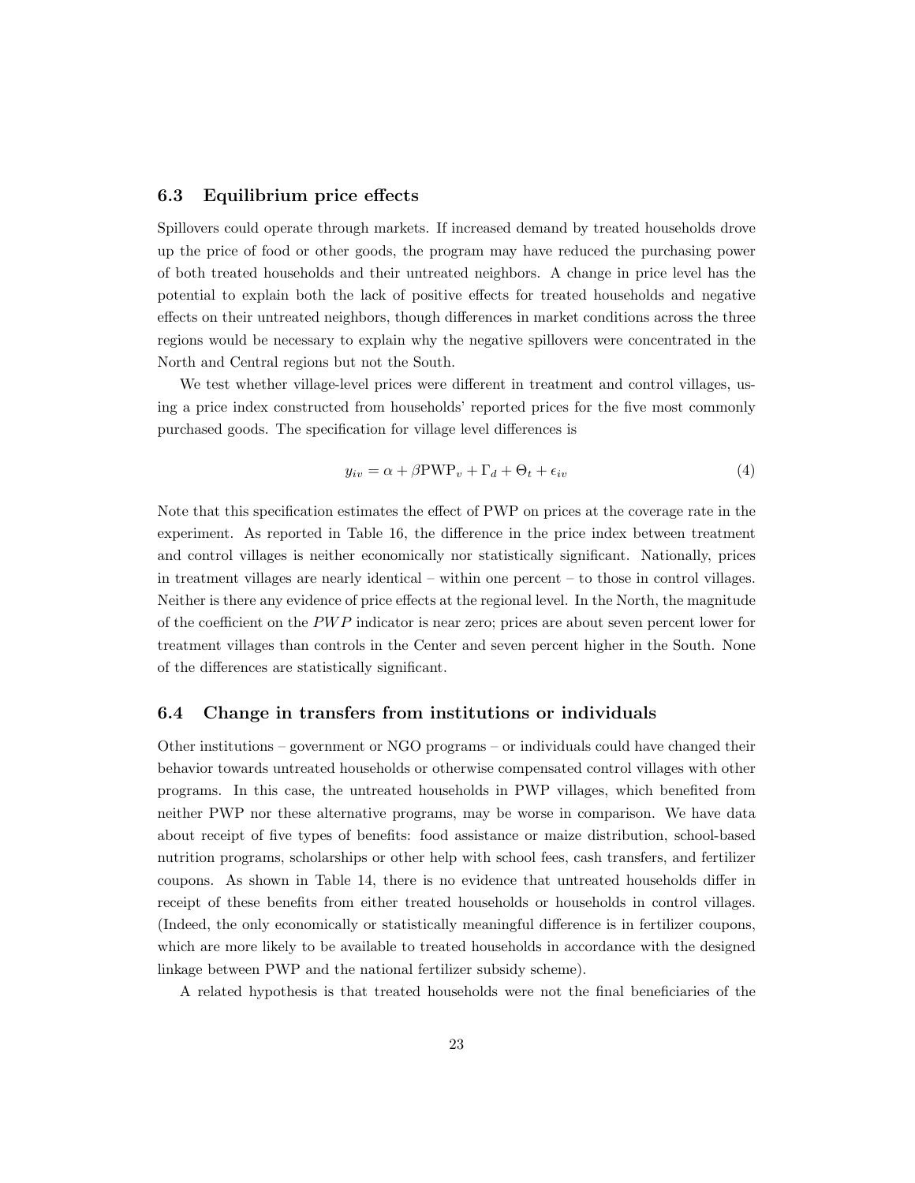### 6.3 Equilibrium price effects

Spillovers could operate through markets. If increased demand by treated households drove up the price of food or other goods, the program may have reduced the purchasing power of both treated households and their untreated neighbors. A change in price level has the potential to explain both the lack of positive effects for treated households and negative effects on their untreated neighbors, though differences in market conditions across the three regions would be necessary to explain why the negative spillovers were concentrated in the North and Central regions but not the South.

We test whether village-level prices were different in treatment and control villages, using a price index constructed from households' reported prices for the five most commonly purchased goods. The specification for village level differences is

$$y_{iv} = \alpha + \beta \text{PWP}_v + \Gamma_d + \Theta_t + \epsilon_{iv} \tag{4}$$

Note that this specification estimates the effect of PWP on prices at the coverage rate in the experiment. As reported in Table 16, the difference in the price index between treatment and control villages is neither economically nor statistically significant. Nationally, prices in treatment villages are nearly identical – within one percent – to those in control villages. Neither is there any evidence of price effects at the regional level. In the North, the magnitude of the coefficient on the $PWP$ indicator is near zero; prices are about seven percent lower for treatment villages than controls in the Center and seven percent higher in the South. None of the differences are statistically significant.

### 6.4 Change in transfers from institutions or individuals

Other institutions – government or NGO programs – or individuals could have changed their behavior towards untreated households or otherwise compensated control villages with other programs. In this case, the untreated households in PWP villages, which benefited from neither PWP nor these alternative programs, may be worse in comparison. We have data about receipt of five types of benefits: food assistance or maize distribution, school-based nutrition programs, scholarships or other help with school fees, cash transfers, and fertilizer coupons. As shown in Table 14, there is no evidence that untreated households differ in receipt of these benefits from either treated households or households in control villages. (Indeed, the only economically or statistically meaningful difference is in fertilizer coupons, which are more likely to be available to treated households in accordance with the designed linkage between PWP and the national fertilizer subsidy scheme).

A related hypothesis is that treated households were not the final beneficiaries of the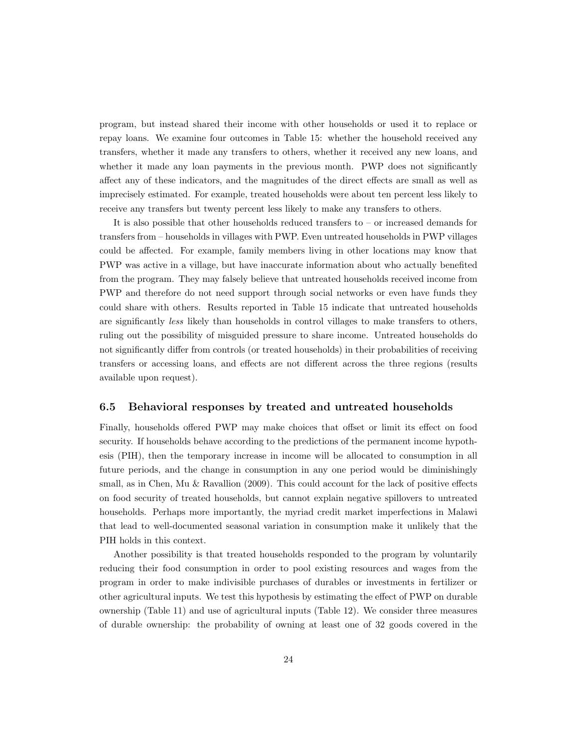program, but instead shared their income with other households or used it to replace or repay loans. We examine four outcomes in Table 15: whether the household received any transfers, whether it made any transfers to others, whether it received any new loans, and whether it made any loan payments in the previous month. PWP does not significantly affect any of these indicators, and the magnitudes of the direct effects are small as well as imprecisely estimated. For example, treated households were about ten percent less likely to receive any transfers but twenty percent less likely to make any transfers to others.

It is also possible that other households reduced transfers to – or increased demands for transfers from – households in villages with PWP. Even untreated households in PWP villages could be affected. For example, family members living in other locations may know that PWP was active in a village, but have inaccurate information about who actually benefited from the program. They may falsely believe that untreated households received income from PWP and therefore do not need support through social networks or even have funds they could share with others. Results reported in Table 15 indicate that untreated households are significantly *less* likely than households in control villages to make transfers to others, ruling out the possibility of misguided pressure to share income. Untreated households do not significantly differ from controls (or treated households) in their probabilities of receiving transfers or accessing loans, and effects are not different across the three regions (results available upon request).

### 6.5 Behavioral responses by treated and untreated households

Finally, households offered PWP may make choices that offset or limit its effect on food security. If households behave according to the predictions of the permanent income hypothesis (PIH), then the temporary increase in income will be allocated to consumption in all future periods, and the change in consumption in any one period would be diminishingly small, as in Chen, Mu & Ravallion (2009). This could account for the lack of positive effects on food security of treated households, but cannot explain negative spillovers to untreated households. Perhaps more importantly, the myriad credit market imperfections in Malawi that lead to well-documented seasonal variation in consumption make it unlikely that the PIH holds in this context.

Another possibility is that treated households responded to the program by voluntarily reducing their food consumption in order to pool existing resources and wages from the program in order to make indivisible purchases of durables or investments in fertilizer or other agricultural inputs. We test this hypothesis by estimating the effect of PWP on durable ownership (Table 11) and use of agricultural inputs (Table 12). We consider three measures of durable ownership: the probability of owning at least one of 32 goods covered in the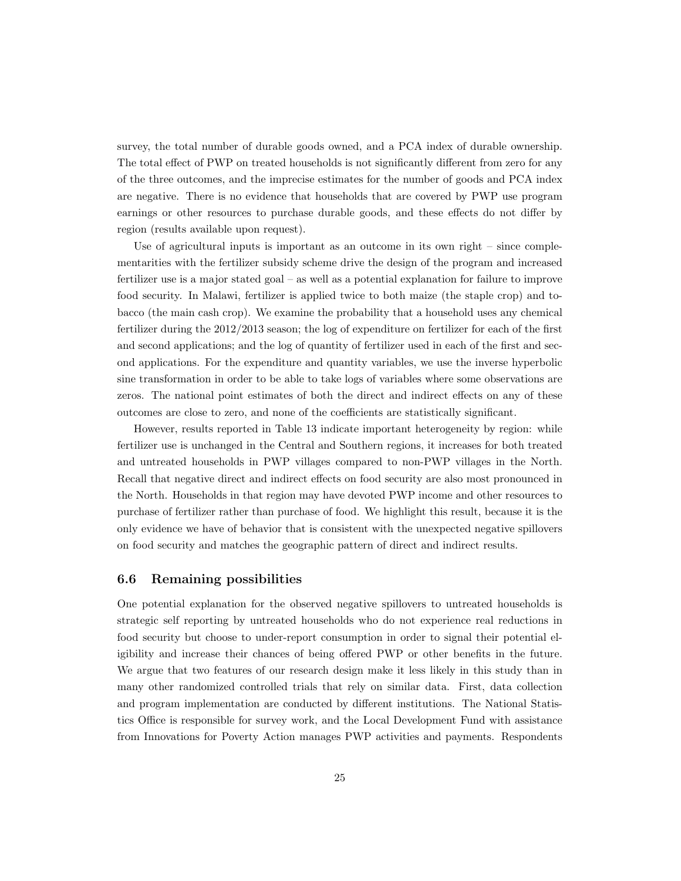survey, the total number of durable goods owned, and a PCA index of durable ownership. The total effect of PWP on treated households is not significantly different from zero for any of the three outcomes, and the imprecise estimates for the number of goods and PCA index are negative. There is no evidence that households that are covered by PWP use program earnings or other resources to purchase durable goods, and these effects do not differ by region (results available upon request).

Use of agricultural inputs is important as an outcome in its own right – since complementarities with the fertilizer subsidy scheme drive the design of the program and increased fertilizer use is a major stated goal – as well as a potential explanation for failure to improve food security. In Malawi, fertilizer is applied twice to both maize (the staple crop) and tobacco (the main cash crop). We examine the probability that a household uses any chemical fertilizer during the 2012/2013 season; the log of expenditure on fertilizer for each of the first and second applications; and the log of quantity of fertilizer used in each of the first and second applications. For the expenditure and quantity variables, we use the inverse hyperbolic sine transformation in order to be able to take logs of variables where some observations are zeros. The national point estimates of both the direct and indirect effects on any of these outcomes are close to zero, and none of the coefficients are statistically significant.

However, results reported in Table 13 indicate important heterogeneity by region: while fertilizer use is unchanged in the Central and Southern regions, it increases for both treated and untreated households in PWP villages compared to non-PWP villages in the North. Recall that negative direct and indirect effects on food security are also most pronounced in the North. Households in that region may have devoted PWP income and other resources to purchase of fertilizer rather than purchase of food. We highlight this result, because it is the only evidence we have of behavior that is consistent with the unexpected negative spillovers on food security and matches the geographic pattern of direct and indirect results.

### 6.6 Remaining possibilities

One potential explanation for the observed negative spillovers to untreated households is strategic self reporting by untreated households who do not experience real reductions in food security but choose to under-report consumption in order to signal their potential eligibility and increase their chances of being offered PWP or other benefits in the future. We argue that two features of our research design make it less likely in this study than in many other randomized controlled trials that rely on similar data. First, data collection and program implementation are conducted by different institutions. The National Statistics Office is responsible for survey work, and the Local Development Fund with assistance from Innovations for Poverty Action manages PWP activities and payments. Respondents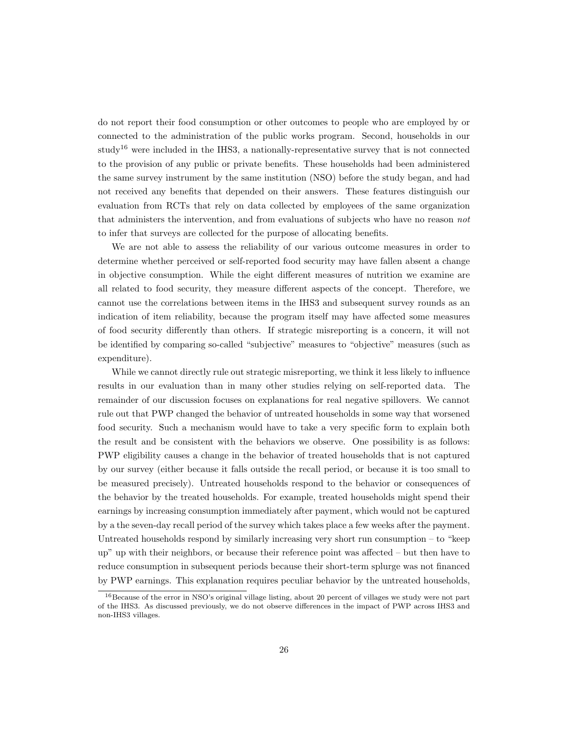do not report their food consumption or other outcomes to people who are employed by or connected to the administration of the public works program. Second, households in our study[16] were included in the IHS3, a nationally-representative survey that is not connected to the provision of any public or private benefits. These households had been administered the same survey instrument by the same institution (NSO) before the study began, and had not received any benefits that depended on their answers. These features distinguish our evaluation from RCTs that rely on data collected by employees of the same organization that administers the intervention, and from evaluations of subjects who have no reason *not* to infer that surveys are collected for the purpose of allocating benefits.

We are not able to assess the reliability of our various outcome measures in order to determine whether perceived or self-reported food security may have fallen absent a change in objective consumption. While the eight different measures of nutrition we examine are all related to food security, they measure different aspects of the concept. Therefore, we cannot use the correlations between items in the IHS3 and subsequent survey rounds as an indication of item reliability, because the program itself may have affected some measures of food security differently than others. If strategic misreporting is a concern, it will not be identified by comparing so-called "subjective" measures to "objective" measures (such as expenditure).

While we cannot directly rule out strategic misreporting, we think it less likely to influence results in our evaluation than in many other studies relying on self-reported data. The remainder of our discussion focuses on explanations for real negative spillovers. We cannot rule out that PWP changed the behavior of untreated households in some way that worsened food security. Such a mechanism would have to take a very specific form to explain both the result and be consistent with the behaviors we observe. One possibility is as follows: PWP eligibility causes a change in the behavior of treated households that is not captured by our survey (either because it falls outside the recall period, or because it is too small to be measured precisely). Untreated households respond to the behavior or consequences of the behavior by the treated households. For example, treated households might spend their earnings by increasing consumption immediately after payment, which would not be captured by a the seven-day recall period of the survey which takes place a few weeks after the payment. Untreated households respond by similarly increasing very short run consumption – to "keep up" up with their neighbors, or because their reference point was affected – but then have to reduce consumption in subsequent periods because their short-term splurge was not financed by PWP earnings. This explanation requires peculiar behavior by the untreated households,

[16] Because of the error in NSO's original village listing, about 20 percent of villages we study were not part of the IHS3. As discussed previously, we do not observe differences in the impact of PWP across IHS3 and non-IHS3 villages.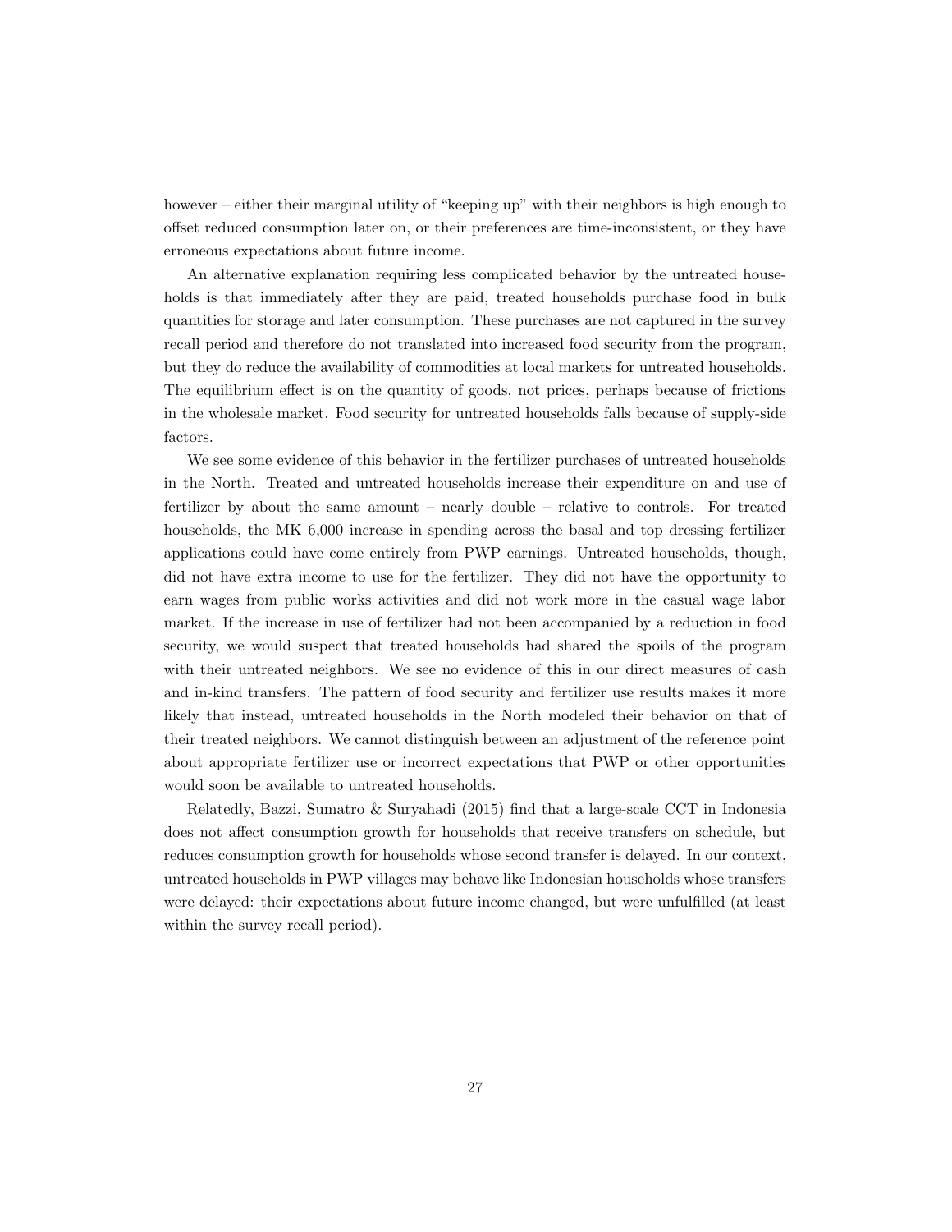however – either their marginal utility of "keeping up" with their neighbors is high enough to offset reduced consumption later on, or their preferences are time-inconsistent, or they have erroneous expectations about future income.

An alternative explanation requiring less complicated behavior by the untreated households is that immediately after they are paid, treated households purchase food in bulk quantities for storage and later consumption. These purchases are not captured in the survey recall period and therefore do not translated into increased food security from the program, but they do reduce the availability of commodities at local markets for untreated households. The equilibrium effect is on the quantity of goods, not prices, perhaps because of frictions in the wholesale market. Food security for untreated households falls because of supply-side factors.

We see some evidence of this behavior in the fertilizer purchases of untreated households in the North. Treated and untreated households increase their expenditure on and use of fertilizer by about the same amount – nearly double – relative to controls. For treated households, the MK 6,000 increase in spending across the basal and top dressing fertilizer applications could have come entirely from PWP earnings. Untreated households, though, did not have extra income to use for the fertilizer. They did not have the opportunity to earn wages from public works activities and did not work more in the casual wage labor market. If the increase in use of fertilizer had not been accompanied by a reduction in food security, we would suspect that treated households had shared the spoils of the program with their untreated neighbors. We see no evidence of this in our direct measures of cash and in-kind transfers. The pattern of food security and fertilizer use results makes it more likely that instead, untreated households in the North modeled their behavior on that of their treated neighbors. We cannot distinguish between an adjustment of the reference point about appropriate fertilizer use or incorrect expectations that PWP or other opportunities would soon be available to untreated households.

Relatedly, Bazzi, Sumatro & Suryahadi (2015) find that a large-scale CCT in Indonesia does not affect consumption growth for households that receive transfers on schedule, but reduces consumption growth for households whose second transfer is delayed. In our context, untreated households in PWP villages may behave like Indonesian households whose transfers were delayed: their expectations about future income changed, but were unfulfilled (at least within the survey recall period).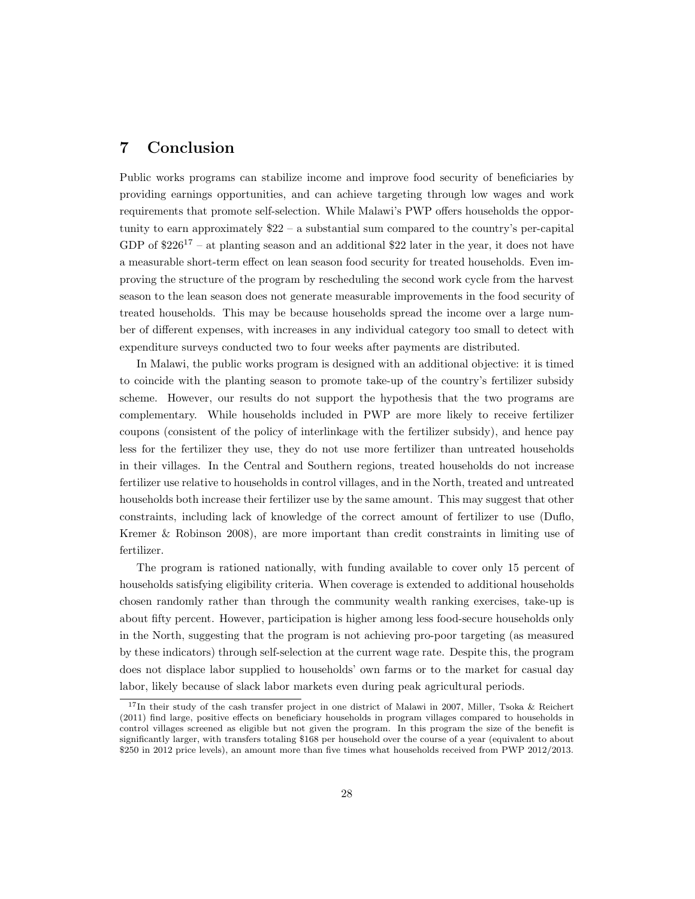# 7 Conclusion

Public works programs can stabilize income and improve food security of beneficiaries by providing earnings opportunities, and can achieve targeting through low wages and work requirements that promote self-selection. While Malawi's PWP offers households the opportunity to earn approximately $22 – a substantial sum compared to the country's per-capital GDP of $226[17] – at planting season and an additional $22 later in the year, it does not have a measurable short-term effect on lean season food security for treated households. Even improving the structure of the program by rescheduling the second work cycle from the harvest season to the lean season does not generate measurable improvements in the food security of treated households. This may be because households spread the income over a large number of different expenses, with increases in any individual category too small to detect with expenditure surveys conducted two to four weeks after payments are distributed.

In Malawi, the public works program is designed with an additional objective: it is timed to coincide with the planting season to promote take-up of the country's fertilizer subsidy scheme. However, our results do not support the hypothesis that the two programs are complementary. While households included in PWP are more likely to receive fertilizer coupons (consistent of the policy of interlinkage with the fertilizer subsidy), and hence pay less for the fertilizer they use, they do not use more fertilizer than untreated households in their villages. In the Central and Southern regions, treated households do not increase fertilizer use relative to households in control villages, and in the North, treated and untreated households both increase their fertilizer use by the same amount. This may suggest that other constraints, including lack of knowledge of the correct amount of fertilizer to use (Duflo, Kremer & Robinson 2008), are more important than credit constraints in limiting use of fertilizer.

The program is rationed nationally, with funding available to cover only 15 percent of households satisfying eligibility criteria. When coverage is extended to additional households chosen randomly rather than through the community wealth ranking exercises, take-up is about fifty percent. However, participation is higher among less food-secure households only in the North, suggesting that the program is not achieving pro-poor targeting (as measured by these indicators) through self-selection at the current wage rate. Despite this, the program does not displace labor supplied to households' own farms or to the market for casual day labor, likely because of slack labor markets even during peak agricultural periods.

[17] In their study of the cash transfer project in one district of Malawi in 2007, Miller, Tsoka & Reichert (2011) find large, positive effects on beneficiary households in program villages compared to households in control villages screened as eligible but not given the program. In this program the size of the benefit is significantly larger, with transfers totaling $168 per household over the course of a year (equivalent to about $250 in 2012 price levels), an amount more than five times what households received from PWP 2012/2013.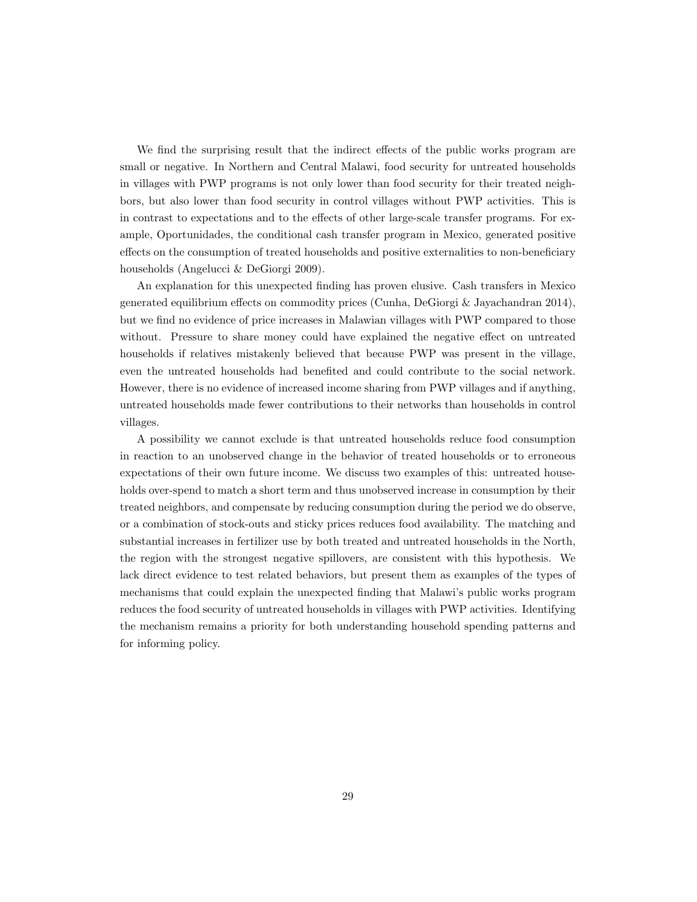We find the surprising result that the indirect effects of the public works program are small or negative. In Northern and Central Malawi, food security for untreated households in villages with PWP programs is not only lower than food security for their treated neighbors, but also lower than food security in control villages without PWP activities. This is in contrast to expectations and to the effects of other large-scale transfer programs. For example, Oportunidades, the conditional cash transfer program in Mexico, generated positive effects on the consumption of treated households and positive externalities to non-beneficiary households (Angelucci & DeGiorgi 2009).

An explanation for this unexpected finding has proven elusive. Cash transfers in Mexico generated equilibrium effects on commodity prices (Cunha, DeGiorgi & Jayachandran 2014), but we find no evidence of price increases in Malawian villages with PWP compared to those without. Pressure to share money could have explained the negative effect on untreated households if relatives mistakenly believed that because PWP was present in the village, even the untreated households had benefited and could contribute to the social network. However, there is no evidence of increased income sharing from PWP villages and if anything, untreated households made fewer contributions to their networks than households in control villages.

A possibility we cannot exclude is that untreated households reduce food consumption in reaction to an unobserved change in the behavior of treated households or to erroneous expectations of their own future income. We discuss two examples of this: untreated households over-spend to match a short term and thus unobserved increase in consumption by their treated neighbors, and compensate by reducing consumption during the period we do observe, or a combination of stock-outs and sticky prices reduces food availability. The matching and substantial increases in fertilizer use by both treated and untreated households in the North, the region with the strongest negative spillovers, are consistent with this hypothesis. We lack direct evidence to test related behaviors, but present them as examples of the types of mechanisms that could explain the unexpected finding that Malawi's public works program reduces the food security of untreated households in villages with PWP activities. Identifying the mechanism remains a priority for both understanding household spending patterns and for informing policy.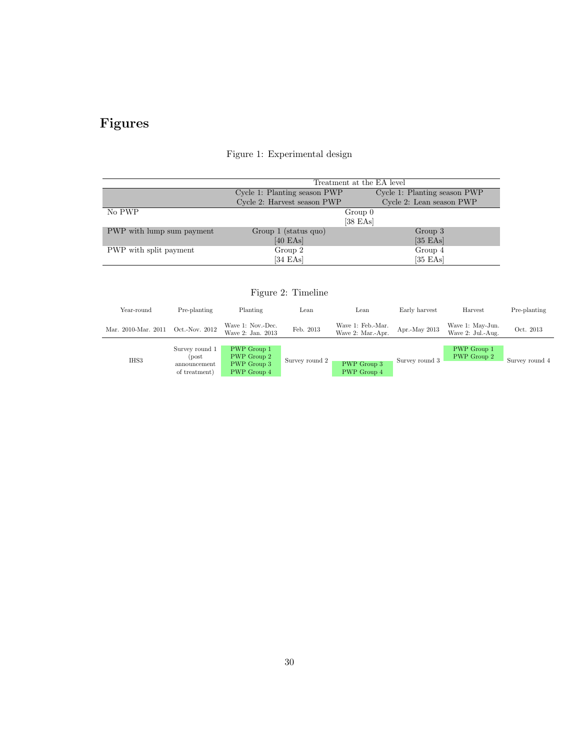# Figures

Figure 1: Experimental design

| | Treatment at the EA level | |
|---|---|---|
| | Cycle 1: Planting season PWP<br>Cycle 2: Harvest season PWP | Cycle 1: Planting season PWP<br>Cycle 2: Lean season PWP |
| No PWP | Group 0<br>[38 EAs] | |
| PWP with lump sum payment | Group 1 (status quo)<br>[40 EAs] | Group 3<br>[35 EAs] |
| PWP with split payment | Group 2<br>[34 EAs] | Group 4<br>[35 EAs] |

Figure 2: Timeline

| Year-round | Pre-planting | Planting | Lean | Lean | Early harvest | Harvest | Pre-planting |
|---|---|---|---|---|---|---|---|
| Mar. 2010-Mar. 2011 | Oct.-Nov. 2012 | Wave 1: Nov.-Dec.<br>Wave 2: Jan. 2013 | Feb. 2013 | Wave 1: Feb.-Mar.<br>Wave 2: Mar.-Apr. | Apr.-May 2013 | Wave 1: May-Jun.<br>Wave 2: Jul.-Aug. | Oct. 2013 |
| IHS3 | Survey round 1 (post announcement of treatment) | PWP Group 1<br>PWP Group 2<br>PWP Group 3<br>PWP Group 4 | Survey round 2 | PWP Group 3<br>PWP Group 4 | Survey round 3 | PWP Group 1<br>PWP Group 2 | Survey round 4 |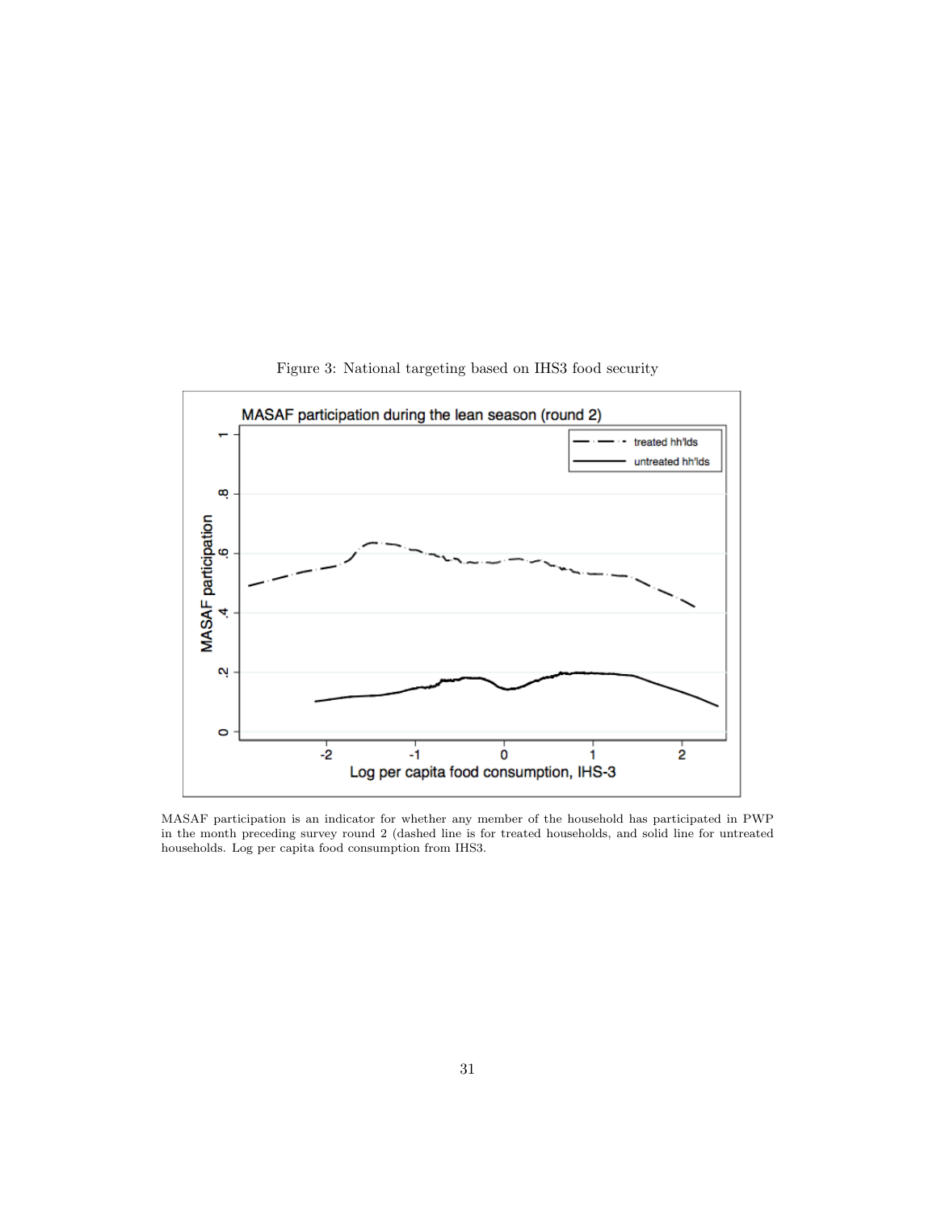Figure 3: National targeting based on IHS3 food security

MASAF participation is an indicator for whether any member of the household has participated in PWP in the month preceding survey round 2 (dashed line is for treated households, and solid line for untreated households. Log per capita food consumption from IHS3.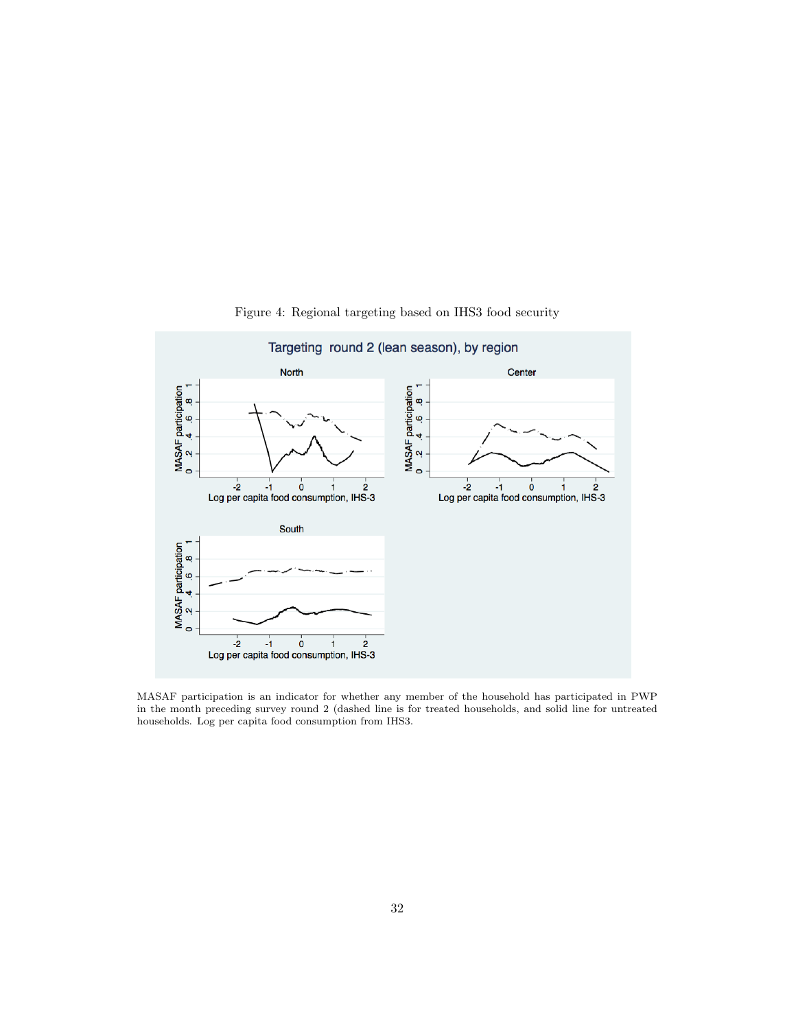Figure 4: Regional targeting based on IHS3 food security

MASAF participation is an indicator for whether any member of the household has participated in PWP in the month preceding survey round 2 (dashed line is for treated households, and solid line for untreated households. Log per capita food consumption from IHS3.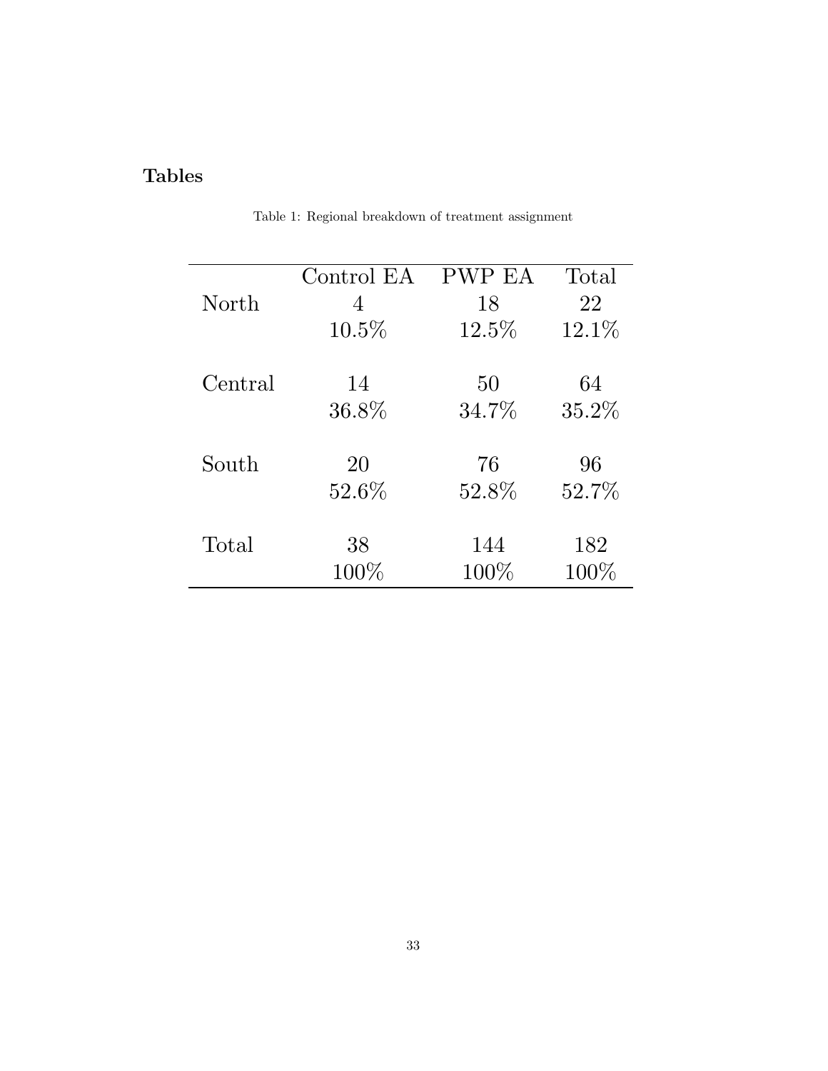# Tables

Table 1: Regional breakdown of treatment assignment

| | Control EA | PWP EA | Total |
|---|---|---|---|
| North | 4 | 18 | 22 |
| | 10.5% | 12.5% | 12.1% |
| Central | 14 | 50 | 64 |
| | 36.8% | 34.7% | 35.2% |
| South | 20 | 76 | 96 |
| | 52.6% | 52.8% | 52.7% |
| Total | 38 | 144 | 182 |
| | 100% | 100% | 100% |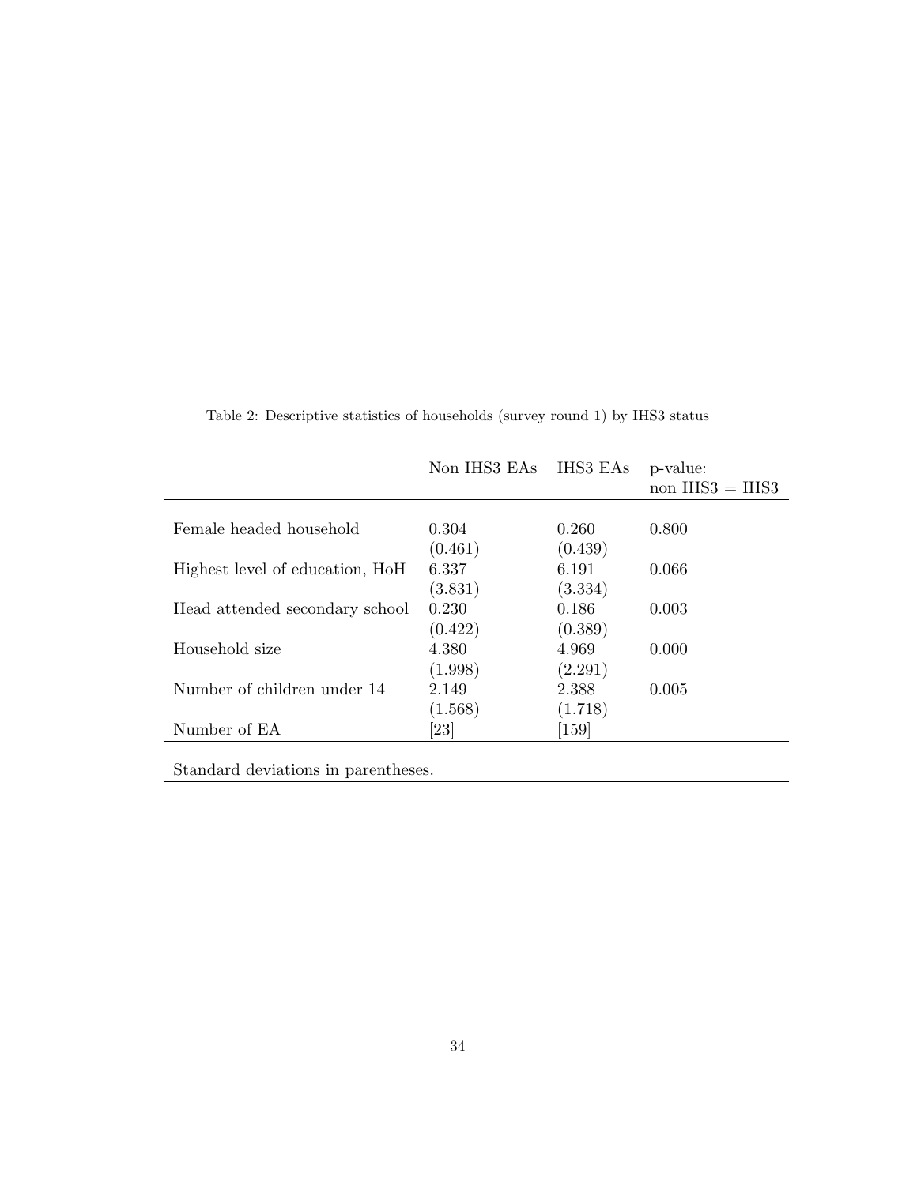Table 2: Descriptive statistics of households (survey round 1) by IHS3 status

| | Non IHS3 EAs | IHS3 EAs | p-value: non IHS3 = IHS3 |
|---|---|---|---|
| Female headed household | 0.304 | 0.260 | 0.800 |
| | (0.461) | (0.439) | |
| Highest level of education, HoH | 6.337 | 6.191 | 0.066 |
| | (3.831) | (3.334) | |
| Head attended secondary school | 0.230 | 0.186 | 0.003 |
| | (0.422) | (0.389) | |
| Household size | 4.380 | 4.969 | 0.000 |
| | (1.998) | (2.291) | |
| Number of children under 14 | 2.149 | 2.388 | 0.005 |
| | (1.568) | (1.718) | |
| Number of EA | [23] | [159] | |

Standard deviations in parentheses.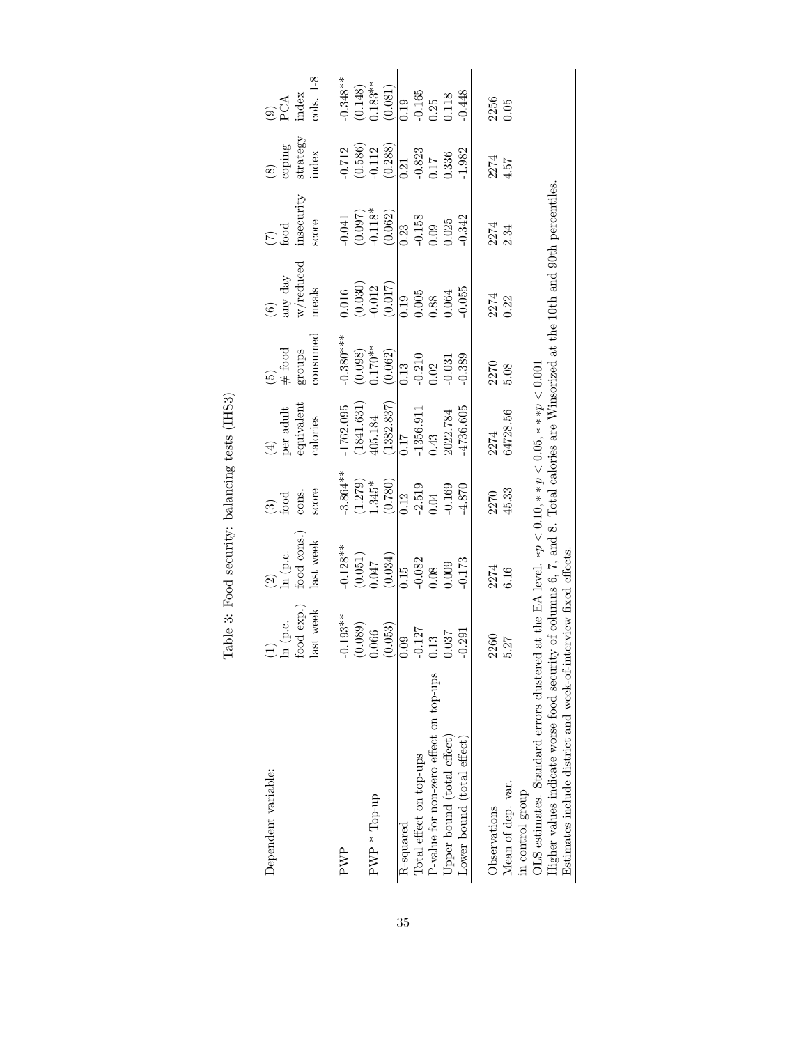Table 3: Food security: balancing tests (IHS3)

| Dependent variable: | (1) ln (p.c. food exp.) last week | (2) ln (p.c. food cons.) last week | (3) food cons. score | (4) per adult equivalent calories | (5) # food groups consumed | (6) any day w/reduced meals | (7) food insecurity score | (8) coping strategy index | (9) PCA index cols. 1-8 |
|---|---|---|---|---|---|---|---|---|---|
| PWP | -0.193** | -0.128** | -3.864** | -1762.095 | -0.380*** | 0.016 | -0.041 | -0.712 | -0.348** |
| | (0.089) | (0.051) | (1.279) | (1841.631) | (0.098) | (0.030) | (0.097) | (0.586) | (0.148) |
| PWP * Top-up | 0.066 | 0.047 | 1.345* | 405.184 | 0.170** | -0.012 | -0.118* | -0.112 | 0.183** |
| | (0.053) | (0.034) | (0.780) | (1382.837) | (0.062) | (0.017) | (0.062) | (0.288) | (0.081) |
| R-squared | 0.09 | 0.15 | 0.12 | 0.17 | 0.13 | 0.19 | 0.23 | 0.21 | 0.19 |
| Total effect on top-ups | -0.127 | -0.082 | -2.519 | -1356.911 | -0.210 | 0.005 | -0.158 | -0.823 | -0.165 |
| P-value for non-zero effect on top-ups | 0.13 | 0.08 | 0.04 | 0.43 | 0.02 | 0.88 | 0.09 | 0.17 | 0.25 |
| Upper bound (total effect) | 0.037 | 0.009 | -0.169 | 2022.784 | -0.031 | 0.064 | 0.025 | 0.336 | 0.118 |
| Lower bound (total effect) | -0.291 | -0.173 | -4.870 | -4736.605 | -0.389 | -0.055 | -0.342 | -1.982 | -0.448 |
| Observations | 2260 | 2274 | 2270 | 2274 | 2270 | 2274 | 2274 | 2274 | 2256 |
| Mean of dep. var. in control group | 5.27 | 6.16 | 45.33 | 64728.56 | 5.08 | 0.22 | 2.34 | 4.57 | 0.05 |

OLS estimates. Standard errors clustered at the EA level. $*p < 0.10, **p < 0.05, ***p < 0.001$
Higher values indicate worse food security of columns 6, 7, and 8. Total calories are Winsorized at the 10th and 90th percentiles.
Estimates include district and week-of-interview fixed effects.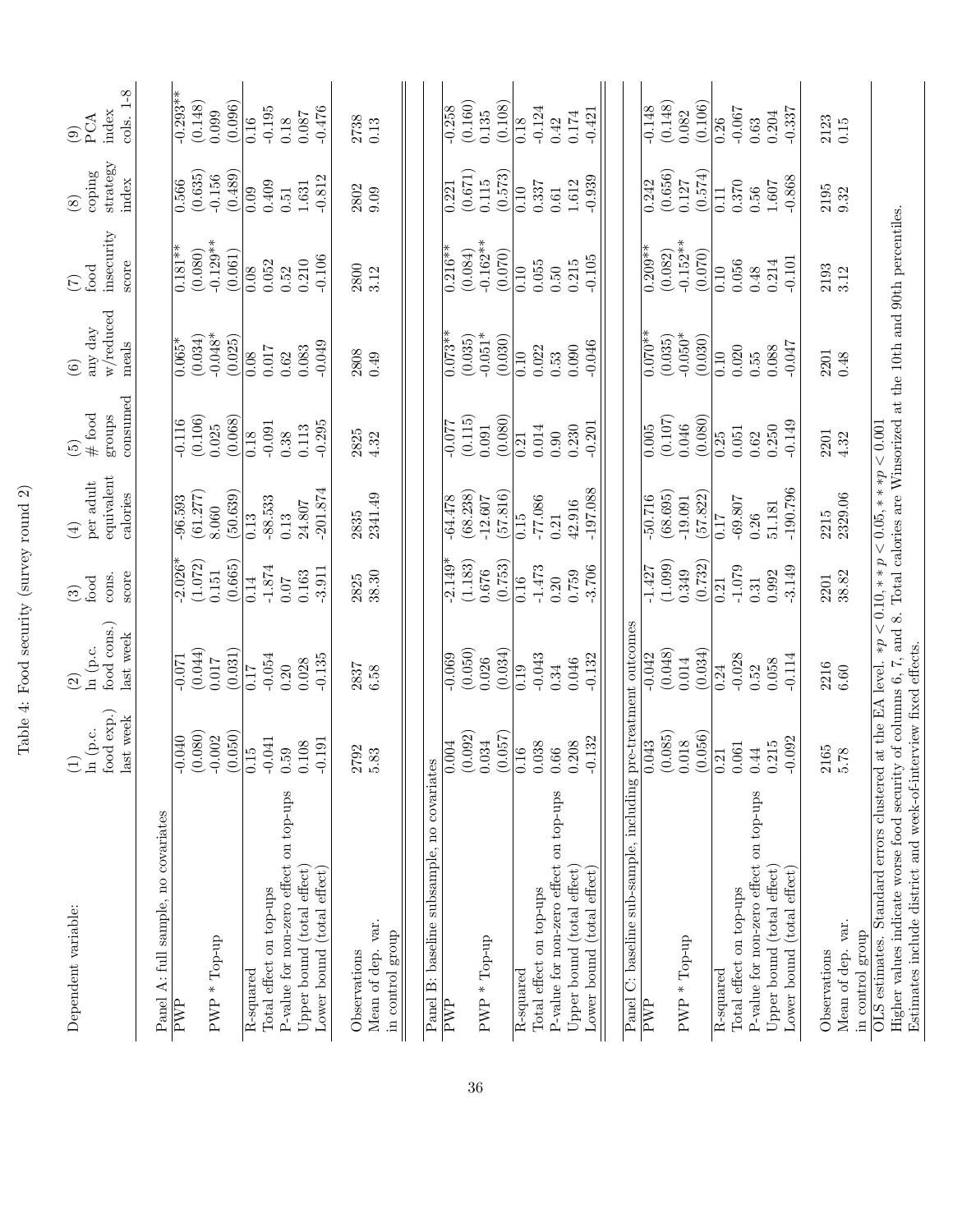Table 4: Food security (survey round 2)

| Dependent variable: | (1) ln (p.c. food exp.) last week | (2) ln (p.c. food cons.) last week | (3) food cons. score | (4) per adult equivalent calories | (5) # food groups consumed | (6) any day w/reduced meals | (7) food insecurity score | (8) coping strategy index | (9) PCA index cols. 1-8 |
|---|---|---|---|---|---|---|---|---|---|
| Panel A: full sample, no covariates | | | | | | | | | |
| PWP | -0.040 | -0.071 | -2.026* | -96.593 | -0.116 | 0.065* | 0.181** | 0.566 | -0.293** |
| | (0.080) | (0.044) | (1.072) | (61.277) | (0.106) | (0.034) | (0.080) | (0.635) | (0.148) |
| PWP * Top-up | -0.002 | 0.017 | 0.151 | 8.060 | 0.025 | -0.048* | -0.129** | -0.156 | 0.099 |
| | (0.050) | (0.031) | (0.665) | (50.639) | (0.068) | (0.025) | (0.061) | (0.489) | (0.096) |
| R-squared | 0.15 | 0.17 | 0.14 | 0.13 | 0.18 | 0.08 | 0.08 | 0.09 | 0.16 |
| Total effect on top-ups | -0.041 | -0.054 | -1.874 | -88.533 | -0.091 | 0.017 | 0.052 | 0.409 | -0.195 |
| P-value for non-zero effect on top-ups | 0.59 | 0.20 | 0.07 | 0.13 | 0.38 | 0.62 | 0.52 | 0.51 | 0.18 |
| Upper bound (total effect) | 0.108 | 0.028 | 0.163 | 24.807 | 0.113 | 0.083 | 0.210 | 1.631 | 0.087 |
| Lower bound (total effect) | -0.191 | -0.135 | -3.911 | -201.874 | -0.295 | -0.049 | -0.106 | -0.812 | -0.476 |
| Observations | 2792 | 2837 | 2825 | 2835 | 2825 | 2808 | 2800 | 2802 | 2738 |
| Mean of dep. var. in control group | 5.83 | 6.58 | 38.30 | 2341.49 | 4.32 | 0.49 | 3.12 | 9.09 | 0.13 |
| Panel B: baseline subsample, no covariates | | | | | | | | | |
| PWP | 0.004 | -0.069 | -2.149* | -64.478 | -0.077 | 0.073** | 0.216** | 0.221 | -0.258 |
| | (0.092) | (0.050) | (1.183) | (68.238) | (0.115) | (0.035) | (0.084) | (0.671) | (0.160) |
| PWP * Top-up | 0.034 | 0.026 | 0.676 | -12.607 | 0.091 | -0.051* | -0.162** | 0.115 | 0.135 |
| | (0.057) | (0.034) | (0.753) | (57.816) | (0.080) | (0.030) | (0.070) | (0.573) | (0.108) |
| R-squared | 0.16 | 0.19 | 0.16 | 0.15 | 0.21 | 0.10 | 0.10 | 0.10 | 0.18 |
| Total effect on top-ups | 0.038 | -0.043 | -1.473 | -77.086 | 0.014 | 0.022 | 0.055 | 0.337 | -0.124 |
| P-value for non-zero effect on top-ups | 0.66 | 0.34 | 0.20 | 0.21 | 0.90 | 0.53 | 0.50 | 0.61 | 0.42 |
| Upper bound (total effect) | 0.208 | 0.046 | 0.759 | 42.916 | 0.230 | 0.090 | 0.215 | 1.612 | 0.174 |
| Lower bound (total effect) | -0.132 | -0.132 | -3.706 | -197.088 | -0.201 | -0.046 | -0.105 | -0.939 | -0.421 |
| Panel C: baseline sub-sample, including pre-treatment outcomes | | | | | | | | | |
| PWP | 0.043 | -0.042 | -1.427 | -50.716 | 0.005 | 0.070** | 0.209** | 0.242 | -0.148 |
| | (0.085) | (0.048) | (1.099) | (68.695) | (0.107) | (0.035) | (0.082) | (0.656) | (0.148) |
| PWP * Top-up | 0.018 | 0.014 | 0.349 | -19.091 | 0.046 | -0.050* | -0.152** | 0.127 | 0.082 |
| | (0.056) | (0.034) | (0.732) | (57.822) | (0.080) | (0.030) | (0.070) | (0.574) | (0.106) |
| R-squared | 0.21 | 0.24 | 0.21 | 0.17 | 0.25 | 0.10 | 0.10 | 0.11 | 0.26 |
| Total effect on top-ups | 0.061 | -0.028 | -1.079 | -69.807 | 0.051 | 0.020 | 0.056 | 0.370 | -0.067 |
| P-value for non-zero effect on top-ups | 0.44 | 0.52 | 0.31 | 0.26 | 0.62 | 0.55 | 0.48 | 0.56 | 0.63 |
| Upper bound (total effect) | 0.215 | 0.058 | 0.992 | 51.181 | 0.250 | 0.088 | 0.214 | 1.607 | 0.204 |
| Lower bound (total effect) | -0.092 | -0.114 | -3.149 | -190.796 | -0.149 | -0.047 | -0.101 | -0.868 | -0.337 |
| Observations | 2165 | 2216 | 2201 | 2215 | 2201 | 2201 | 2193 | 2195 | 2123 |
| Mean of dep. var. in control group | 5.78 | 6.60 | 38.82 | 2329.06 | 4.32 | 0.48 | 3.12 | 9.32 | 0.15 |

OLS estimates. Standard errors clustered at the EA level. $*p < 0.10, **p < 0.05, ***p < 0.001$
Higher values indicate worse food security of columns 6, 7, and 8. Total calories are Winsorized at the 10th and 90th percentiles.
Estimates include district and week-of-interview fixed effects.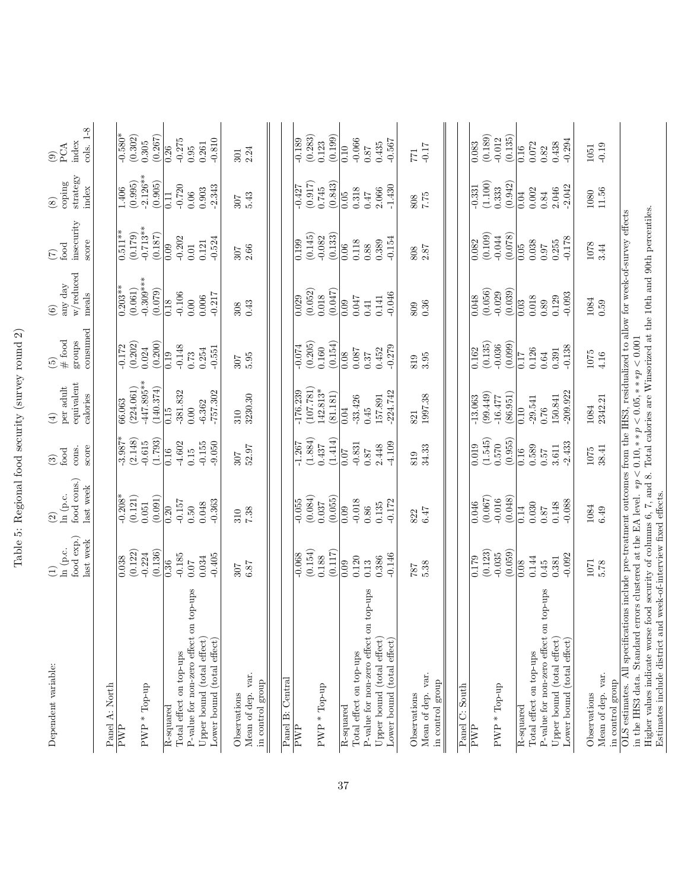Table 5: Regional food security (survey round 2)

| Dependent variable: | (1) ln (p.c. food exp.) last week | (2) ln (p.c. food cons.) last week | (3) food cons. score | (4) per adult equivalent calories | (5) # food groups consumed | (6) any day w/reduced meals | (7) food insecurity score | (8) coping strategy index | (9) PCA index cols. 1-8 |
|---|---|---|---|---|---|---|---|---|---|
| **Panel A: North** | | | | | | | | | |
| PWP | 0.038 | -0.208* | -3.987* | 66.063 | -0.172 | 0.203** | 0.511** | 1.406 | -0.580* |
| | (0.122) | (0.121) | (2.148) | (224.061) | (0.202) | (0.061) | (0.179) | (0.995) | (0.302) |
| PWP * Top-up | -0.224 | 0.051 | -0.615 | -447.895** | 0.024 | -0.309*** | -0.713** | -2.126** | 0.305 |
| | (0.136) | (0.091) | (1.793) | (140.374) | (0.200) | (0.079) | (0.187) | (0.905) | (0.267) |
| R-squared | 0.36 | 0.20 | 0.16 | 0.15 | 0.19 | 0.18 | 0.09 | 0.11 | 0.26 |
| Total effect on top-ups | -0.185 | -0.157 | -4.602 | -381.832 | -0.148 | -0.106 | -0.202 | -0.720 | -0.275 |
| P-value for non-zero effect on top-ups | 0.07 | 0.50 | 0.15 | 0.00 | 0.73 | 0.00 | 0.01 | 0.06 | 0.95 |
| Upper bound (total effect) | 0.034 | 0.048 | -0.155 | -6.362 | 0.254 | 0.006 | 0.121 | 0.903 | 0.261 |
| Lower bound (total effect) | -0.405 | -0.363 | -9.050 | -757.302 | -0.551 | -0.217 | -0.524 | -2.343 | -0.810 |
| Observations | 307 | 310 | 307 | 310 | 307 | 308 | 307 | 307 | 301 |
| Mean of dep. var. in control group | 6.87 | 7.38 | 52.97 | 3230.30 | 5.95 | 0.43 | 2.66 | 5.43 | 2.24 |
| **Panel B: Central** | | | | | | | | | |
| PWP | -0.068 | -0.055 | -1.267 | -176.239 | -0.074 | 0.029 | 0.199 | -0.427 | -0.189 |
| | (0.154) | (0.084) | (1.884) | (107.781) | (0.205) | (0.052) | (0.145) | (0.917) | (0.283) |
| PWP * Top-up | 0.188 | 0.037 | 0.437 | 142.813* | 0.160 | 0.018 | -0.082 | 0.745 | 0.123 |
| | (0.117) | (0.055) | (1.414) | (81.181) | (0.154) | (0.047) | (0.133) | (0.843) | (0.199) |
| R-squared | 0.09 | 0.09 | 0.07 | 0.04 | 0.08 | 0.09 | 0.06 | 0.05 | 0.10 |
| Total effect on top-ups | 0.120 | -0.018 | -0.831 | -33.426 | 0.087 | 0.047 | 0.118 | 0.318 | -0.066 |
| P-value for non-zero effect on top-ups | 0.13 | 0.86 | 0.87 | 0.45 | 0.37 | 0.41 | 0.88 | 0.47 | 0.87 |
| Upper bound (total effect) | 0.386 | 0.135 | 2.448 | 157.891 | 0.452 | 0.141 | 0.389 | 2.066 | 0.435 |
| Lower bound (total effect) | -0.146 | -0.172 | -4.109 | -224.742 | -0.279 | -0.046 | -0.154 | -1.430 | -0.567 |
| Observations | 787 | 822 | 819 | 821 | 819 | 809 | 808 | 808 | 771 |
| Mean of dep. var. in control group | 5.38 | 6.47 | 34.33 | 1997.38 | 3.95 | 0.36 | 2.87 | 7.75 | -0.17 |
| **Panel C: South** | | | | | | | | | |
| PWP | 0.179 | 0.046 | 0.019 | -13.063 | 0.162 | 0.048 | 0.082 | -0.331 | 0.083 |
| | (0.123) | (0.067) | (1.545) | (99.449) | (0.135) | (0.056) | (0.109) | (1.100) | (0.189) |
| PWP * Top-up | -0.035 | -0.016 | 0.570 | -16.477 | -0.036 | -0.029 | -0.044 | 0.333 | -0.012 |
| | (0.059) | (0.048) | (0.955) | (86.951) | (0.099) | (0.039) | (0.078) | (0.942) | (0.135) |
| R-squared | 0.08 | 0.14 | 0.16 | 0.10 | 0.17 | 0.03 | 0.05 | 0.04 | 0.16 |
| Total effect on top-ups | 0.144 | 0.030 | 0.589 | -29.541 | 0.126 | 0.018 | 0.038 | 0.002 | 0.072 |
| P-value for non-zero effect on top-ups | 0.45 | 0.87 | 0.57 | 0.76 | 0.64 | 0.89 | 0.97 | 0.84 | 0.82 |
| Upper bound (total effect) | 0.381 | 0.148 | 3.611 | 150.841 | 0.391 | 0.129 | 0.255 | 2.046 | 0.438 |
| Lower bound (total effect) | -0.092 | -0.088 | -2.433 | -209.922 | -0.138 | -0.093 | -0.178 | -2.042 | -0.294 |
| Observations | 1071 | 1084 | 1075 | 1084 | 1075 | 1084 | 1078 | 1080 | 1051 |
| Mean of dep. var. in control group | 5.78 | 6.49 | 38.41 | 2342.21 | 4.16 | 0.59 | 3.44 | 11.56 | -0.19 |

OLS estimates. All specifications include pre-treatment outcomes from the IHS3, residualized to allow for week-of-survey effects in the IHS3 data. Standard errors clustered at the EA level. $*p < 0.10, **p < 0.05, ***p < 0.001$
Higher values indicate worse food security of columns 6, 7, and 8. Total calories are Winsorized at the 10th and 90th percentiles.
Estimates include district and week-of-interview fixed effects.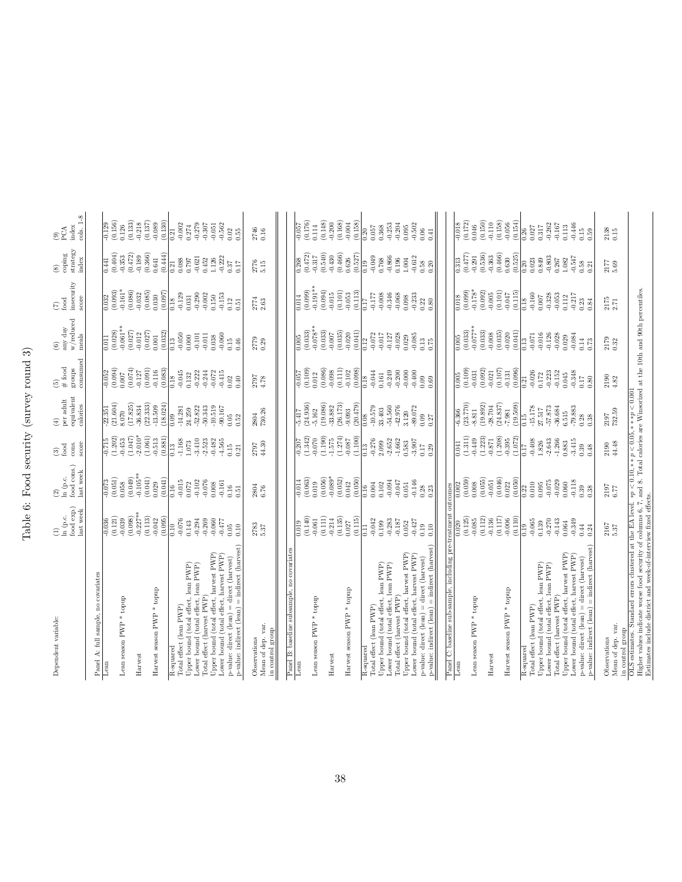# Table 6: Food security (survey round 3)

| Dependent variable: | (1) ln (p.c. food exp.) last week | (2) ln (p.c. food cons.) last week | (3) food cons. score | (4) per adult equivalent calories | (5) # food groups consumed | (6) any day w/reduced meals | (7) food insecurity score | (8) coping strategy index | (9) PCA index cols. 1-8 |
|---|---|---|---|---|---|---|---|---|---|
| **Panel A: full sample, no covariates** | | | | | | | | | |
| Lean | -0.036 | -0.073 | -0.715 | -22.351 | -0.052 | 0.011 | 0.032 | 0.441 | -0.129 |
| | (0.121) | (0.051) | (1.202) | (21.604) | (0.094) | (0.028) | (0.093) | (0.404) | (0.156) |
| Lean season PWP * topup | -0.039 | 0.058 | -0.453 | 8.070 | 0.007 | -0.061** | -0.161* | -0.353 | 0.126 |
| | (0.098) | (0.049) | (1.047) | (17.825) | (0.074) | (0.027) | (0.086) | (0.472) | (0.133) |
| Harvest | -0.227** | -0.105** | -2.010* | -36.834 | -0.127 | -0.012 | -0.032 | -0.189 | -0.218 |
| | (0.113) | (0.041) | (1.061) | (22.333) | (0.091) | (0.027) | (0.085) | (0.366) | (0.137) |
| Harvest season PWP * topup | -0.042 | 0.029 | -0.513 | -13.509 | -0.116 | 0.001 | 0.030 | 0.641 | -0.089 |
| | (0.095) | (0.041) | (0.881) | (18.024) | (0.083) | (0.032) | (0.097) | (0.444) | (0.130) |
| R-squared | 0.10 | 0.16 | 0.13 | 0.09 | 0.18 | 0.13 | 0.18 | 0.21 | 0.21 |
| Total effect (lean PWP) | -0.076 | -0.015 | -1.168 | -14.281 | -0.045 | -0.050 | -0.129 | 0.088 | -0.002 |
| Upper bound (total effect, lean PWP) | 0.143 | 0.072 | 1.073 | 24.259 | 0.132 | 0.000 | 0.031 | 0.797 | 0.274 |
| Lower bound (total effect, lean PWP) | -0.294 | -0.102 | -3.410 | -52.822 | -0.222 | -0.101 | -0.290 | -0.621 | -0.279 |
| Total effect (harvest PWP) | -0.269 | -0.076 | -2.523 | -50.343 | -0.244 | -0.011 | -0.002 | 0.452 | -0.307 |
| Upper bound (total effect, harvest PWP) | -0.060 | 0.008 | -0.482 | -10.519 | -0.072 | 0.038 | 0.150 | 1.126 | -0.051 |
| Lower bound (total effect, harvest PWP) | -0.477 | -0.161 | -4.565 | -90.167 | -0.415 | -0.060 | -0.153 | -0.222 | -0.562 |
| p-value: direct (lean) = direct (harvest) | 0.05 | 0.16 | 0.15 | 0.05 | 0.02 | 0.15 | 0.12 | 0.37 | 0.02 |
| p-value: indirect (lean) = indirect (harvest) | 0.10 | 0.51 | 0.21 | 0.52 | 0.40 | 0.46 | 0.51 | 0.17 | 0.55 |
| Observations | 2783 | 2804 | 2797 | 2804 | 2797 | 2779 | 2774 | 2776 | 2746 |
| Mean of dep. var. in control group | 5.37 | 6.76 | 44.30 | 730.26 | 4.78 | 0.29 | 2.63 | 5.15 | 0.16 |
| **Panel B: baseline subsample, no covariates** | | | | | | | | | |
| Lean | 0.019 | -0.014 | -0.207 | -5.417 | -0.057 | 0.005 | 0.014 | 0.268 | -0.057 |
| | (0.140) | (0.063) | (1.342) | (24.936) | (0.109) | (0.033) | (0.099) | (0.472) | (0.176) |
| Lean season PWP * topup | -0.061 | 0.019 | -0.070 | -5.162 | 0.012 | -0.078** | -0.191** | -0.317 | 0.114 |
| | (0.111) | (0.056) | (1.190) | (19.086) | (0.086) | (0.033) | (0.094) | (0.540) | (0.148) |
| Harvest | -0.214 | -0.089* | -1.575 | -33.882 | -0.098 | -0.007 | -0.015 | -0.430 | -0.200 |
| | (0.135) | (0.052) | (1.274) | (26.173) | (0.111) | (0.035) | (0.101) | (0.466) | (0.168) |
| Harvest season PWP * topup | 0.027 | 0.042 | -0.087 | -9.093 | -0.102 | -0.020 | -0.053 | 0.626 | -0.004 |
| | (0.115) | (0.050) | (1.100) | (20.479) | (0.098) | (0.041) | (0.113) | (0.527) | (0.158) |
| R-squared | 0.11 | 0.16 | 0.13 | 0.08 | 0.18 | 0.12 | 0.17 | 0.19 | 0.20 |
| Total effect (lean PWP) | -0.042 | 0.004 | -0.276 | -10.579 | -0.044 | -0.072 | -0.177 | -0.049 | 0.057 |
| Upper bound (total effect, lean PWP) | 0.199 | 0.102 | 2.099 | 33.403 | 0.161 | -0.017 | -0.008 | 0.768 | 0.368 |
| Lower bound (total effect, lean PWP) | -0.283 | -0.094 | -2.652 | -54.560 | -0.249 | -0.127 | -0.346 | -0.866 | -0.253 |
| Total effect (harvest PWP) | -0.187 | -0.047 | -1.662 | -42.976 | -0.200 | -0.028 | -0.068 | 0.196 | -0.204 |
| Upper bound (total effect, harvest PWP) | 0.052 | 0.051 | 0.583 | 3.120 | -0.000 | 0.029 | 0.098 | 1.004 | 0.095 |
| Lower bound (total effect, harvest PWP) | -0.427 | -0.146 | -3.907 | -89.072 | -0.400 | -0.085 | -0.233 | -0.612 | -0.502 |
| p-value: direct (lean) = direct (harvest) | 0.19 | 0.28 | 0.17 | 0.09 | 0.09 | 0.13 | 0.22 | 0.58 | 0.06 |
| p-value: indirect (lean) = indirect (harvest) | 0.10 | 0.23 | 0.29 | 0.27 | 0.69 | 0.75 | 0.80 | 0.20 | 0.41 |
| **Panel C: baseline sub-sample, including pre-treatment outcomes** | | | | | | | | | |
| Lean | 0.020 | 0.002 | 0.041 | -6.366 | 0.005 | 0.005 | 0.018 | 0.313 | -0.018 |
| | (0.125) | (0.059) | (1.311) | (23.770) | (0.109) | (0.033) | (0.099) | (0.477) | (0.172) |
| Lean season PWP * topup | -0.085 | 0.008 | -0.449 | -8.811 | -0.031 | -0.077** | -0.178* | -0.291 | 0.046 |
| | (0.112) | (0.055) | (1.223) | (19.892) | (0.092) | (0.033) | (0.092) | (0.536) | (0.150) |
| Harvest | -0.136 | -0.051 | -0.871 | -28.704 | -0.021 | -0.008 | -0.005 | -0.363 | -0.110 |
| | (0.117) | (0.046) | (1.208) | (24.837) | (0.107) | (0.035) | (0.101) | (0.466) | (0.158) |
| Harvest season PWP * topup | -0.006 | 0.022 | -0.395 | -7.981 | -0.131 | -0.020 | -0.047 | 0.630 | -0.056 |
| | (0.110) | (0.050) | (1.072) | (19.509) | (0.096) | (0.041) | (0.115) | (0.525) | (0.154) |
| R-squared | 0.19 | 0.22 | 0.17 | 0.15 | 0.21 | 0.13 | 0.18 | 0.20 | 0.26 |
| Total effect (lean PWP) | -0.065 | 0.010 | -0.408 | -15.178 | -0.026 | -0.071 | -0.160 | 0.023 | 0.027 |
| Upper bound (total effect, lean PWP) | 0.139 | 0.095 | 1.826 | 27.517 | 0.172 | -0.016 | 0.007 | 0.849 | 0.317 |
| Lower bound (total effect, lean PWP) | -0.270 | -0.075 | -2.643 | -57.873 | -0.223 | -0.126 | -0.328 | -0.803 | -0.262 |
| Total effect (harvest PWP) | -0.143 | -0.029 | -1.266 | -36.684 | -0.152 | -0.028 | -0.053 | 0.267 | -0.167 |
| Upper bound (total effect, harvest PWP) | 0.064 | 0.060 | 0.883 | 6.515 | 0.045 | 0.029 | 0.112 | 1.082 | 0.113 |
| Lower bound (total effect, harvest PWP) | -0.349 | -0.118 | -3.415 | -79.883 | -0.348 | -0.084 | -0.217 | -0.547 | -0.446 |
| p-value: direct (lean) = direct (harvest) | 0.44 | 0.39 | 0.39 | 0.28 | 0.17 | 0.14 | 0.23 | 0.58 | 0.15 |
| p-value: indirect (lean) = indirect (harvest) | 0.24 | 0.38 | 0.48 | 0.38 | 0.80 | 0.73 | 0.84 | 0.21 | 0.59 |
| Observations | 2167 | 2197 | 2190 | 2197 | 2190 | 2179 | 2175 | 2177 | 2138 |
| Mean of dep. var. in control group | 5.37 | 6.77 | 44.48 | 732.59 | 4.82 | 0.32 | 2.71 | 5.69 | 0.15 |

OLS estimates. Standard errors clustered at the EA level. $*p < 0.10, **p < 0.05, ***p < 0.001$
Higher values indicate worse food security of columns 6, 7, and 8. Total calories are Winsorized at the 10th and 90th percentiles.
Estimates include district and week-of-interview fixed effects.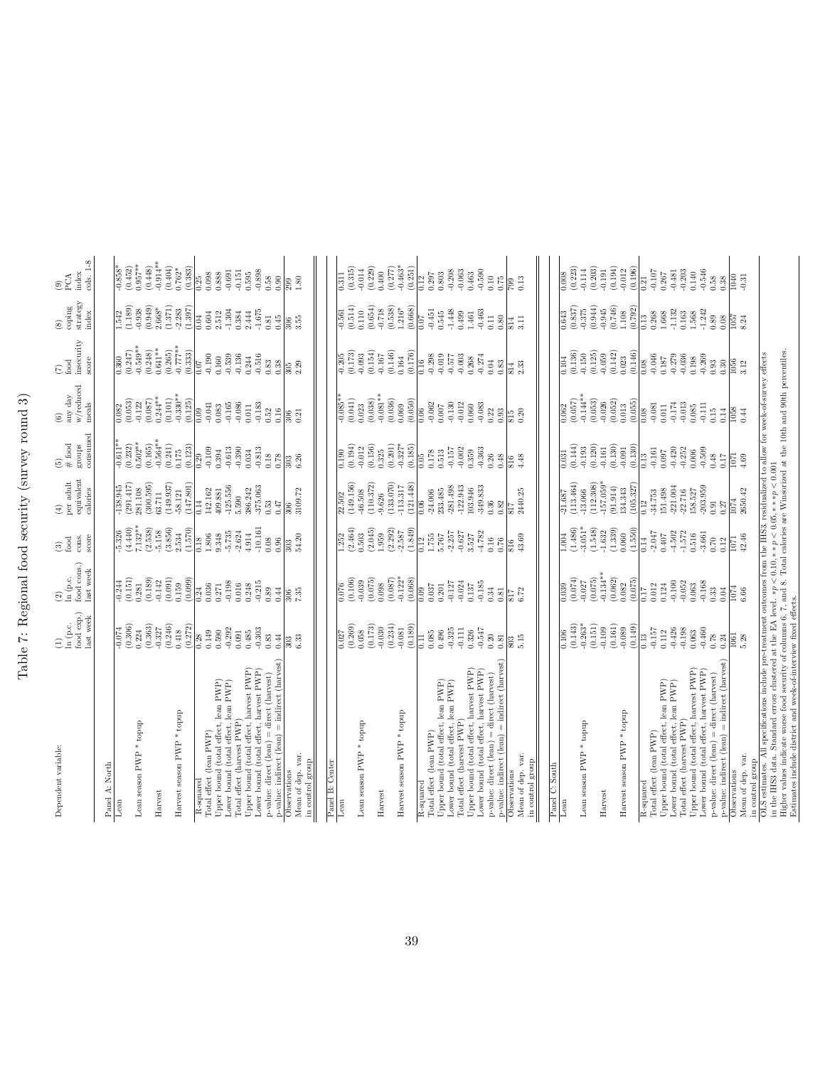# Table 7: Regional food security (survey round 3)

| Dependent variable: | (1) ln (p.c. food exp.) last week | (2) ln (p.c. food cons.) last week | (3) food cons. score | (4) per adult equivalent calories | (5) # food groups consumed | (6) any day w/reduced meals | (7) food insecurity score | (8) coping strategy index | (9) PCA index cols. 1-8 |
|---|---|---|---|---|---|---|---|---|---|
| **Panel A: North** | | | | | | | | | |
| Lean | -0.074 | -0.244 | -5.326 | -138.945 | -0.611** | 0.082 | 0.360 | 1.542 | -0.858* |
| | (0.306) | (0.151) | (4.440) | (291.417) | (0.232) | (0.053) | (0.247) | (1.189) | (0.452) |
| Lean season PWP * topup | 0.224 | 0.281 | 7.132** | 281.108 | 0.502** | -0.122 | -0.549** | -0.938 | 0.957** |
| | (0.363) | (0.189) | (2.538) | (300.595) | (0.165) | (0.087) | (0.248) | (0.949) | (0.448) |
| Harvest | -0.327 | -0.142 | -5.158 | 63.711 | -0.564** | 0.244** | 0.641** | 2.668* | -0.914** |
| | (0.246) | (0.091) | (3.856) | (149.937) | (0.241) | (0.101) | (0.265) | (1.371) | (0.404) |
| Harvest season PWP * topup | 0.418 | 0.159 | 2.534 | -58.121 | 0.175 | -0.330** | -0.777** | -2.283 | 0.762* |
| | (0.272) | (0.099) | (1.570) | (147.801) | (0.123) | (0.125) | (0.333) | (1.397) | (0.383) |
| R-squared | 0.28 | 0.24 | 0.18 | 0.14 | 0.29 | 0.09 | 0.07 | 0.04 | 0.25 |
| Total effect (lean PWP) | 0.149 | 0.036 | 1.806 | 142.162 | -0.109 | -0.041 | -0.190 | 0.604 | 0.098 |
| Upper bound (total effect, lean PWP) | 0.590 | 0.271 | 9.348 | 409.881 | 0.394 | 0.083 | 0.160 | 2.512 | 0.888 |
| Lower bound (total effect, lean PWP) | -0.292 | -0.198 | -5.735 | -125.556 | -0.613 | -0.165 | -0.539 | -1.304 | -0.691 |
| Total effect (harvest PWP) | 0.091 | 0.016 | -2.624 | 5.590 | -0.390 | -0.086 | -0.136 | 0.384 | -0.151 |
| Upper bound (total effect, harvest PWP) | 0.485 | 0.248 | 4.914 | 386.242 | 0.034 | 0.011 | 0.244 | 2.444 | 0.595 |
| Lower bound (total effect, harvest PWP) | -0.303 | -0.215 | -10.161 | -375.063 | -0.813 | -0.183 | -0.516 | -1.675 | -0.898 |
| p-value: direct (lean) = direct (harvest) | 0.83 | 0.89 | 0.08 | 0.53 | 0.18 | 0.52 | 0.83 | 0.81 | 0.58 |
| p-value: indirect (lean) = indirect (harvest) | 0.44 | 0.44 | 0.96 | 0.47 | 0.78 | 0.16 | 0.38 | 0.45 | 0.90 |
| Observations | 803 | 806 | 803 | 806 | 803 | 806 | 805 | 806 | 799 |
| Mean of dep. var. in control group | 6.33 | 7.35 | 54.20 | 3109.72 | 6.26 | 0.21 | 2.29 | 3.55 | 1.80 |
| **Panel B: Center** | | | | | | | | | |
| Lean | 0.027 | 0.076 | 1.252 | 22.502 | 0.190 | -0.085** | -0.205 | -0.561 | 0.311 |
| | (0.269) | (0.106) | (2.464) | (149.156) | (0.194) | (0.041) | (0.173) | (0.514) | (0.315) |
| Lean season PWP * topup | 0.058 | -0.039 | 0.503 | -46.508 | -0.012 | 0.023 | -0.093 | 0.110 | -0.014 |
| | (0.173) | (0.075) | (2.045) | (110.372) | (0.156) | (0.038) | (0.154) | (0.654) | (0.229) |
| Harvest | -0.030 | 0.098 | 1.959 | -9.626 | 0.325 | -0.081** | -0.167 | -0.718 | 0.400 |
| | (0.234) | (0.087) | (2.292) | (133.070) | (0.201) | (0.036) | (0.146) | (0.538) | (0.277) |
| Harvest season PWP * topup | -0.081 | -0.122* | -2.587 | -113.317 | -0.327* | 0.069 | 0.164 | 1.216* | -0.463* |
| | (0.189) | (0.068) | (1.849) | (121.448) | (0.185) | (0.050) | (0.176) | (0.668) | (0.251) |
| R-squared | 0.11 | 0.09 | 0.12 | 0.06 | 0.05 | 0.06 | 0.16 | 0.07 | 0.12 |
| Total effect (lean PWP) | 0.085 | 0.037 | 1.755 | -24.006 | 0.178 | -0.062 | -0.298 | -0.451 | 0.297 |
| Upper bound (total effect, lean PWP) | 0.496 | 0.201 | 5.767 | 233.485 | 0.513 | 0.007 | -0.019 | 0.545 | 0.803 |
| Lower bound (total effect, lean PWP) | -0.325 | -0.127 | -2.257 | -281.498 | -0.157 | -0.130 | -0.577 | -1.448 | -0.208 |
| Total effect (harvest PWP) | -0.111 | -0.024 | -0.627 | -122.943 | -0.002 | -0.012 | -0.003 | 0.499 | -0.063 |
| Upper bound (total effect, harvest PWP) | 0.326 | 0.137 | 3.527 | 103.946 | 0.359 | 0.060 | 0.268 | 1.461 | 0.463 |
| Lower bound (total effect, harvest PWP) | -0.547 | -0.185 | -4.782 | -349.833 | -0.363 | -0.083 | -0.274 | -0.463 | -0.590 |
| p-value: direct (lean) = direct (harvest) | 0.20 | 0.34 | 0.16 | 0.36 | 0.26 | 0.22 | 0.04 | 0.11 | 0.10 |
| p-value: indirect (lean) = indirect (harvest) | 0.81 | 0.81 | 0.76 | 0.82 | 0.48 | 0.93 | 0.83 | 0.80 | 0.75 |
| Observations | 816 | 817 | 816 | 817 | 816 | 815 | 814 | 814 | 799 |
| Mean of dep. var. in control group | 5.15 | 6.72 | 43.69 | 2440.25 | 4.48 | 0.20 | 2.33 | 3.11 | 0.13 |
| **Panel C: South** | | | | | | | | | |
| Lean | 0.106 | 0.039 | 1.004 | -21.687 | 0.031 | 0.062 | 0.104 | 0.643 | 0.008 |
| | (0.143) | (0.074) | (1.486) | (113.464) | (0.144) | (0.057) | (0.136) | (0.837) | (0.223) |
| Lean season PWP * topup | -0.263* | -0.027 | -3.051* | -13.066 | -0.193 | -0.144** | -0.150 | -0.375 | -0.114 |
| | (0.151) | (0.075) | (1.548) | (112.308) | (0.120) | (0.053) | (0.125) | (0.944) | (0.203) |
| Harvest | -0.109 | -0.134** | -1.632 | -157.050* | -0.161 | -0.026 | -0.059 | -0.945 | -0.191 |
| | (0.161) | (0.062) | (1.339) | (91.914) | (0.130) | (0.052) | (0.142) | (0.746) | (0.194) |
| Harvest season PWP * topup | -0.089 | 0.082 | 0.060 | 134.343 | -0.091 | 0.013 | 0.023 | 1.108 | -0.012 |
| | (0.149) | (0.075) | (1.550) | (105.327) | (0.130) | (0.055) | (0.146) | (0.792) | (0.196) |
| R-squared | 0.13 | 0.17 | 0.14 | 0.12 | 0.13 | 0.08 | 0.08 | 0.13 | 0.21 |
| Total effect (lean PWP) | -0.157 | 0.012 | -2.047 | -34.753 | -0.161 | -0.081 | -0.046 | 0.268 | -0.107 |
| Upper bound (total effect, lean PWP) | 0.112 | 0.124 | 0.407 | 151.498 | 0.097 | 0.011 | 0.187 | 1.668 | 0.267 |
| Lower bound (total effect, lean PWP) | -0.426 | -0.100 | -4.502 | -221.004 | -0.420 | -0.174 | -0.279 | -1.132 | -0.481 |
| Total effect (harvest PWP) | -0.198 | -0.052 | -1.572 | -22.716 | -0.252 | -0.013 | -0.036 | 0.163 | -0.203 |
| Upper bound (total effect, harvest PWP) | 0.063 | 0.063 | 0.516 | 158.527 | 0.006 | 0.085 | 0.198 | 1.568 | 0.140 |
| Lower bound (total effect, harvest PWP) | -0.460 | -0.168 | -3.661 | -203.959 | -0.509 | -0.111 | -0.269 | -1.242 | -0.546 |
| p-value: direct (lean) = direct (harvest) | 0.78 | 0.33 | 0.70 | 0.91 | 0.48 | 0.15 | 0.93 | 0.89 | 0.58 |
| p-value: indirect (lean) = indirect (harvest) | 0.24 | 0.04 | 0.12 | 0.27 | 0.17 | 0.14 | 0.30 | 0.08 | 0.38 |
| Observations | 1061 | 1074 | 1071 | 1074 | 1071 | 1058 | 1056 | 1057 | 1040 |
| Mean of dep. var. in control group | 5.28 | 6.66 | 42.46 | 2650.42 | 4.69 | 0.44 | 3.12 | 8.24 | -0.31 |

OLS estimates. All specifications include pre-treatment outcomes from the IHS3, residualized to allow for week-of-survey effects in the IHS3 data. Standard errors clustered at the EA level. * $p < 0.10$, ** $p < 0.05$, *** $p < 0.001$

Higher values indicate worse food security of columns 6, 7, and 8. Total calories are Winsorized at the 10th and 90th percentiles.

Estimates include district and week-of-interview fixed effects.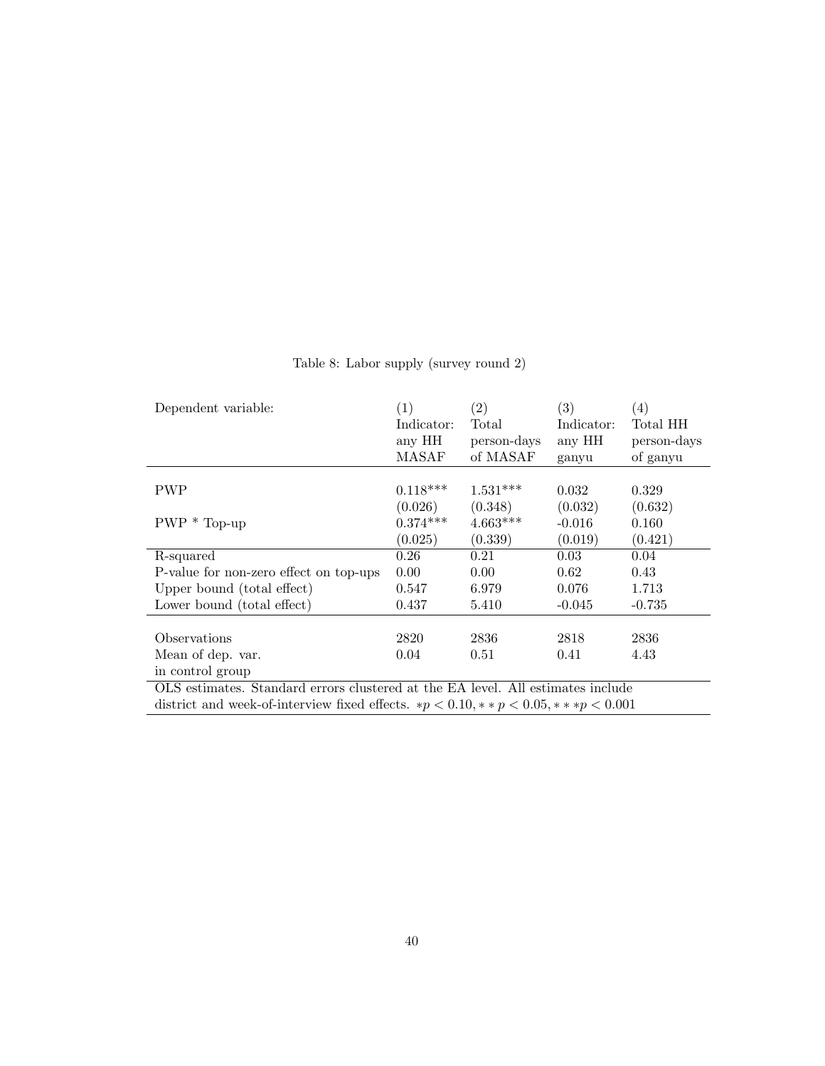Table 8: Labor supply (survey round 2)

| Dependent variable: | (1) Indicator: any HH MASAF | (2) Total person-days of MASAF | (3) Indicator: any HH ganyu | (4) Total HH person-days of ganyu |
|---|---|---|---|---|
| PWP | 0.118*** | 1.531*** | 0.032 | 0.329 |
| | (0.026) | (0.348) | (0.032) | (0.632) |
| PWP * Top-up | 0.374*** | 4.663*** | -0.016 | 0.160 |
| | (0.025) | (0.339) | (0.019) | (0.421) |
| R-squared | 0.26 | 0.21 | 0.03 | 0.04 |
| P-value for non-zero effect on top-ups | 0.00 | 0.00 | 0.62 | 0.43 |
| Upper bound (total effect) | 0.547 | 6.979 | 0.076 | 1.713 |
| Lower bound (total effect) | 0.437 | 5.410 | -0.045 | -0.735 |
| Observations | 2820 | 2836 | 2818 | 2836 |
| Mean of dep. var. in control group | 0.04 | 0.51 | 0.41 | 4.43 |

OLS estimates. Standard errors clustered at the EA level. All estimates include district and week-of-interview fixed effects. $*p < 0.10, **p < 0.05, ***p < 0.001$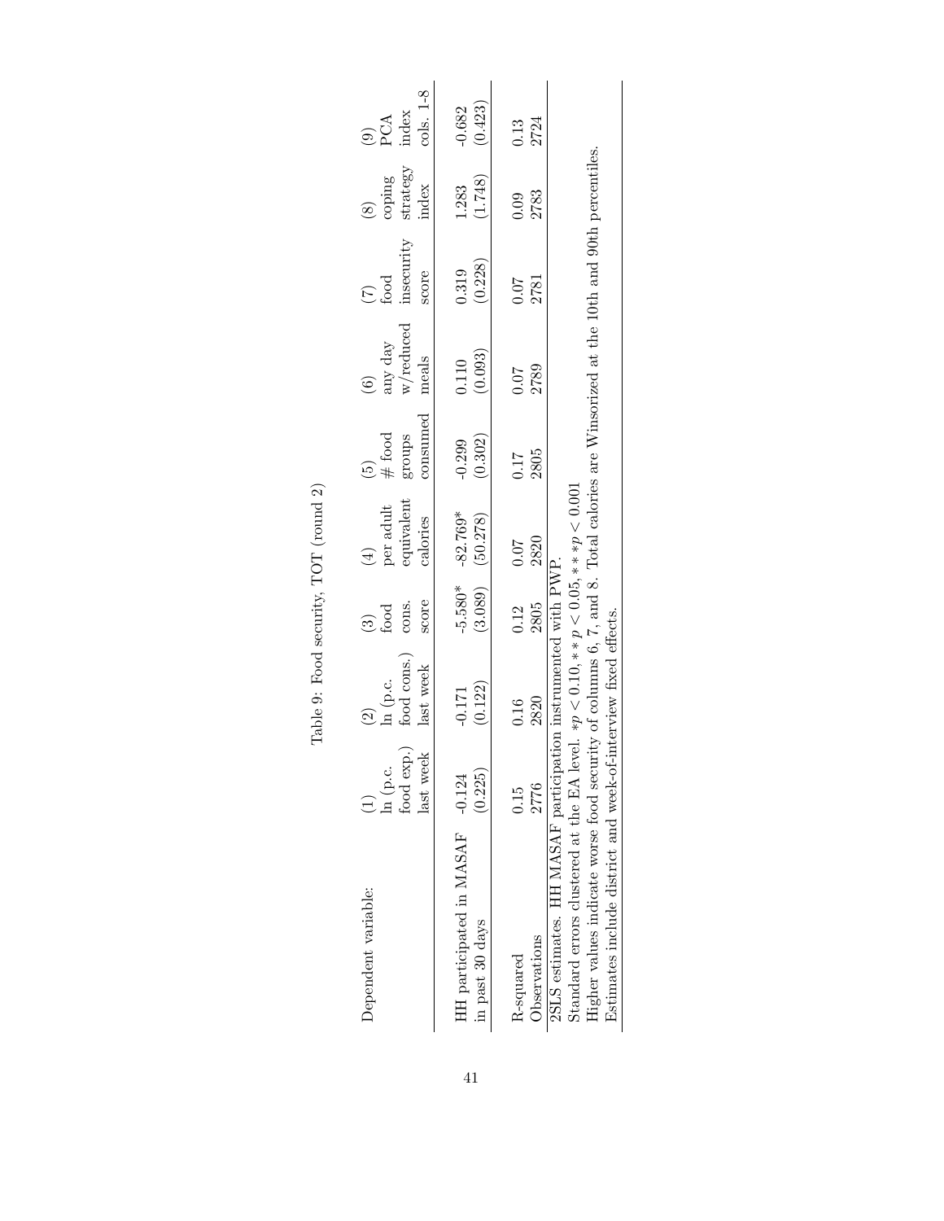Table 9: Food security, TOT (round 2)

| Dependent variable: | (1) ln (p.c. food exp.) last week | (2) ln (p.c. food cons.) last week | (3) food cons. score | (4) per adult equivalent calories | (5) # food groups consumed | (6) any day w/reduced meals | (7) food insecurity score | (8) coping strategy index | (9) PCA index cols. 1-8 |
|---|---|---|---|---|---|---|---|---|---|
| HH participated in MASAF in past 30 days | -0.124 | -0.171 | -5.580* | -82.769* | -0.299 | 0.110 | 0.319 | 1.283 | -0.682 |
| | (0.225) | (0.122) | (3.089) | (50.278) | (0.302) | (0.093) | (0.228) | (1.748) | (0.423) |
| R-squared | 0.15 | 0.16 | 0.12 | 0.07 | 0.17 | 0.07 | 0.07 | 0.09 | 0.13 |
| Observations | 2776 | 2820 | 2805 | 2820 | 2805 | 2789 | 2781 | 2783 | 2724 |

2SLS estimates. HH MASAF participation instrumented with PWP.
Standard errors clustered at the EA level. $*p < 0.10, **p < 0.05, ***p < 0.001$
Higher values indicate worse food security of columns 6, 7, and 8. Total calories are Winsorized at the 10th and 90th percentiles.
Estimates include district and week-of-interview fixed effects.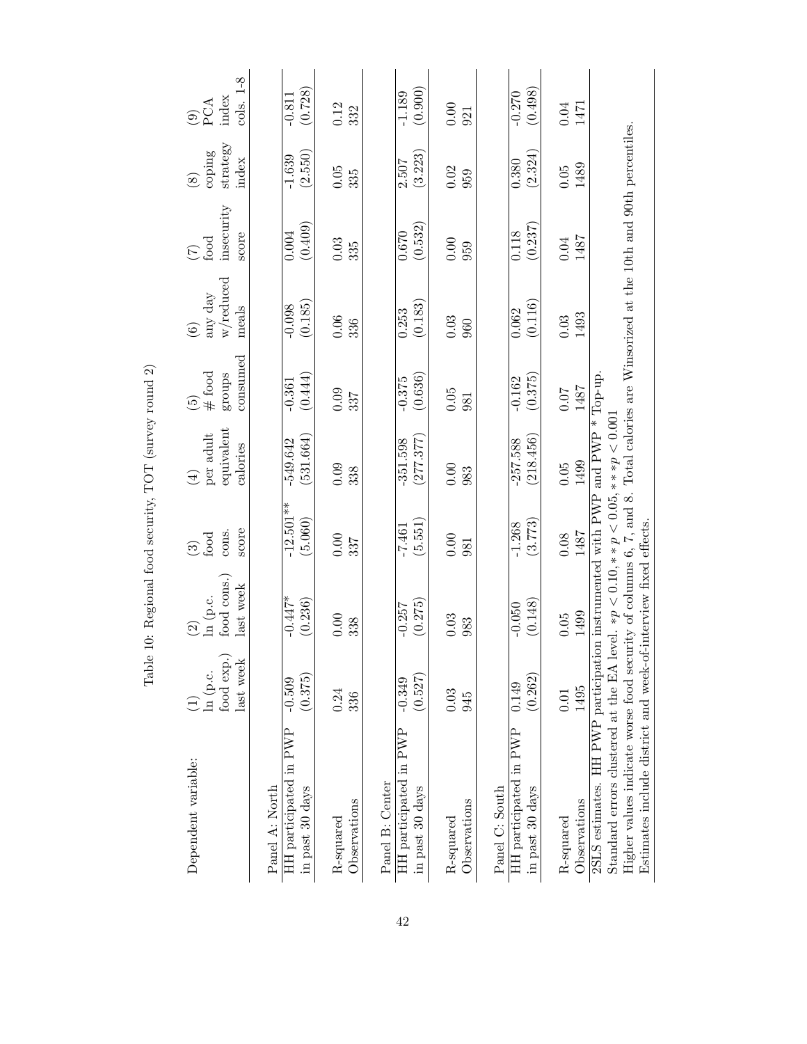Table 10: Regional food security, TOT (survey round 2)

| Dependent variable: | (1) ln (p.c. food exp.) last week | (2) ln (p.c. food cons.) last week | (3) food cons. score | (4) per adult equivalent calories | (5) # food groups consumed | (6) any day w/reduced meals | (7) food insecurity score | (8) coping strategy index | (9) PCA index cols. 1-8 |
|---|---|---|---|---|---|---|---|---|---|
| Panel A: North | | | | | | | | | |
| HH participated in PWP in past 30 days | -0.509 (0.375) | -0.447* (0.236) | -12.501** (5.060) | -549.642 (531.664) | -0.361 (0.444) | -0.098 (0.185) | 0.004 (0.409) | -1.639 (2.550) | -0.811 (0.728) |
| R-squared | 0.24 | 0.00 | 0.00 | 0.09 | 0.09 | 0.06 | 0.03 | 0.05 | 0.12 |
| Observations | 336 | 338 | 337 | 338 | 337 | 336 | 335 | 335 | 332 |
| Panel B: Center | | | | | | | | | |
| HH participated in PWP in past 30 days | -0.349 (0.527) | -0.257 (0.275) | -7.461 (5.551) | -351.598 (277.377) | -0.375 (0.636) | 0.253 (0.183) | 0.670 (0.532) | 2.507 (3.223) | -1.189 (0.900) |
| R-squared | 0.03 | 0.03 | 0.00 | 0.00 | 0.05 | 0.03 | 0.00 | 0.02 | 0.00 |
| Observations | 945 | 983 | 981 | 983 | 981 | 960 | 959 | 959 | 921 |
| Panel C: South | | | | | | | | | |
| HH participated in PWP in past 30 days | 0.149 (0.262) | -0.050 (0.148) | -1.268 (3.773) | -257.588 (218.456) | -0.162 (0.375) | 0.062 (0.116) | 0.118 (0.237) | 0.380 (2.324) | -0.270 (0.498) |
| R-squared | 0.01 | 0.05 | 0.08 | 0.05 | 0.07 | 0.03 | 0.04 | 0.05 | 0.04 |
| Observations | 1495 | 1499 | 1487 | 1499 | 1487 | 1493 | 1487 | 1489 | 1471 |

2SLS estimates. HH PWP participation instrumented with PWP and PWP * Top-up.
Standard errors clustered at the EA level. $*p < 0.10, **p < 0.05, ***p < 0.001$
Higher values indicate worse food security of columns 6, 7, and 8. Total calories are Winsorized at the 10th and 90th percentiles.
Estimates include district and week-of-interview fixed effects.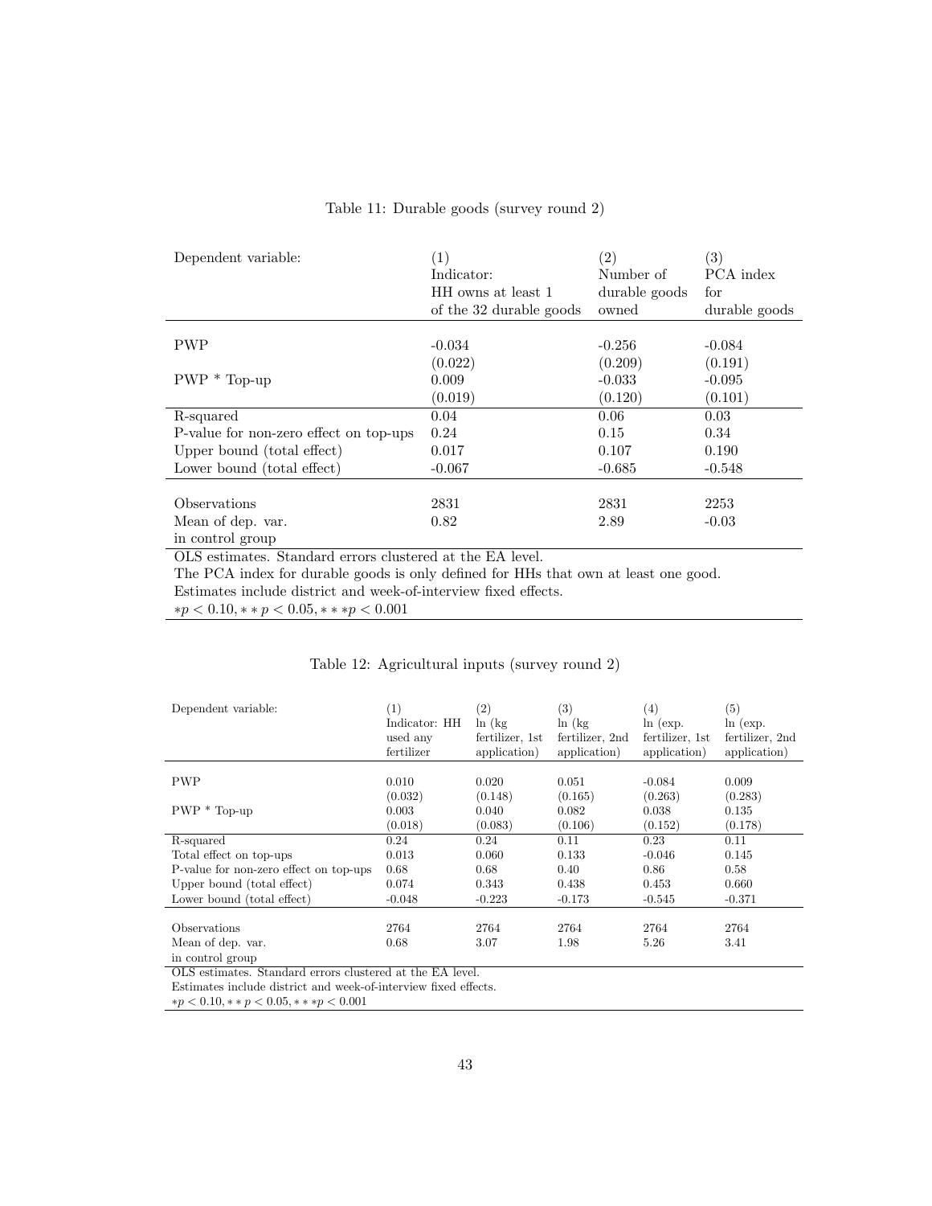Table 11: Durable goods (survey round 2)

| Dependent variable: | (1) Indicator: HH owns at least 1 of the 32 durable goods | (2) Number of durable goods owned | (3) PCA index for durable goods |
|---|---|---|---|
| PWP | -0.034 | -0.256 | -0.084 |
| | (0.022) | (0.209) | (0.191) |
| PWP * Top-up | 0.009 | -0.033 | -0.095 |
| | (0.019) | (0.120) | (0.101) |
| R-squared | 0.04 | 0.06 | 0.03 |
| P-value for non-zero effect on top-ups | 0.24 | 0.15 | 0.34 |
| Upper bound (total effect) | 0.017 | 0.107 | 0.190 |
| Lower bound (total effect) | -0.067 | -0.685 | -0.548 |
| Observations | 2831 | 2831 | 2253 |
| Mean of dep. var. in control group | 0.82 | 2.89 | -0.03 |

OLS estimates. Standard errors clustered at the EA level.
The PCA index for durable goods is only defined for HHs that own at least one good.
Estimates include district and week-of-interview fixed effects.
$*p < 0.10, **p < 0.05, ***p < 0.001$

Table 12: Agricultural inputs (survey round 2)

| Dependent variable: | (1) Indicator: HH used any fertilizer | (2) ln (kg fertilizer, 1st application) | (3) ln (kg fertilizer, 2nd application) | (4) ln (exp. fertilizer, 1st application) | (5) ln (exp. fertilizer, 2nd application) |
|---|---|---|---|---|---|
| PWP | 0.010 | 0.020 | 0.051 | -0.084 | 0.009 |
| | (0.032) | (0.148) | (0.165) | (0.263) | (0.283) |
| PWP * Top-up | 0.003 | 0.040 | 0.082 | 0.038 | 0.135 |
| | (0.018) | (0.083) | (0.106) | (0.152) | (0.178) |
| R-squared | 0.24 | 0.24 | 0.11 | 0.23 | 0.11 |
| Total effect on top-ups | 0.013 | 0.060 | 0.133 | -0.046 | 0.145 |
| P-value for non-zero effect on top-ups | 0.68 | 0.68 | 0.40 | 0.86 | 0.58 |
| Upper bound (total effect) | 0.074 | 0.343 | 0.438 | 0.453 | 0.660 |
| Lower bound (total effect) | -0.048 | -0.223 | -0.173 | -0.545 | -0.371 |
| Observations | 2764 | 2764 | 2764 | 2764 | 2764 |
| Mean of dep. var. in control group | 0.68 | 3.07 | 1.98 | 5.26 | 3.41 |

OLS estimates. Standard errors clustered at the EA level.
Estimates include district and week-of-interview fixed effects.
$*p < 0.10, **p < 0.05, ***p < 0.001$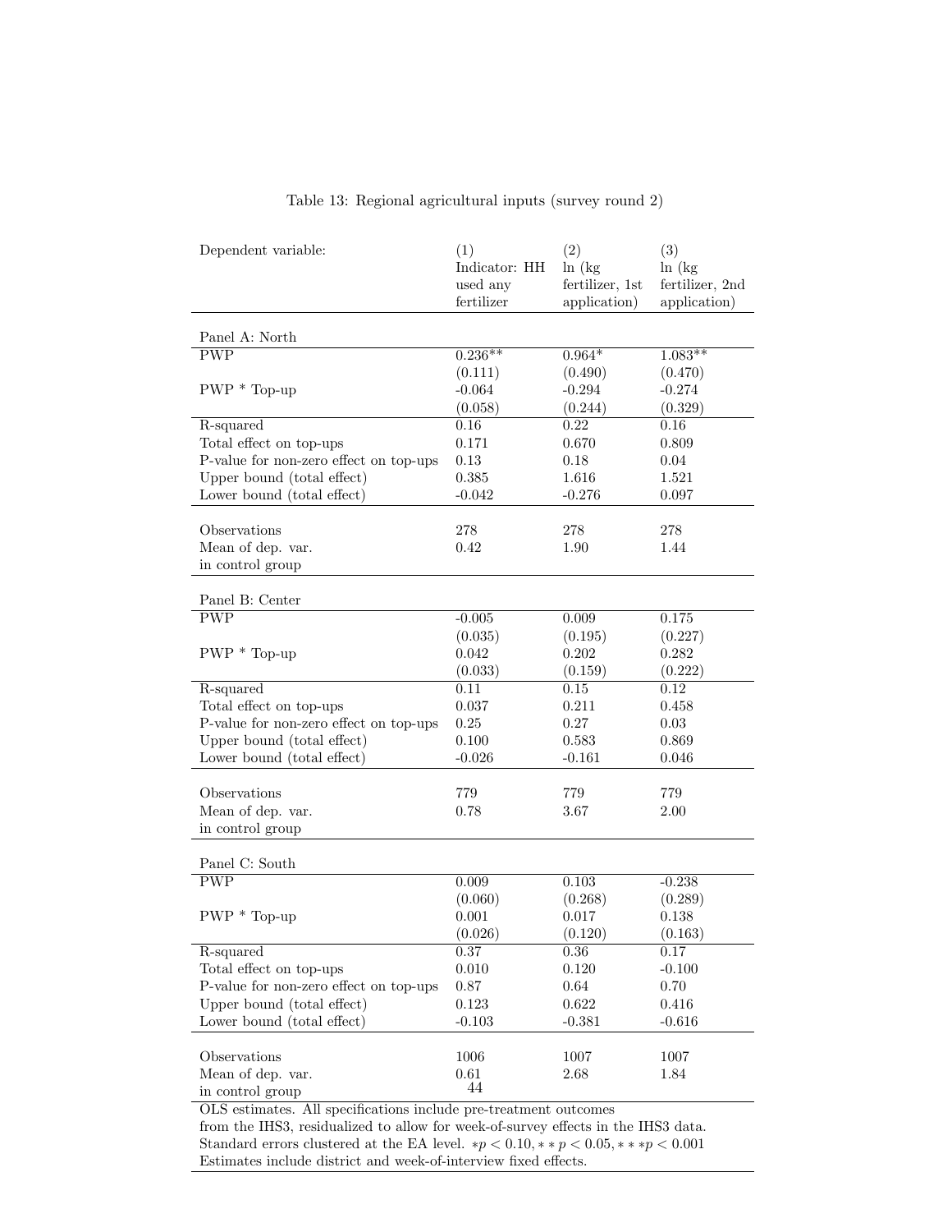Table 13: Regional agricultural inputs (survey round 2)

| Dependent variable: | (1) Indicator: HH used any fertilizer | (2) ln (kg fertilizer, 1st application) | (3) ln (kg fertilizer, 2nd application) |
|---|---|---|---|
| **Panel A: North** | | | |
| PWP | 0.236** | 0.964* | 1.083** |
| | (0.111) | (0.490) | (0.470) |
| PWP * Top-up | -0.064 | -0.294 | -0.274 |
| | (0.058) | (0.244) | (0.329) |
| R-squared | 0.16 | 0.22 | 0.16 |
| Total effect on top-ups | 0.171 | 0.670 | 0.809 |
| P-value for non-zero effect on top-ups | 0.13 | 0.18 | 0.04 |
| Upper bound (total effect) | 0.385 | 1.616 | 1.521 |
| Lower bound (total effect) | -0.042 | -0.276 | 0.097 |
| Observations | 278 | 278 | 278 |
| Mean of dep. var. in control group | 0.42 | 1.90 | 1.44 |
| **Panel B: Center** | | | |
| PWP | -0.005 | 0.009 | 0.175 |
| | (0.035) | (0.195) | (0.227) |
| PWP * Top-up | 0.042 | 0.202 | 0.282 |
| | (0.033) | (0.159) | (0.222) |
| R-squared | 0.11 | 0.15 | 0.12 |
| Total effect on top-ups | 0.037 | 0.211 | 0.458 |
| P-value for non-zero effect on top-ups | 0.25 | 0.27 | 0.03 |
| Upper bound (total effect) | 0.100 | 0.583 | 0.869 |
| Lower bound (total effect) | -0.026 | -0.161 | 0.046 |
| Observations | 779 | 779 | 779 |
| Mean of dep. var. in control group | 0.78 | 3.67 | 2.00 |
| **Panel C: South** | | | |
| PWP | 0.009 | 0.103 | -0.238 |
| | (0.060) | (0.268) | (0.289) |
| PWP * Top-up | 0.001 | 0.017 | 0.138 |
| | (0.026) | (0.120) | (0.163) |
| R-squared | 0.37 | 0.36 | 0.17 |
| Total effect on top-ups | 0.010 | 0.120 | -0.100 |
| P-value for non-zero effect on top-ups | 0.87 | 0.64 | 0.70 |
| Upper bound (total effect) | 0.123 | 0.622 | 0.416 |
| Lower bound (total effect) | -0.103 | -0.381 | -0.616 |
| Observations | 1006 | 1007 | 1007 |
| Mean of dep. var. in control group | 0.61 | 2.68 | 1.84 |

OLS estimates. All specifications include pre-treatment outcomes from the IHS3, residualized to allow for week-of-survey effects in the IHS3 data. Standard errors clustered at the EA level. $*p < 0.10, **p < 0.05, ***p < 0.001$ Estimates include district and week-of-interview fixed effects.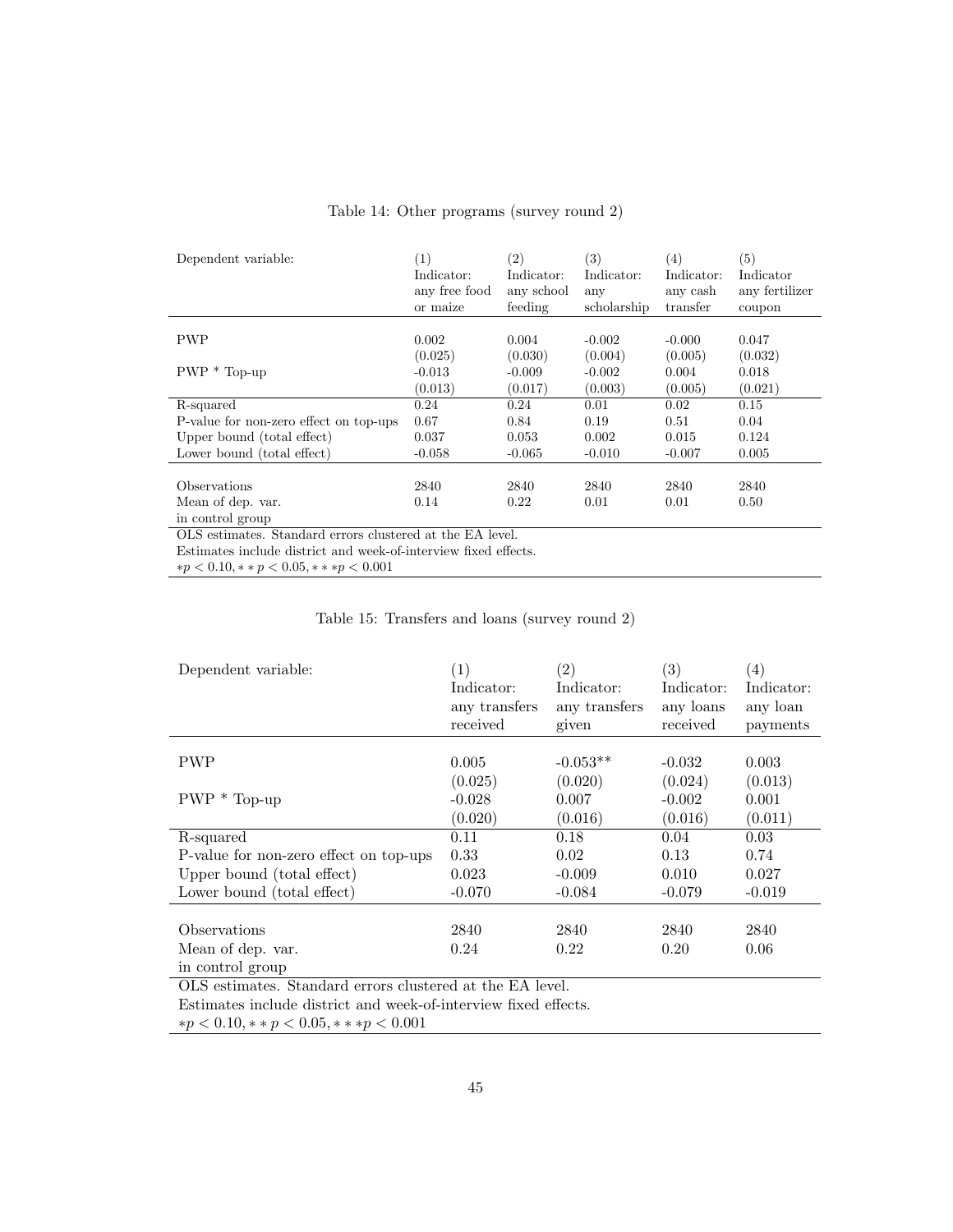Table 14: Other programs (survey round 2)

| Dependent variable: | (1) Indicator: any free food or maize | (2) Indicator: any school feeding | (3) Indicator: any scholarship | (4) Indicator: any cash transfer | (5) Indicator any fertilizer coupon |
|---|---|---|---|---|---|
| PWP | 0.002 | 0.004 | -0.002 | -0.000 | 0.047 |
| | (0.025) | (0.030) | (0.004) | (0.005) | (0.032) |
| PWP * Top-up | -0.013 | -0.009 | -0.002 | 0.004 | 0.018 |
| | (0.013) | (0.017) | (0.003) | (0.005) | (0.021) |
| R-squared | 0.24 | 0.24 | 0.01 | 0.02 | 0.15 |
| P-value for non-zero effect on top-ups | 0.67 | 0.84 | 0.19 | 0.51 | 0.04 |
| Upper bound (total effect) | 0.037 | 0.053 | 0.002 | 0.015 | 0.124 |
| Lower bound (total effect) | -0.058 | -0.065 | -0.010 | -0.007 | 0.005 |
| Observations | 2840 | 2840 | 2840 | 2840 | 2840 |
| Mean of dep. var. in control group | 0.14 | 0.22 | 0.01 | 0.01 | 0.50 |

OLS estimates. Standard errors clustered at the EA level.
Estimates include district and week-of-interview fixed effects.
$*p < 0.10, **p < 0.05, ***p < 0.001$

Table 15: Transfers and loans (survey round 2)

| Dependent variable: | (1) Indicator: any transfers received | (2) Indicator: any transfers given | (3) Indicator: any loans received | (4) Indicator: any loan payments |
|---|---|---|---|---|
| PWP | 0.005 | -0.053** | -0.032 | 0.003 |
| | (0.025) | (0.020) | (0.024) | (0.013) |
| PWP * Top-up | -0.028 | 0.007 | -0.002 | 0.001 |
| | (0.020) | (0.016) | (0.016) | (0.011) |
| R-squared | 0.11 | 0.18 | 0.04 | 0.03 |
| P-value for non-zero effect on top-ups | 0.33 | 0.02 | 0.13 | 0.74 |
| Upper bound (total effect) | 0.023 | -0.009 | 0.010 | 0.027 |
| Lower bound (total effect) | -0.070 | -0.084 | -0.079 | -0.019 |
| Observations | 2840 | 2840 | 2840 | 2840 |
| Mean of dep. var. in control group | 0.24 | 0.22 | 0.20 | 0.06 |

OLS estimates. Standard errors clustered at the EA level.
Estimates include district and week-of-interview fixed effects.
$*p < 0.10, **p < 0.05, ***p < 0.001$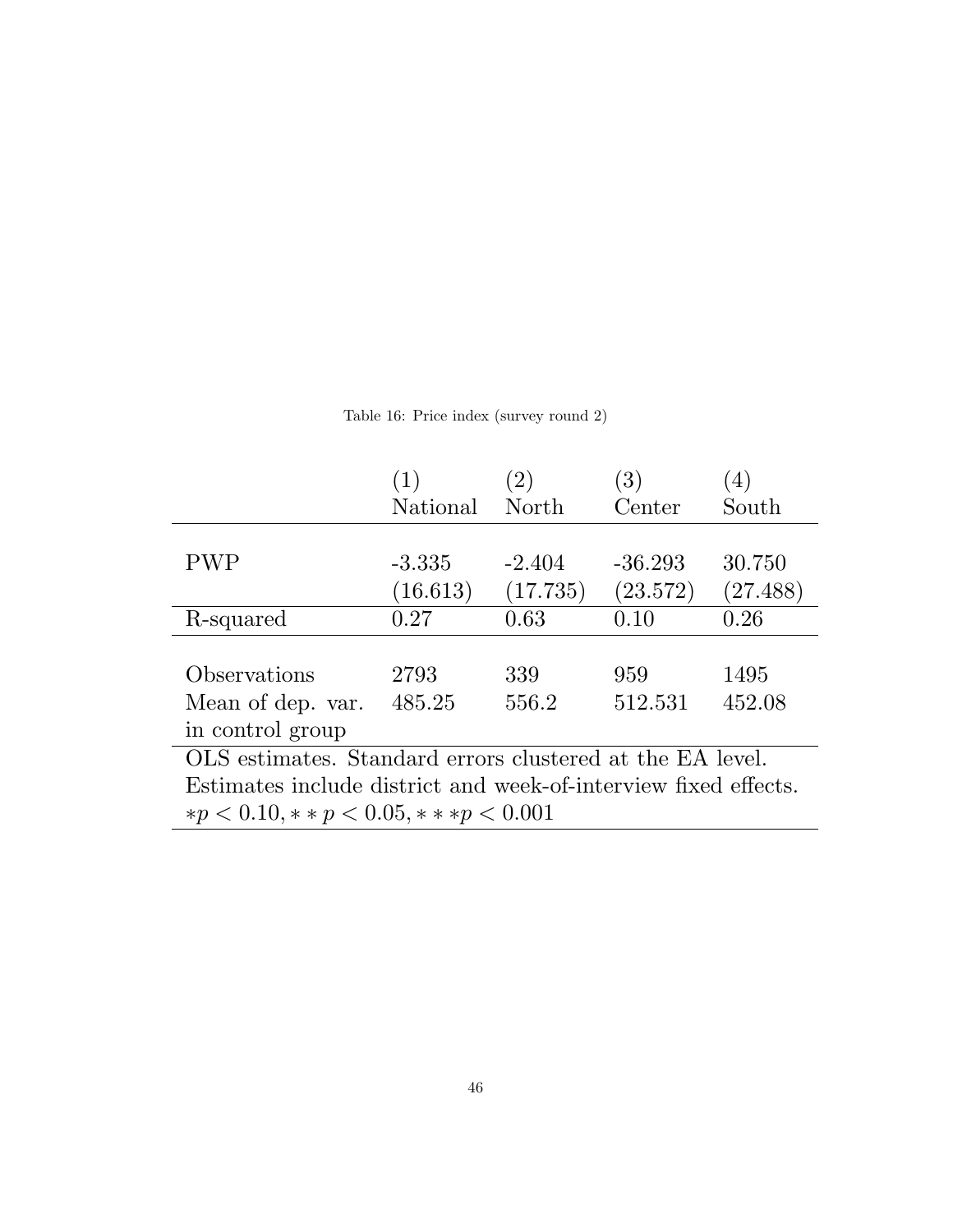Table 16: Price index (survey round 2)

| | (1) National | (2) North | (3) Center | (4) South |
|---|---|---|---|---|
| PWP | -3.335 | -2.404 | -36.293 | 30.750 |
| | (16.613) | (17.735) | (23.572) | (27.488) |
| R-squared | 0.27 | 0.63 | 0.10 | 0.26 |
| Observations | 2793 | 339 | 959 | 1495 |
| Mean of dep. var. in control group | 485.25 | 556.2 | 512.531 | 452.08 |

OLS estimates. Standard errors clustered at the EA level.
Estimates include district and week-of-interview fixed effects.
$*p < 0.10, **p < 0.05, ***p < 0.001$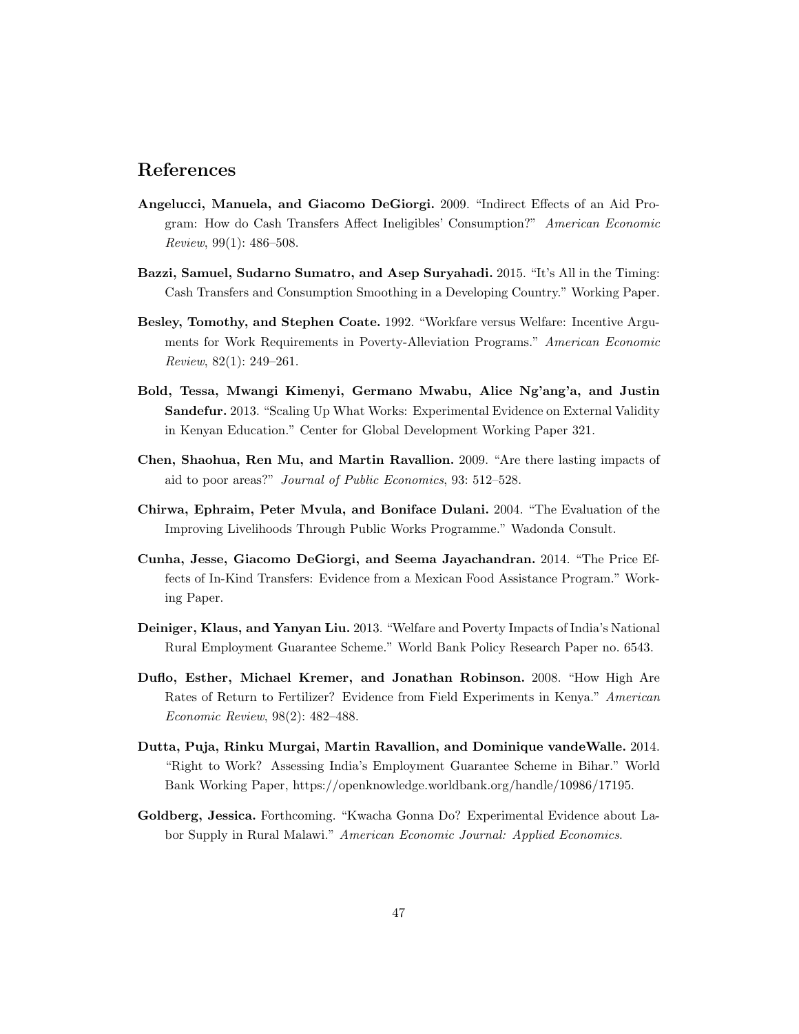# References

**Angelucci, Manuela, and Giacomo DeGiorgi.** 2009. "Indirect Effects of an Aid Program: How do Cash Transfers Affect Ineligibles' Consumption?" *American Economic Review*, 99(1): 486–508.

**Bazzi, Samuel, Sudarno Sumatro, and Asep Suryahadi.** 2015. "It's All in the Timing: Cash Transfers and Consumption Smoothing in a Developing Country." Working Paper.

**Besley, Tomothy, and Stephen Coate.** 1992. "Workfare versus Welfare: Incentive Arguments for Work Requirements in Poverty-Alleviation Programs." *American Economic Review*, 82(1): 249–261.

**Bold, Tessa, Mwangi Kimenyi, Germano Mwabu, Alice Ng'ang'a, and Justin Sandefur.** 2013. "Scaling Up What Works: Experimental Evidence on External Validity in Kenyan Education." Center for Global Development Working Paper 321.

**Chen, Shaohua, Ren Mu, and Martin Ravallion.** 2009. "Are there lasting impacts of aid to poor areas?" *Journal of Public Economics*, 93: 512–528.

**Chirwa, Ephraim, Peter Mvula, and Boniface Dulani.** 2004. "The Evaluation of the Improving Livelihoods Through Public Works Programme." Wadonda Consult.

**Cunha, Jesse, Giacomo DeGiorgi, and Seema Jayachandran.** 2014. "The Price Effects of In-Kind Transfers: Evidence from a Mexican Food Assistance Program." Working Paper.

**Deiniger, Klaus, and Yanyan Liu.** 2013. "Welfare and Poverty Impacts of India's National Rural Employment Guarantee Scheme." World Bank Policy Research Paper no. 6543.

**Duflo, Esther, Michael Kremer, and Jonathan Robinson.** 2008. "How High Are Rates of Return to Fertilizer? Evidence from Field Experiments in Kenya." *American Economic Review*, 98(2): 482–488.

**Dutta, Puja, Rinku Murgai, Martin Ravallion, and Dominique vandeWalle.** 2014. "Right to Work? Assessing India's Employment Guarantee Scheme in Bihar." World Bank Working Paper, https://openknowledge.worldbank.org/handle/10986/17195.

**Goldberg, Jessica.** Forthcoming. "Kwacha Gonna Do? Experimental Evidence about Labor Supply in Rural Malawi." *American Economic Journal: Applied Economics*.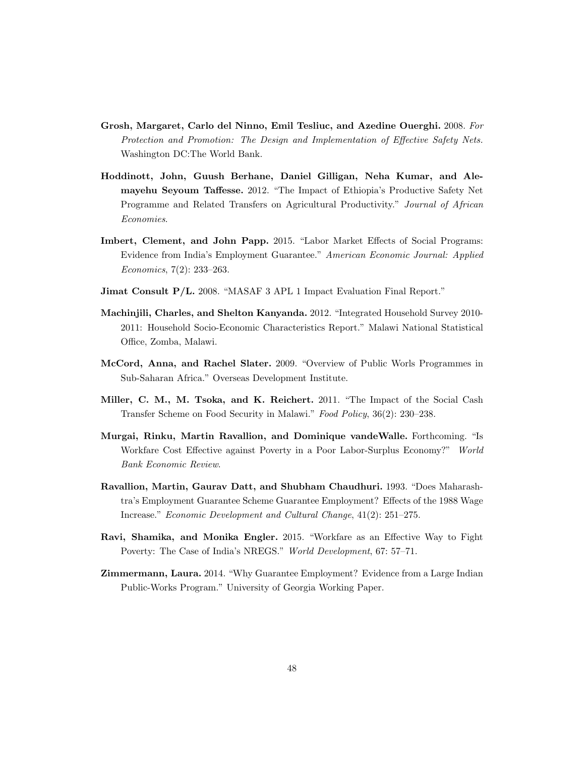**Grosh, Margaret, Carlo del Ninno, Emil Tesliuc, and Azedine Ouerghi.** 2008. *For Protection and Promotion: The Design and Implementation of Effective Safety Nets.* Washington DC:The World Bank.

**Hoddinott, John, Guush Berhane, Daniel Gilligan, Neha Kumar, and Alemayehu Seyoum Taffesse.** 2012. "The Impact of Ethiopia's Productive Safety Net Programme and Related Transfers on Agricultural Productivity." *Journal of African Economies.*

**Imbert, Clement, and John Papp.** 2015. "Labor Market Effects of Social Programs: Evidence from India's Employment Guarantee." *American Economic Journal: Applied Economics*, 7(2): 233–263.

**Jimat Consult P/L.** 2008. "MASAF 3 APL 1 Impact Evaluation Final Report."

**Machinjili, Charles, and Shelton Kanyanda.** 2012. "Integrated Household Survey 2010-2011: Household Socio-Economic Characteristics Report." Malawi National Statistical Office, Zomba, Malawi.

**McCord, Anna, and Rachel Slater.** 2009. "Overview of Public Worls Programmes in Sub-Saharan Africa." Overseas Development Institute.

**Miller, C. M., M. Tsoka, and K. Reichert.** 2011. "The Impact of the Social Cash Transfer Scheme on Food Security in Malawi." *Food Policy*, 36(2): 230–238.

**Murgai, Rinku, Martin Ravallion, and Dominique vandeWalle.** Forthcoming. "Is Workfare Cost Effective against Poverty in a Poor Labor-Surplus Economy?" *World Bank Economic Review.*

**Ravallion, Martin, Gaurav Datt, and Shubham Chaudhuri.** 1993. "Does Maharashtra's Employment Guarantee Scheme Guarantee Employment? Effects of the 1988 Wage Increase." *Economic Development and Cultural Change*, 41(2): 251–275.

**Ravi, Shamika, and Monika Engler.** 2015. "Workfare as an Effective Way to Fight Poverty: The Case of India's NREGS." *World Development*, 67: 57–71.

**Zimmermann, Laura.** 2014. "Why Guarantee Employment? Evidence from a Large Indian Public-Works Program." University of Georgia Working Paper.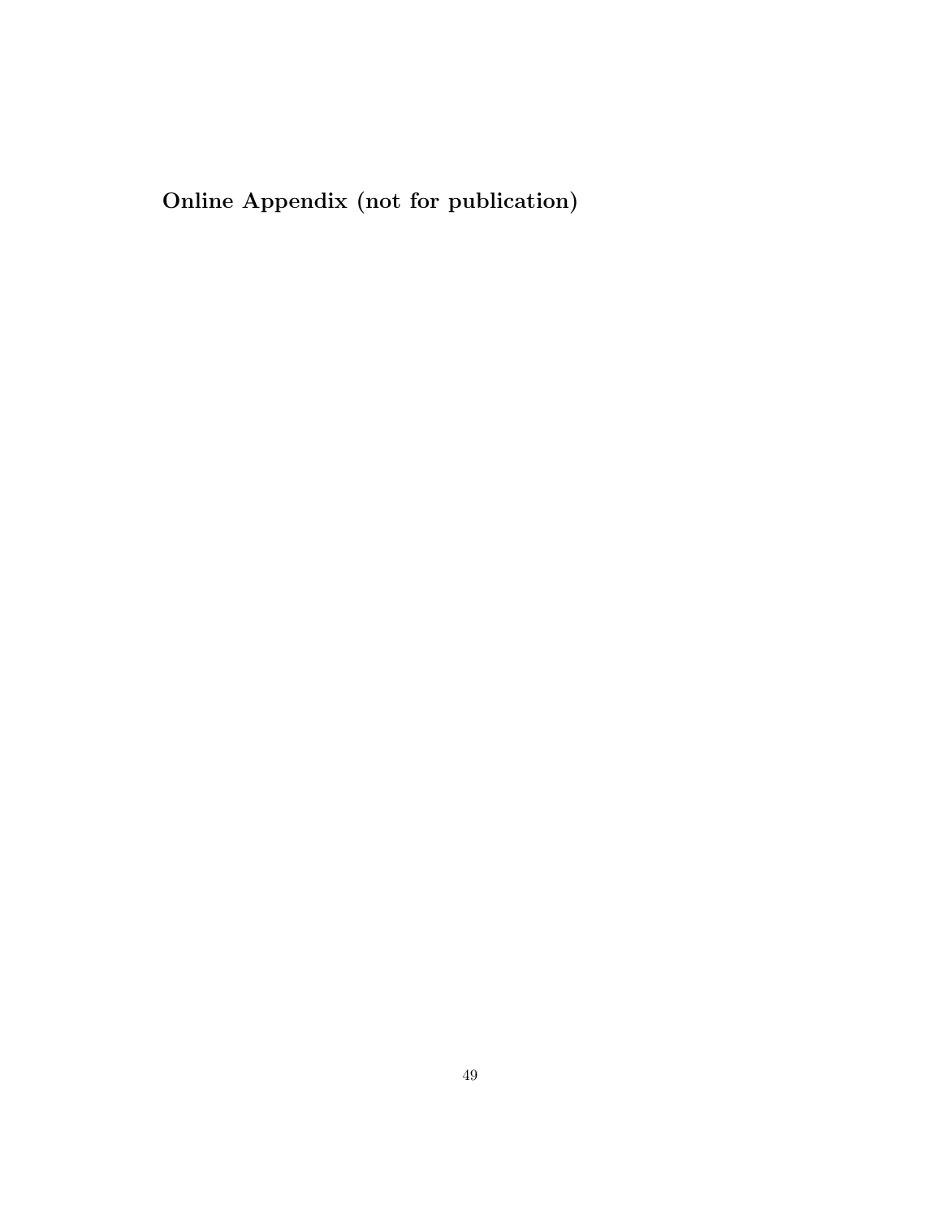# Online Appendix (not for publication)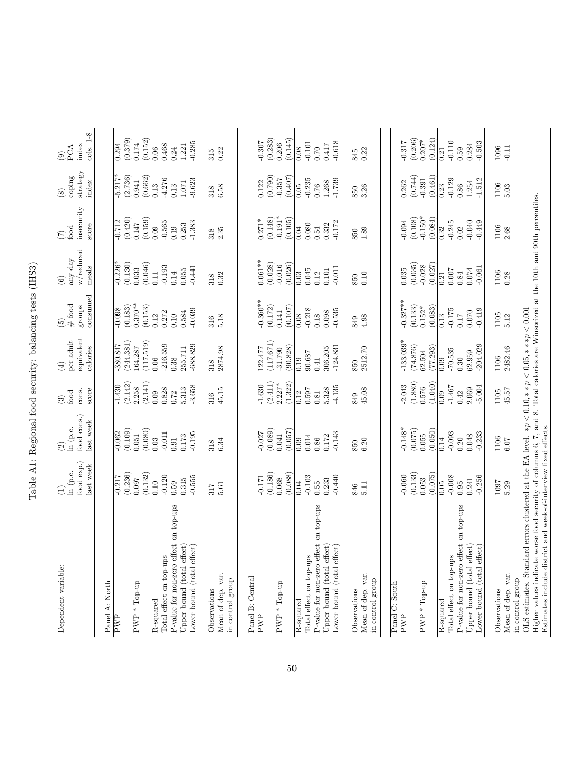# Table A1: Regional food security: balancing tests (IHS3)

| Dependent variable: | (1) ln (p.c. food exp.) last week | (2) ln (p.c. food cons.) last week | (3) food cons. score | (4) per adult equivalent calories | (5) # food groups consumed | (6) any day w/reduced meals | (7) food insecurity score | (8) coping strategy index | (9) PCA index cols. 1-8 |
|---|---|---|---|---|---|---|---|---|---|
| **Panel A: North** | | | | | | | | | |
| PWP | -0.217 | -0.062 | -1.430 | -380.847 | -0.098 | -0.226* | -0.712 | -5.217* | 0.294 |
| | (0.236) | (0.109) | (2.142) | (244.381) | (0.183) | (0.130) | (0.420) | (2.736) | (0.379) |
| PWP * Top-up | 0.097 | 0.051 | 2.258 | 164.287 | 0.370** | 0.033 | 0.147 | 0.941 | 0.174 |
| | (0.132) | (0.080) | (2.141) | (117.519) | (0.153) | (0.046) | (0.159) | (0.662) | (0.152) |
| R-squared | 0.10 | 0.03 | 0.09 | 0.06 | 0.12 | 0.11 | 0.09 | 0.13 | 0.06 |
| Total effect on top-ups | -0.120 | -0.011 | 0.828 | -216.559 | 0.272 | -0.193 | -0.565 | -4.276 | 0.468 |
| P-value for non-zero effect on top-ups | 0.59 | 0.91 | 0.72 | 0.38 | 0.10 | 0.14 | 0.19 | 0.13 | 0.24 |
| Upper bound (total effect) | 0.315 | 0.173 | 5.313 | 255.711 | 0.584 | 0.055 | 0.253 | 1.071 | 1.221 |
| Lower bound (total effect) | -0.555 | -0.195 | -3.658 | -688.829 | -0.039 | -0.441 | -1.383 | -9.623 | -0.285 |
| Observations | 317 | 318 | 316 | 318 | 316 | 318 | 318 | 318 | 315 |
| Mean of dep. var. in control group | 5.61 | 6.34 | 45.15 | 2874.98 | 5.18 | 0.32 | 2.35 | 6.58 | 0.22 |
| **Panel B: Central** | | | | | | | | | |
| PWP | -0.171 | -0.027 | -1.630 | 122.477 | -0.360** | 0.061** | 0.271* | 0.122 | -0.307 |
| | (0.186) | (0.089) | (2.411) | (117.671) | (0.172) | (0.028) | (0.148) | (0.790) | (0.283) |
| PWP * Top-up | 0.068 | 0.041 | 2.227* | -31.790 | 0.141 | -0.016 | -0.191* | -0.357 | 0.206 |
| | (0.088) | (0.057) | (1.322) | (90.828) | (0.107) | (0.026) | (0.105) | (0.407) | (0.145) |
| R-squared | 0.04 | 0.09 | 0.12 | 0.19 | 0.08 | 0.03 | 0.04 | 0.05 | 0.08 |
| Total effect on top-ups | -0.103 | 0.014 | 0.597 | 90.687 | -0.218 | 0.045 | 0.080 | -0.235 | -0.101 |
| P-value for non-zero effect on top-ups | 0.55 | 0.86 | 0.81 | 0.41 | 0.18 | 0.12 | 0.54 | 0.76 | 0.70 |
| Upper bound (total effect) | 0.233 | 0.172 | 5.328 | 306.205 | 0.098 | 0.101 | 0.332 | 1.268 | 0.417 |
| Lower bound (total effect) | -0.440 | -0.143 | -4.135 | -124.831 | -0.535 | -0.011 | -0.172 | -1.739 | -0.618 |
| Observations | 846 | 850 | 849 | 850 | 849 | 850 | 850 | 850 | 845 |
| Mean of dep. var. in control group | 5.11 | 6.20 | 45.08 | 2512.70 | 4.98 | 0.10 | 1.89 | 3.26 | 0.22 |
| **Panel C: South** | | | | | | | | | |
| PWP | -0.060 | -0.148* | -2.043 | -133.039* | -0.327** | 0.035 | -0.094 | 0.262 | -0.317 |
| | (0.133) | (0.075) | (1.880) | (74.876) | (0.133) | (0.035) | (0.108) | (0.744) | (0.206) |
| PWP * Top-up | 0.053 | 0.055 | 0.576 | 62.504 | 0.152* | -0.028 | -0.150* | -0.391 | 0.207* |
| | (0.075) | (0.050) | (1.040) | (77.293) | (0.083) | (0.027) | (0.084) | (0.461) | (0.124) |
| R-squared | 0.05 | 0.14 | 0.09 | 0.09 | 0.13 | 0.21 | 0.32 | 0.23 | 0.21 |
| Total effect on top-ups | -0.008 | -0.093 | -1.467 | -70.535 | -0.175 | 0.007 | -0.245 | -0.129 | -0.110 |
| P-value for non-zero effect on top-ups | 0.95 | 0.20 | 0.42 | 0.30 | 0.17 | 0.84 | 0.02 | 0.86 | 0.59 |
| Upper bound (total effect) | 0.241 | 0.048 | 2.069 | 62.959 | 0.070 | 0.074 | -0.040 | 1.254 | 0.284 |
| Lower bound (total effect) | -0.256 | -0.233 | -5.004 | -204.029 | -0.419 | -0.061 | -0.449 | -1.512 | -0.503 |
| Observations | 1097 | 1106 | 1105 | 1106 | 1105 | 1106 | 1106 | 1106 | 1096 |
| Mean of dep. var. in control group | 5.29 | 6.07 | 45.57 | 2482.46 | 5.12 | 0.28 | 2.68 | 5.03 | -0.11 |

OLS estimates. Standard errors clustered at the EA level. $*p < 0.10, **p < 0.05, ***p < 0.001$
Higher values indicate worse food security of columns 6, 7, and 8. Total calories are Winsorized at the 10th and 90th percentiles.
Estimates include district and week-of-interview fixed effects.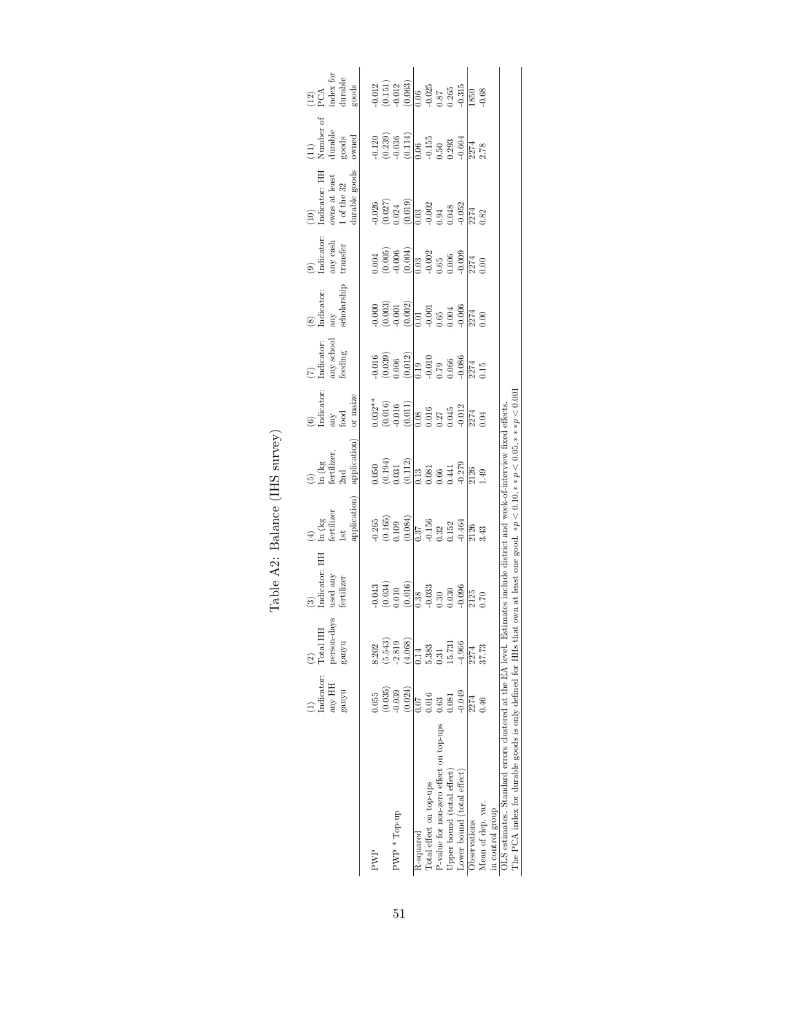# Table A2: Balance (IHS survey)

| | (1) Indicator: any HH ganyu | (2) Total HH person-days ganyu | (3) Indicator: HH used any fertilizer | (4) ln (kg fertilizer 1st application) | (5) ln (kg fertilizer, 2nd application) | (6) Indicator: any food or maize | (7) Indicator: any school feeding | (8) Indicator: any scholarship | (9) Indicator: any cash transfer | (10) Indicator: HH owns at least 1 of the 32 durable goods | (11) Number of durable goods owned | (12) PCA index for durable goods |
|---|---|---|---|---|---|---|---|---|---|---|---|---|
| PWP | 0.055 | 8.202 | -0.043 | -0.265 | 0.050 | 0.032** | -0.016 | -0.000 | 0.004 | -0.026 | -0.120 | -0.012 |
| | (0.035) | (5.543) | (0.034) | (0.165) | (0.194) | (0.016) | (0.039) | (0.003) | (0.005) | (0.027) | (0.239) | (0.151) |
| PWP * Top-up | -0.039 | -2.819 | 0.010 | 0.109 | 0.031 | -0.016 | 0.006 | -0.001 | -0.006 | 0.024 | -0.036 | -0.012 |
| | (0.024) | (4.068) | (0.016) | (0.084) | (0.112) | (0.011) | (0.012) | (0.002) | (0.004) | (0.019) | (0.114) | (0.063) |
| R-squared | 0.07 | 0.14 | 0.38 | 0.37 | 0.13 | 0.08 | 0.19 | 0.01 | 0.03 | 0.03 | 0.06 | 0.06 |
| Total effect on top-ups | 0.016 | 5.383 | -0.033 | -0.156 | 0.081 | 0.016 | -0.010 | -0.001 | -0.002 | -0.002 | -0.155 | -0.025 |
| P-value for non-zero effect on top-ups | 0.63 | 0.31 | 0.30 | 0.32 | 0.66 | 0.27 | 0.79 | 0.65 | 0.65 | 0.94 | 0.50 | 0.87 |
| Upper bound (total effect) | 0.081 | 15.731 | 0.030 | 0.152 | 0.441 | 0.045 | 0.066 | 0.004 | 0.006 | 0.048 | 0.293 | 0.265 |
| Lower bound (total effect) | -0.049 | -4.966 | -0.096 | -0.464 | -0.279 | -0.012 | -0.086 | -0.006 | -0.009 | -0.052 | -0.604 | -0.315 |
| Observations | 2274 | 2274 | 2125 | 2126 | 2126 | 2274 | 2274 | 2274 | 2274 | 2274 | 2274 | 1850 |
| Mean of dep. var. in control group | 0.46 | 37.73 | 0.70 | 3.43 | 1.49 | 0.04 | 0.15 | 0.00 | 0.00 | 0.82 | 2.78 | -0.68 |

OLS estimates. Standard errors clustered at the EA level. Estimates include district and week-of-interview fixed effects.
The PCA index for durable goods is only defined for HHs that own at least one good. $*p < 0.10, **p < 0.05, ***p < 0.001$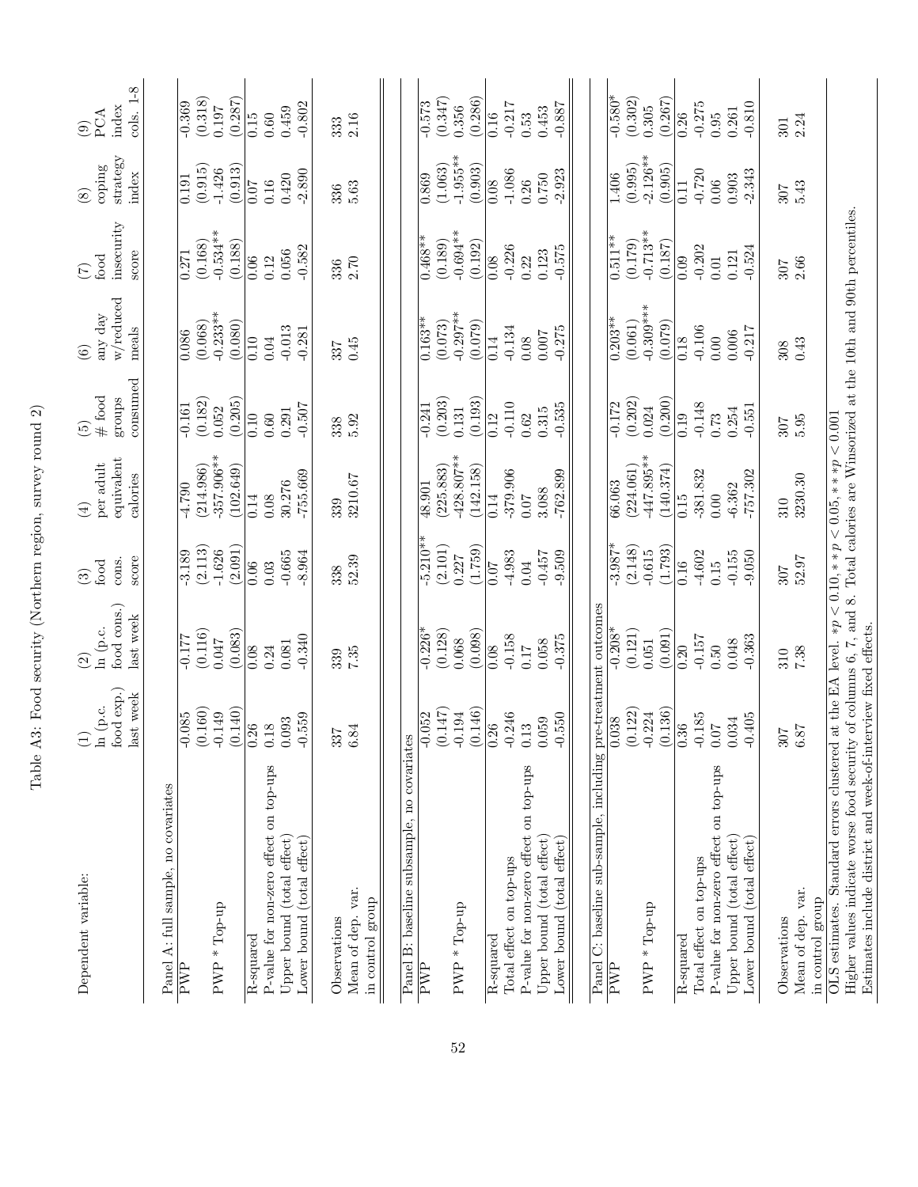Table A3: Food security (Northern region, survey round 2)

| Dependent variable: | (1) ln (p.c. food exp.) last week | (2) ln (p.c. food cons.) last week | (3) food cons. score | (4) per adult equivalent calories | (5) # food groups consumed | (6) any day w/reduced meals | (7) food insecurity score | (8) coping strategy index | (9) PCA index cols. 1-8 |
|---|---|---|---|---|---|---|---|---|---|
| **Panel A: full sample, no covariates** | | | | | | | | | |
| PWP | -0.085 | -0.177 | -3.189 | -4.790 | -0.161 | 0.086 | 0.271 | 0.191 | -0.369 |
| | (0.160) | (0.116) | (2.113) | (214.986) | (0.182) | (0.068) | (0.168) | (0.915) | (0.318) |
| PWP * Top-up | -0.149 | 0.047 | -1.626 | -357.906** | 0.052 | -0.233** | -0.534** | -1.426 | 0.197 |
| | (0.140) | (0.083) | (2.091) | (102.649) | (0.205) | (0.080) | (0.188) | (0.913) | (0.287) |
| R-squared | 0.26 | 0.08 | 0.06 | 0.14 | 0.10 | 0.10 | 0.06 | 0.07 | 0.15 |
| P-value for non-zero effect on top-ups | 0.18 | 0.24 | 0.03 | 0.08 | 0.60 | 0.04 | 0.12 | 0.16 | 0.60 |
| Upper bound (total effect) | 0.093 | 0.081 | -0.665 | 30.276 | 0.291 | -0.013 | 0.056 | 0.420 | 0.459 |
| Lower bound (total effect) | -0.559 | -0.340 | -8.964 | -755.669 | -0.507 | -0.281 | -0.582 | -2.890 | -0.802 |
| Observations | 337 | 339 | 338 | 339 | 338 | 337 | 336 | 336 | 333 |
| Mean of dep. var. in control group | 6.84 | 7.35 | 52.39 | 3210.67 | 5.92 | 0.45 | 2.70 | 5.63 | 2.16 |
| **Panel B: baseline subsample, no covariates** | | | | | | | | | |
| PWP | -0.052 | -0.226* | -5.210** | 48.901 | -0.241 | 0.163** | 0.468** | 0.869 | -0.573 |
| | (0.147) | (0.128) | (2.101) | (225.883) | (0.203) | (0.073) | (0.189) | (1.063) | (0.347) |
| PWP * Top-up | -0.194 | 0.068 | 0.227 | -428.807** | 0.131 | -0.297** | -0.694** | -1.955** | 0.356 |
| | (0.146) | (0.098) | (1.759) | (142.158) | (0.193) | (0.079) | (0.192) | (0.903) | (0.286) |
| R-squared | 0.26 | 0.08 | 0.07 | 0.14 | 0.12 | 0.14 | 0.08 | 0.08 | 0.16 |
| Total effect on top-ups | -0.246 | -0.158 | -4.983 | -379.906 | -0.110 | -0.134 | -0.226 | -1.086 | -0.217 |
| P-value for non-zero effect on top-ups | 0.13 | 0.17 | 0.04 | 0.07 | 0.62 | 0.08 | 0.22 | 0.26 | 0.53 |
| Upper bound (total effect) | 0.059 | 0.058 | -0.457 | 3.088 | 0.315 | 0.007 | 0.123 | 0.750 | 0.453 |
| Lower bound (total effect) | -0.550 | -0.375 | -9.509 | -762.899 | -0.535 | -0.275 | -0.575 | -2.923 | -0.887 |
| **Panel C: baseline sub-sample, including pre-treatment outcomes** | | | | | | | | | |
| PWP | 0.038 | -0.208* | -3.987* | 66.063 | -0.172 | 0.203** | 0.511** | 1.406 | -0.580* |
| | (0.122) | (0.121) | (2.148) | (224.061) | (0.202) | (0.061) | (0.179) | (0.995) | (0.302) |
| PWP * Top-up | -0.224 | 0.051 | -0.615 | -447.895** | 0.024 | -0.309*** | -0.713** | -2.126** | 0.305 |
| | (0.136) | (0.091) | (1.793) | (140.374) | (0.200) | (0.079) | (0.187) | (0.905) | (0.267) |
| R-squared | 0.36 | 0.20 | 0.16 | 0.15 | 0.19 | 0.18 | 0.09 | 0.11 | 0.26 |
| Total effect on top-ups | -0.185 | -0.157 | -4.602 | -381.832 | -0.148 | -0.106 | -0.202 | -0.720 | -0.275 |
| P-value for non-zero effect on top-ups | 0.07 | 0.50 | 0.15 | 0.00 | 0.73 | 0.00 | 0.01 | 0.06 | 0.95 |
| Upper bound (total effect) | 0.034 | 0.048 | -0.155 | -6.362 | 0.254 | 0.006 | 0.121 | 0.903 | 0.261 |
| Lower bound (total effect) | -0.405 | -0.363 | -9.050 | -757.302 | -0.551 | -0.217 | -0.524 | -2.343 | -0.810 |
| Observations | 307 | 310 | 307 | 310 | 307 | 308 | 307 | 307 | 301 |
| Mean of dep. var. in control group | 6.87 | 7.38 | 52.97 | 3230.30 | 5.95 | 0.43 | 2.66 | 5.43 | 2.24 |

OLS estimates. Standard errors clustered at the EA level. $*p < 0.10, **p < 0.05, ***p < 0.001$
Higher values indicate worse food security of columns 6, 7, and 8. Total calories are Winsorized at the 10th and 90th percentiles.
Estimates include district and week-of-interview fixed effects.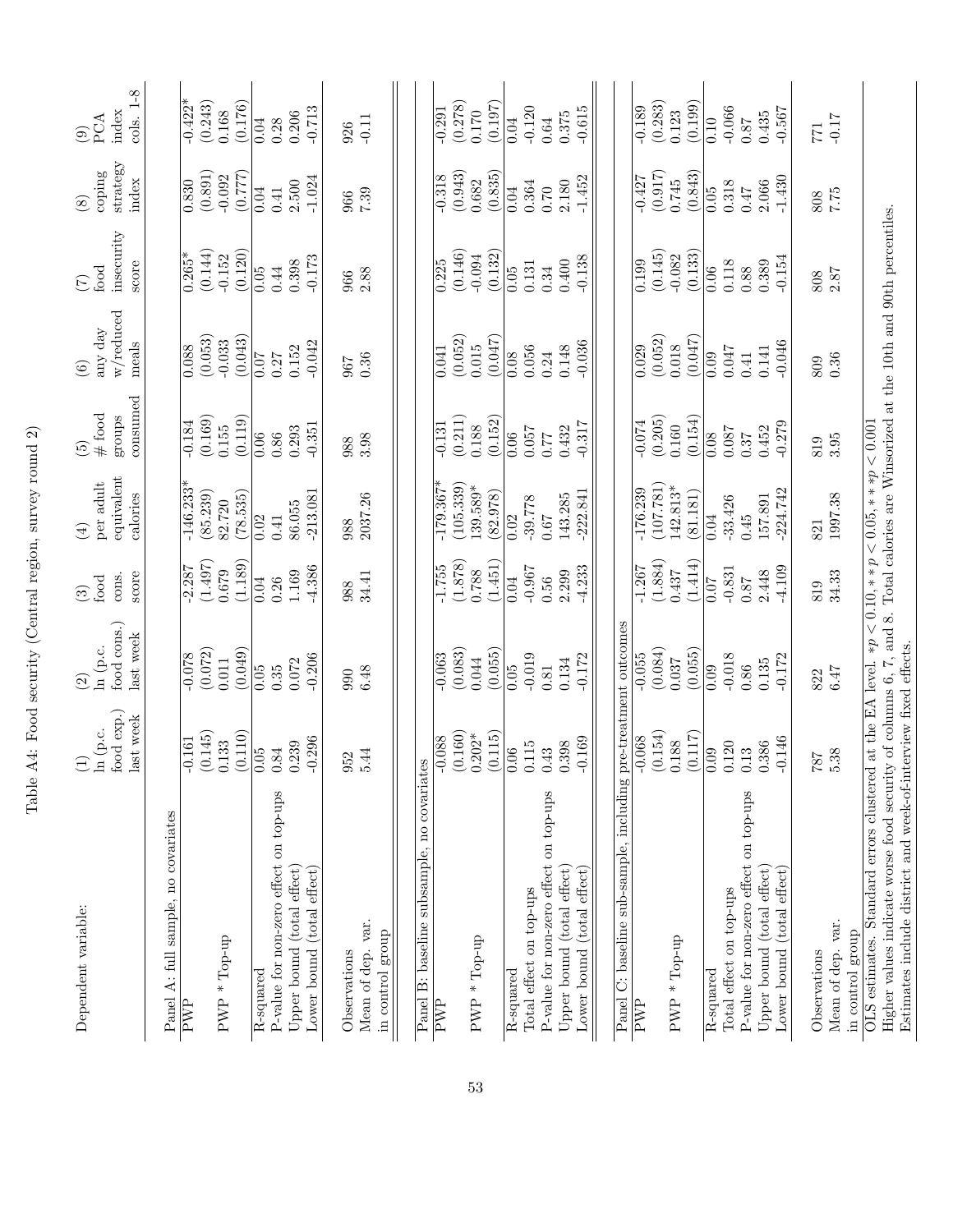Table A4: Food security (Central region, survey round 2)

| Dependent variable: | (1) ln (p.c. food exp.) last week | (2) ln (p.c. food cons.) last week | (3) food cons. score | (4) per adult equivalent calories | (5) # food groups consumed | (6) any day w/reduced meals | (7) food insecurity score | (8) coping strategy index | (9) PCA index cols. 1-8 |
|---|---|---|---|---|---|---|---|---|---|
| Panel A: full sample, no covariates | | | | | | | | | |
| PWP | -0.161 | -0.078 | -2.287 | -146.233* | -0.184 | 0.088 | 0.265* | 0.830 | -0.422* |
| | (0.145) | (0.072) | (1.497) | (85.239) | (0.169) | (0.053) | (0.144) | (0.891) | (0.243) |
| PWP * Top-up | 0.133 | 0.011 | 0.679 | 82.720 | 0.155 | -0.033 | -0.152 | -0.092 | 0.168 |
| | (0.110) | (0.049) | (1.189) | (78.535) | (0.119) | (0.043) | (0.120) | (0.777) | (0.176) |
| R-squared | 0.05 | 0.05 | 0.04 | 0.02 | 0.06 | 0.07 | 0.05 | 0.04 | 0.04 |
| P-value for non-zero effect on top-ups | 0.84 | 0.35 | 0.26 | 0.41 | 0.86 | 0.27 | 0.44 | 0.41 | 0.28 |
| Upper bound (total effect) | 0.239 | 0.072 | 1.169 | 86.055 | 0.293 | 0.152 | 0.398 | 2.500 | 0.206 |
| Lower bound (total effect) | -0.296 | -0.206 | -4.386 | -213.081 | -0.351 | -0.042 | -0.173 | -1.024 | -0.713 |
| Observations | 952 | 990 | 988 | 988 | 988 | 967 | 966 | 966 | 926 |
| Mean of dep. var. in control group | 5.44 | 6.48 | 34.41 | 2037.26 | 3.98 | 0.36 | 2.88 | 7.39 | -0.11 |
| Panel B: baseline subsample, no covariates | | | | | | | | | |
| PWP | -0.088 | -0.063 | -1.755 | -179.367* | -0.131 | 0.041 | 0.225 | -0.318 | -0.291 |
| | (0.160) | (0.083) | (1.878) | (105.339) | (0.211) | (0.052) | (0.146) | (0.943) | (0.278) |
| PWP * Top-up | 0.202* | 0.044 | 0.788 | 139.589* | 0.188 | 0.015 | -0.094 | 0.682 | 0.170 |
| | (0.115) | (0.055) | (1.451) | (82.978) | (0.152) | (0.047) | (0.132) | (0.835) | (0.197) |
| R-squared | 0.06 | 0.05 | 0.04 | 0.02 | 0.06 | 0.08 | 0.05 | 0.04 | 0.04 |
| Total effect on top-ups | 0.115 | -0.019 | -0.967 | -39.778 | 0.057 | 0.056 | 0.131 | 0.364 | -0.120 |
| P-value for non-zero effect on top-ups | 0.43 | 0.81 | 0.56 | 0.67 | 0.77 | 0.24 | 0.34 | 0.70 | 0.64 |
| Upper bound (total effect) | 0.398 | 0.134 | 2.299 | 143.285 | 0.432 | 0.148 | 0.400 | 2.180 | 0.375 |
| Lower bound (total effect) | -0.169 | -0.172 | -4.233 | -222.841 | -0.317 | -0.036 | -0.138 | -1.452 | -0.615 |
| Panel C: baseline sub-sample, including pre-treatment outcomes | | | | | | | | | |
| PWP | -0.068 | -0.055 | -1.267 | -176.239 | -0.074 | 0.029 | 0.199 | -0.427 | -0.189 |
| | (0.154) | (0.084) | (1.884) | (107.781) | (0.205) | (0.052) | (0.145) | (0.917) | (0.283) |
| PWP * Top-up | 0.188 | 0.037 | 0.437 | 142.813* | 0.160 | 0.018 | -0.082 | 0.745 | 0.123 |
| | (0.117) | (0.055) | (1.414) | (81.181) | (0.154) | (0.047) | (0.133) | (0.843) | (0.199) |
| R-squared | 0.09 | 0.09 | 0.07 | 0.04 | 0.08 | 0.09 | 0.06 | 0.05 | 0.10 |
| Total effect on top-ups | 0.120 | -0.018 | -0.831 | -33.426 | 0.087 | 0.047 | 0.118 | 0.318 | -0.066 |
| P-value for non-zero effect on top-ups | 0.13 | 0.86 | 0.87 | 0.45 | 0.37 | 0.41 | 0.88 | 0.47 | 0.87 |
| Upper bound (total effect) | 0.386 | 0.135 | 2.448 | 157.891 | 0.452 | 0.141 | 0.389 | 2.066 | 0.435 |
| Lower bound (total effect) | -0.146 | -0.172 | -4.109 | -224.742 | -0.279 | -0.046 | -0.154 | -1.430 | -0.567 |
| Observations | 787 | 822 | 819 | 821 | 819 | 809 | 808 | 808 | 771 |
| Mean of dep. var. in control group | 5.38 | 6.47 | 34.33 | 1997.38 | 3.95 | 0.36 | 2.87 | 7.75 | -0.17 |

OLS estimates. Standard errors clustered at the EA level. $*p < 0.10, **p < 0.05, ***p < 0.001$
Higher values indicate worse food security of columns 6, 7, and 8. Total calories are Winsorized at the 10th and 90th percentiles.
Estimates include district and week-of-interview fixed effects.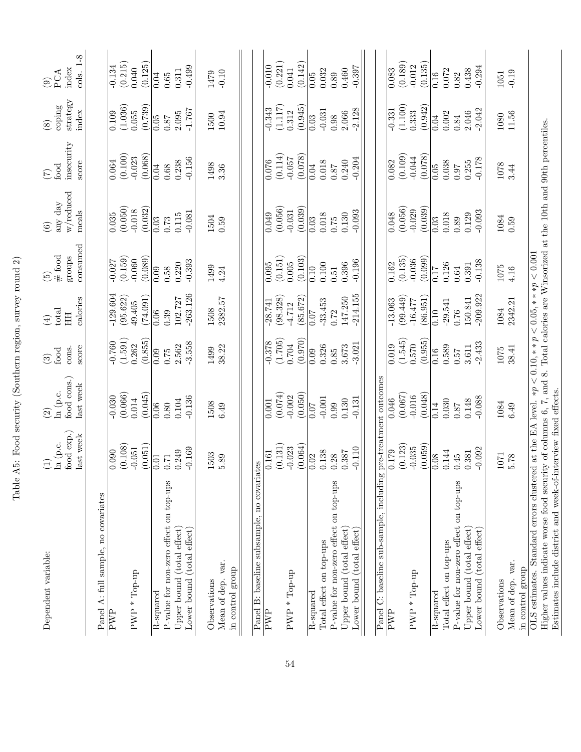Table A5: Food security (Southern region, survey round 2)

| Dependent variable: | (1) ln (p.c. food exp.) last week | (2) ln (p.c. food cons.) last week | (3) food cons. score | (4) total HH calories | (5) # food groups consumed | (6) any day w/reduced meals | (7) food insecurity score | (8) coping strategy index | (9) PCA index cols. 1-8 |
|---|---|---|---|---|---|---|---|---|---|
| Panel A: full sample, no covariates | | | | | | | | | |
| PWP | 0.090 | -0.030 | -0.760 | -129.604 | -0.027 | 0.035 | 0.064 | 0.109 | -0.134 |
| | (0.108) | (0.066) | (1.591) | (95.622) | (0.159) | (0.050) | (0.100) | (1.036) | (0.215) |
| PWP * Top-up | -0.051 | 0.014 | 0.262 | 49.405 | -0.060 | -0.018 | -0.023 | 0.055 | 0.040 |
| | (0.051) | (0.045) | (0.855) | (74.091) | (0.089) | (0.032) | (0.068) | (0.739) | (0.125) |
| R-squared | 0.01 | 0.06 | 0.09 | 0.06 | 0.09 | 0.03 | 0.04 | 0.05 | 0.04 |
| P-value for non-zero effect on top-ups | 0.71 | 0.80 | 0.75 | 0.39 | 0.58 | 0.73 | 0.68 | 0.87 | 0.65 |
| Upper bound (total effect) | 0.249 | 0.104 | 2.562 | 102.727 | 0.220 | 0.115 | 0.238 | 2.095 | 0.311 |
| Lower bound (total effect) | -0.169 | -0.136 | -3.558 | -263.126 | -0.393 | -0.081 | -0.156 | -1.767 | -0.499 |
| Observations | 1503 | 1508 | 1499 | 1508 | 1499 | 1504 | 1498 | 1500 | 1479 |
| Mean of dep. var. in control group | 5.89 | 6.49 | 38.22 | 2382.57 | 4.24 | 0.59 | 3.36 | 10.94 | -0.10 |
| Panel B: baseline subsample, no covariates | | | | | | | | | |
| PWP | 0.161 | 0.001 | -0.378 | -28.741 | 0.095 | 0.049 | 0.076 | -0.343 | -0.010 |
| | (0.131) | (0.074) | (1.705) | (98.328) | (0.151) | (0.056) | (0.114) | (1.117) | (0.221) |
| PWP * Top-up | -0.023 | -0.002 | 0.704 | -4.712 | 0.005 | -0.031 | -0.057 | 0.312 | 0.041 |
| | (0.064) | (0.050) | (0.970) | (85.672) | (0.103) | (0.039) | (0.078) | (0.945) | (0.142) |
| R-squared | 0.02 | 0.07 | 0.09 | 0.07 | 0.10 | 0.03 | 0.04 | 0.03 | 0.05 |
| Total effect on top-ups | 0.138 | -0.001 | 0.326 | -33.453 | 0.100 | 0.018 | 0.018 | -0.031 | 0.032 |
| P-value for non-zero effect on top-ups | 0.28 | 0.99 | 0.85 | 0.72 | 0.51 | 0.75 | 0.87 | 0.98 | 0.89 |
| Upper bound (total effect) | 0.387 | 0.130 | 3.673 | 147.250 | 0.396 | 0.130 | 0.240 | 2.066 | 0.460 |
| Lower bound (total effect) | -0.110 | -0.131 | -3.021 | -214.155 | -0.196 | -0.093 | -0.204 | -2.128 | -0.397 |
| Panel C: baseline sub-sample, including pre-treatment outcomes | | | | | | | | | |
| PWP | 0.179 | 0.046 | 0.019 | -13.063 | 0.162 | 0.048 | 0.082 | -0.331 | 0.083 |
| | (0.123) | (0.067) | (1.545) | (99.449) | (0.135) | (0.056) | (0.109) | (1.100) | (0.189) |
| PWP * Top-up | -0.035 | -0.016 | 0.570 | -16.477 | -0.036 | -0.029 | -0.044 | 0.333 | -0.012 |
| | (0.059) | (0.048) | (0.955) | (86.951) | (0.099) | (0.039) | (0.078) | (0.942) | (0.135) |
| R-squared | 0.08 | 0.14 | 0.16 | 0.10 | 0.17 | 0.03 | 0.05 | 0.04 | 0.16 |
| Total effect on top-ups | 0.144 | 0.030 | 0.589 | -29.541 | 0.126 | 0.018 | 0.038 | 0.002 | 0.072 |
| P-value for non-zero effect on top-ups | 0.45 | 0.87 | 0.57 | 0.76 | 0.64 | 0.89 | 0.97 | 0.84 | 0.82 |
| Upper bound (total effect) | 0.381 | 0.148 | 3.611 | 150.841 | 0.391 | 0.129 | 0.255 | 2.046 | 0.438 |
| Lower bound (total effect) | -0.092 | -0.088 | -2.433 | -209.922 | -0.138 | -0.093 | -0.178 | -2.042 | -0.294 |
| Observations | 1071 | 1084 | 1075 | 1084 | 1075 | 1084 | 1078 | 1080 | 1051 |
| Mean of dep. var. in control group | 5.78 | 6.49 | 38.41 | 2342.21 | 4.16 | 0.59 | 3.44 | 11.56 | -0.19 |

OLS estimates. Standard errors clustered at the EA level. $*p < 0.10, **p < 0.05, ***p < 0.001$

Higher values indicate worse food security of columns 6, 7, and 8. Total calories are Winsorized at the 10th and 90th percentiles.

Estimates include district and week-of-interview fixed effects.